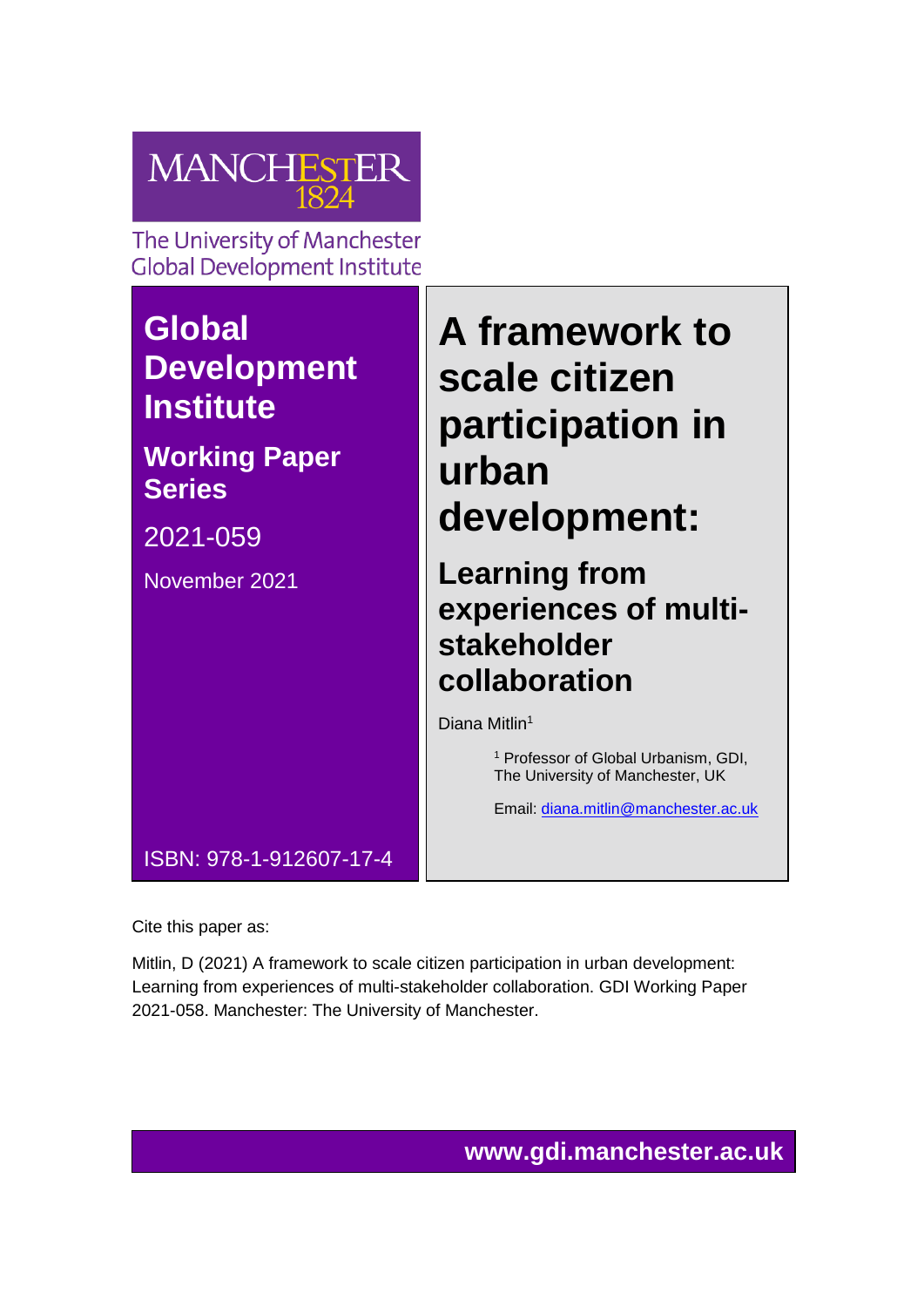MANCHESTER
1824

The University of Manchester
Global Development Institute

**Global Development Institute**

**Working Paper Series**

2021-059

November 2021

# A framework to scale citizen participation in urban development:

## Learning from experiences of multi-stakeholder collaboration

Diana Mitlin[1]

[1] Professor of Global Urbanism, GDI, The University of Manchester, UK

Email: diana.mitlin@manchester.ac.uk

ISBN: 978-1-912607-17-4

Cite this paper as:

Mitlin, D (2021) A framework to scale citizen participation in urban development: Learning from experiences of multi-stakeholder collaboration. GDI Working Paper 2021-058. Manchester: The University of Manchester.

**www.gdi.manchester.ac.uk**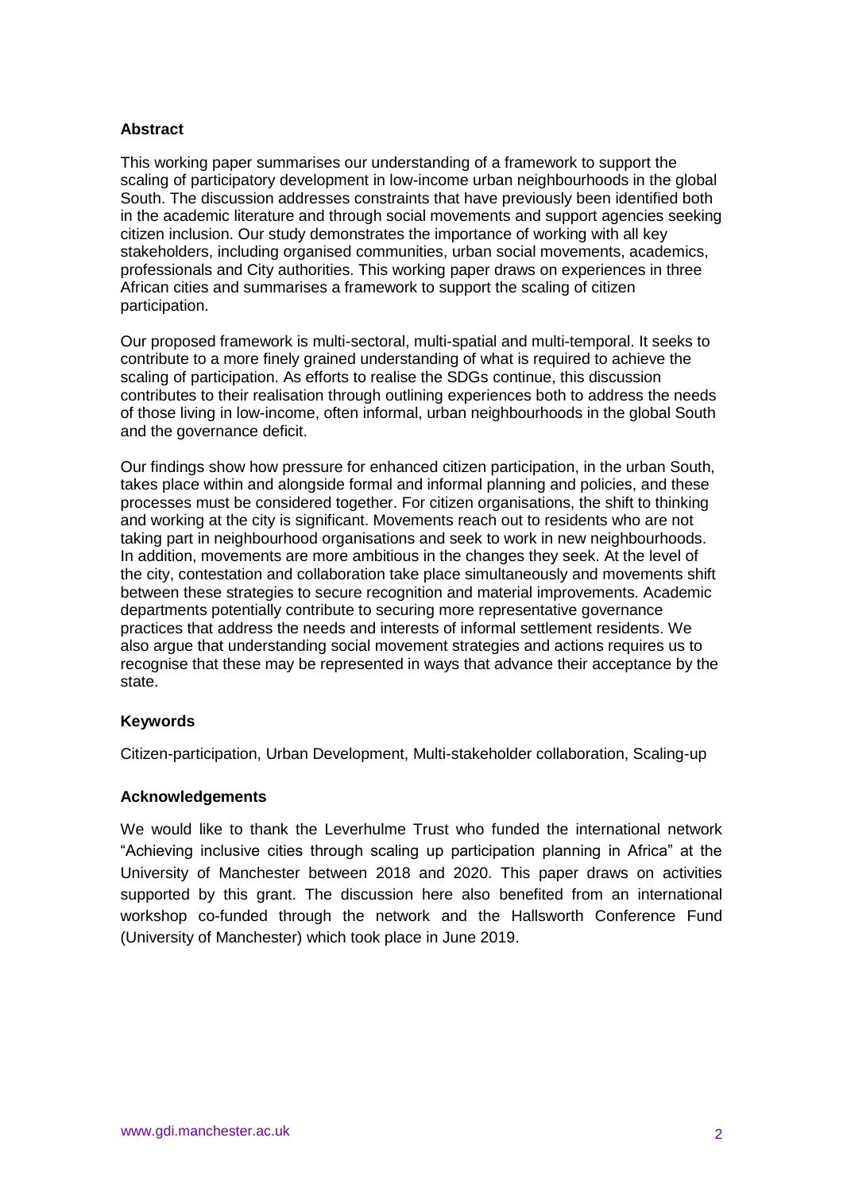## Abstract

This working paper summarises our understanding of a framework to support the scaling of participatory development in low-income urban neighbourhoods in the global South. The discussion addresses constraints that have previously been identified both in the academic literature and through social movements and support agencies seeking citizen inclusion. Our study demonstrates the importance of working with all key stakeholders, including organised communities, urban social movements, academics, professionals and City authorities. This working paper draws on experiences in three African cities and summarises a framework to support the scaling of citizen participation.

Our proposed framework is multi-sectoral, multi-spatial and multi-temporal. It seeks to contribute to a more finely grained understanding of what is required to achieve the scaling of participation. As efforts to realise the SDGs continue, this discussion contributes to their realisation through outlining experiences both to address the needs of those living in low-income, often informal, urban neighbourhoods in the global South and the governance deficit.

Our findings show how pressure for enhanced citizen participation, in the urban South, takes place within and alongside formal and informal planning and policies, and these processes must be considered together. For citizen organisations, the shift to thinking and working at the city is significant. Movements reach out to residents who are not taking part in neighbourhood organisations and seek to work in new neighbourhoods. In addition, movements are more ambitious in the changes they seek. At the level of the city, contestation and collaboration take place simultaneously and movements shift between these strategies to secure recognition and material improvements. Academic departments potentially contribute to securing more representative governance practices that address the needs and interests of informal settlement residents. We also argue that understanding social movement strategies and actions requires us to recognise that these may be represented in ways that advance their acceptance by the state.

## Keywords

Citizen-participation, Urban Development, Multi-stakeholder collaboration, Scaling-up

## Acknowledgements

We would like to thank the Leverhulme Trust who funded the international network “Achieving inclusive cities through scaling up participation planning in Africa” at the University of Manchester between 2018 and 2020. This paper draws on activities supported by this grant. The discussion here also benefited from an international workshop co-funded through the network and the Hallsworth Conference Fund (University of Manchester) which took place in June 2019.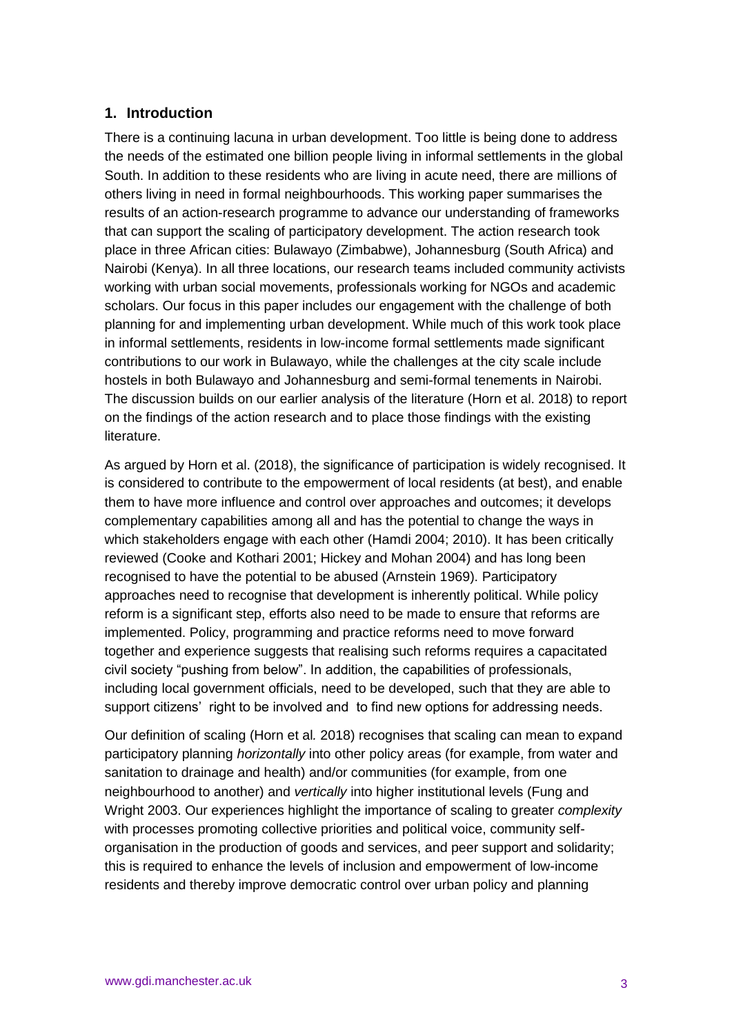## 1. Introduction

There is a continuing lacuna in urban development. Too little is being done to address the needs of the estimated one billion people living in informal settlements in the global South. In addition to these residents who are living in acute need, there are millions of others living in need in formal neighbourhoods. This working paper summarises the results of an action-research programme to advance our understanding of frameworks that can support the scaling of participatory development. The action research took place in three African cities: Bulawayo (Zimbabwe), Johannesburg (South Africa) and Nairobi (Kenya). In all three locations, our research teams included community activists working with urban social movements, professionals working for NGOs and academic scholars. Our focus in this paper includes our engagement with the challenge of both planning for and implementing urban development. While much of this work took place in informal settlements, residents in low-income formal settlements made significant contributions to our work in Bulawayo, while the challenges at the city scale include hostels in both Bulawayo and Johannesburg and semi-formal tenements in Nairobi. The discussion builds on our earlier analysis of the literature (Horn et al. 2018) to report on the findings of the action research and to place those findings with the existing literature.

As argued by Horn et al. (2018), the significance of participation is widely recognised. It is considered to contribute to the empowerment of local residents (at best), and enable them to have more influence and control over approaches and outcomes; it develops complementary capabilities among all and has the potential to change the ways in which stakeholders engage with each other (Hamdi 2004; 2010). It has been critically reviewed (Cooke and Kothari 2001; Hickey and Mohan 2004) and has long been recognised to have the potential to be abused (Arnstein 1969). Participatory approaches need to recognise that development is inherently political. While policy reform is a significant step, efforts also need to be made to ensure that reforms are implemented. Policy, programming and practice reforms need to move forward together and experience suggests that realising such reforms requires a capacitated civil society "pushing from below". In addition, the capabilities of professionals, including local government officials, need to be developed, such that they are able to support citizens' right to be involved and to find new options for addressing needs.

Our definition of scaling (Horn et al*.* 2018) recognises that scaling can mean to expand participatory planning *horizontally* into other policy areas (for example, from water and sanitation to drainage and health) and/or communities (for example, from one neighbourhood to another) and *vertically* into higher institutional levels (Fung and Wright 2003. Our experiences highlight the importance of scaling to greater *complexity* with processes promoting collective priorities and political voice, community self-organisation in the production of goods and services, and peer support and solidarity; this is required to enhance the levels of inclusion and empowerment of low-income residents and thereby improve democratic control over urban policy and planning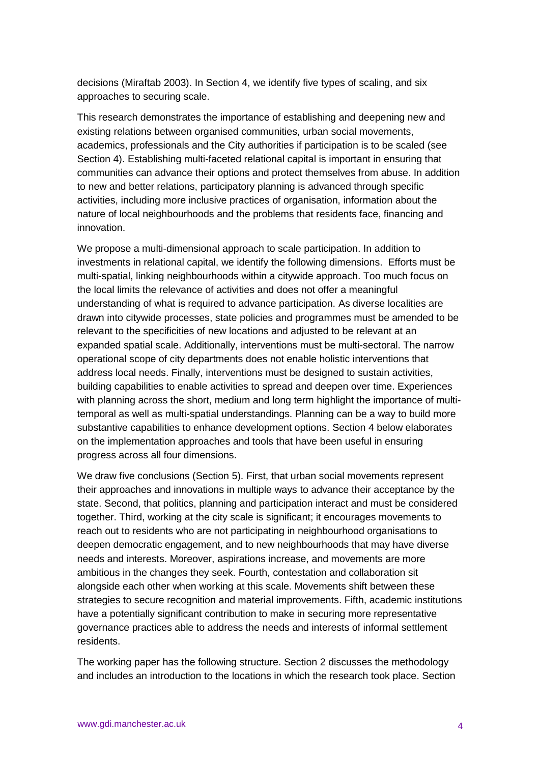decisions (Miraftab 2003). In Section 4, we identify five types of scaling, and six approaches to securing scale.

This research demonstrates the importance of establishing and deepening new and existing relations between organised communities, urban social movements, academics, professionals and the City authorities if participation is to be scaled (see Section 4). Establishing multi-faceted relational capital is important in ensuring that communities can advance their options and protect themselves from abuse. In addition to new and better relations, participatory planning is advanced through specific activities, including more inclusive practices of organisation, information about the nature of local neighbourhoods and the problems that residents face, financing and innovation.

We propose a multi-dimensional approach to scale participation. In addition to investments in relational capital, we identify the following dimensions. Efforts must be multi-spatial, linking neighbourhoods within a citywide approach. Too much focus on the local limits the relevance of activities and does not offer a meaningful understanding of what is required to advance participation. As diverse localities are drawn into citywide processes, state policies and programmes must be amended to be relevant to the specificities of new locations and adjusted to be relevant at an expanded spatial scale. Additionally, interventions must be multi-sectoral. The narrow operational scope of city departments does not enable holistic interventions that address local needs. Finally, interventions must be designed to sustain activities, building capabilities to enable activities to spread and deepen over time. Experiences with planning across the short, medium and long term highlight the importance of multi-temporal as well as multi-spatial understandings. Planning can be a way to build more substantive capabilities to enhance development options. Section 4 below elaborates on the implementation approaches and tools that have been useful in ensuring progress across all four dimensions.

We draw five conclusions (Section 5). First, that urban social movements represent their approaches and innovations in multiple ways to advance their acceptance by the state. Second, that politics, planning and participation interact and must be considered together. Third, working at the city scale is significant; it encourages movements to reach out to residents who are not participating in neighbourhood organisations to deepen democratic engagement, and to new neighbourhoods that may have diverse needs and interests. Moreover, aspirations increase, and movements are more ambitious in the changes they seek. Fourth, contestation and collaboration sit alongside each other when working at this scale. Movements shift between these strategies to secure recognition and material improvements. Fifth, academic institutions have a potentially significant contribution to make in securing more representative governance practices able to address the needs and interests of informal settlement residents.

The working paper has the following structure. Section 2 discusses the methodology and includes an introduction to the locations in which the research took place. Section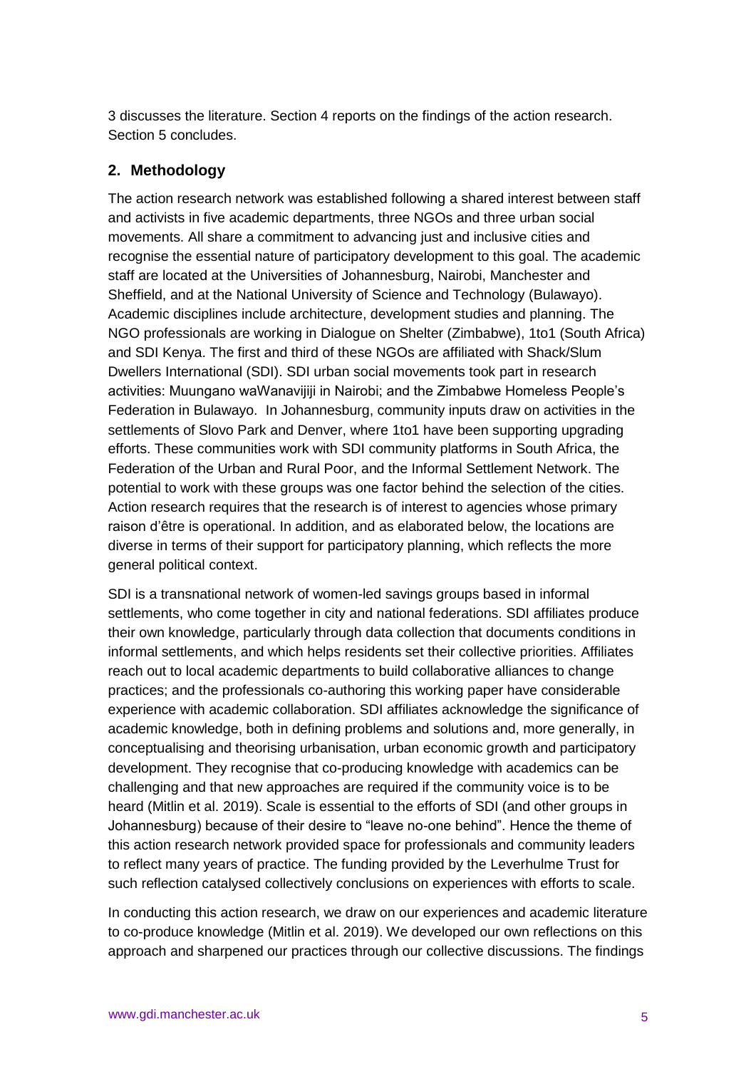3 discusses the literature. Section 4 reports on the findings of the action research. Section 5 concludes.

## 2. Methodology

The action research network was established following a shared interest between staff and activists in five academic departments, three NGOs and three urban social movements. All share a commitment to advancing just and inclusive cities and recognise the essential nature of participatory development to this goal. The academic staff are located at the Universities of Johannesburg, Nairobi, Manchester and Sheffield, and at the National University of Science and Technology (Bulawayo). Academic disciplines include architecture, development studies and planning. The NGO professionals are working in Dialogue on Shelter (Zimbabwe), 1to1 (South Africa) and SDI Kenya. The first and third of these NGOs are affiliated with Shack/Slum Dwellers International (SDI). SDI urban social movements took part in research activities: Muungano waWanavijiji in Nairobi; and the Zimbabwe Homeless People's Federation in Bulawayo. In Johannesburg, community inputs draw on activities in the settlements of Slovo Park and Denver, where 1to1 have been supporting upgrading efforts. These communities work with SDI community platforms in South Africa, the Federation of the Urban and Rural Poor, and the Informal Settlement Network. The potential to work with these groups was one factor behind the selection of the cities. Action research requires that the research is of interest to agencies whose primary raison d'être is operational. In addition, and as elaborated below, the locations are diverse in terms of their support for participatory planning, which reflects the more general political context.

SDI is a transnational network of women-led savings groups based in informal settlements, who come together in city and national federations. SDI affiliates produce their own knowledge, particularly through data collection that documents conditions in informal settlements, and which helps residents set their collective priorities. Affiliates reach out to local academic departments to build collaborative alliances to change practices; and the professionals co-authoring this working paper have considerable experience with academic collaboration. SDI affiliates acknowledge the significance of academic knowledge, both in defining problems and solutions and, more generally, in conceptualising and theorising urbanisation, urban economic growth and participatory development. They recognise that co-producing knowledge with academics can be challenging and that new approaches are required if the community voice is to be heard (Mitlin et al. 2019). Scale is essential to the efforts of SDI (and other groups in Johannesburg) because of their desire to "leave no-one behind". Hence the theme of this action research network provided space for professionals and community leaders to reflect many years of practice. The funding provided by the Leverhulme Trust for such reflection catalysed collectively conclusions on experiences with efforts to scale.

In conducting this action research, we draw on our experiences and academic literature to co-produce knowledge (Mitlin et al. 2019). We developed our own reflections on this approach and sharpened our practices through our collective discussions. The findings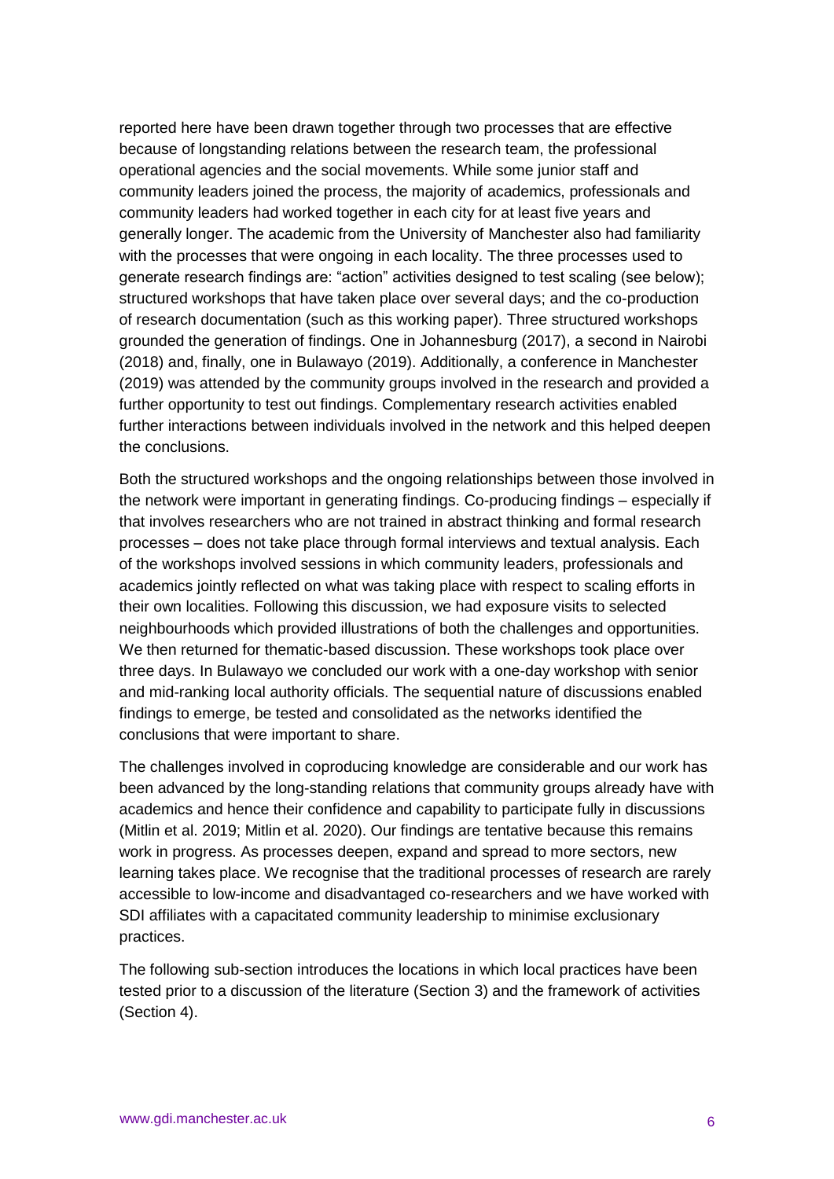reported here have been drawn together through two processes that are effective because of longstanding relations between the research team, the professional operational agencies and the social movements. While some junior staff and community leaders joined the process, the majority of academics, professionals and community leaders had worked together in each city for at least five years and generally longer. The academic from the University of Manchester also had familiarity with the processes that were ongoing in each locality. The three processes used to generate research findings are: "action" activities designed to test scaling (see below); structured workshops that have taken place over several days; and the co-production of research documentation (such as this working paper). Three structured workshops grounded the generation of findings. One in Johannesburg (2017), a second in Nairobi (2018) and, finally, one in Bulawayo (2019). Additionally, a conference in Manchester (2019) was attended by the community groups involved in the research and provided a further opportunity to test out findings. Complementary research activities enabled further interactions between individuals involved in the network and this helped deepen the conclusions.

Both the structured workshops and the ongoing relationships between those involved in the network were important in generating findings. Co-producing findings – especially if that involves researchers who are not trained in abstract thinking and formal research processes – does not take place through formal interviews and textual analysis. Each of the workshops involved sessions in which community leaders, professionals and academics jointly reflected on what was taking place with respect to scaling efforts in their own localities. Following this discussion, we had exposure visits to selected neighbourhoods which provided illustrations of both the challenges and opportunities. We then returned for thematic-based discussion. These workshops took place over three days. In Bulawayo we concluded our work with a one-day workshop with senior and mid-ranking local authority officials. The sequential nature of discussions enabled findings to emerge, be tested and consolidated as the networks identified the conclusions that were important to share.

The challenges involved in coproducing knowledge are considerable and our work has been advanced by the long-standing relations that community groups already have with academics and hence their confidence and capability to participate fully in discussions (Mitlin et al. 2019; Mitlin et al. 2020). Our findings are tentative because this remains work in progress. As processes deepen, expand and spread to more sectors, new learning takes place. We recognise that the traditional processes of research are rarely accessible to low-income and disadvantaged co-researchers and we have worked with SDI affiliates with a capacitated community leadership to minimise exclusionary practices.

The following sub-section introduces the locations in which local practices have been tested prior to a discussion of the literature (Section 3) and the framework of activities (Section 4).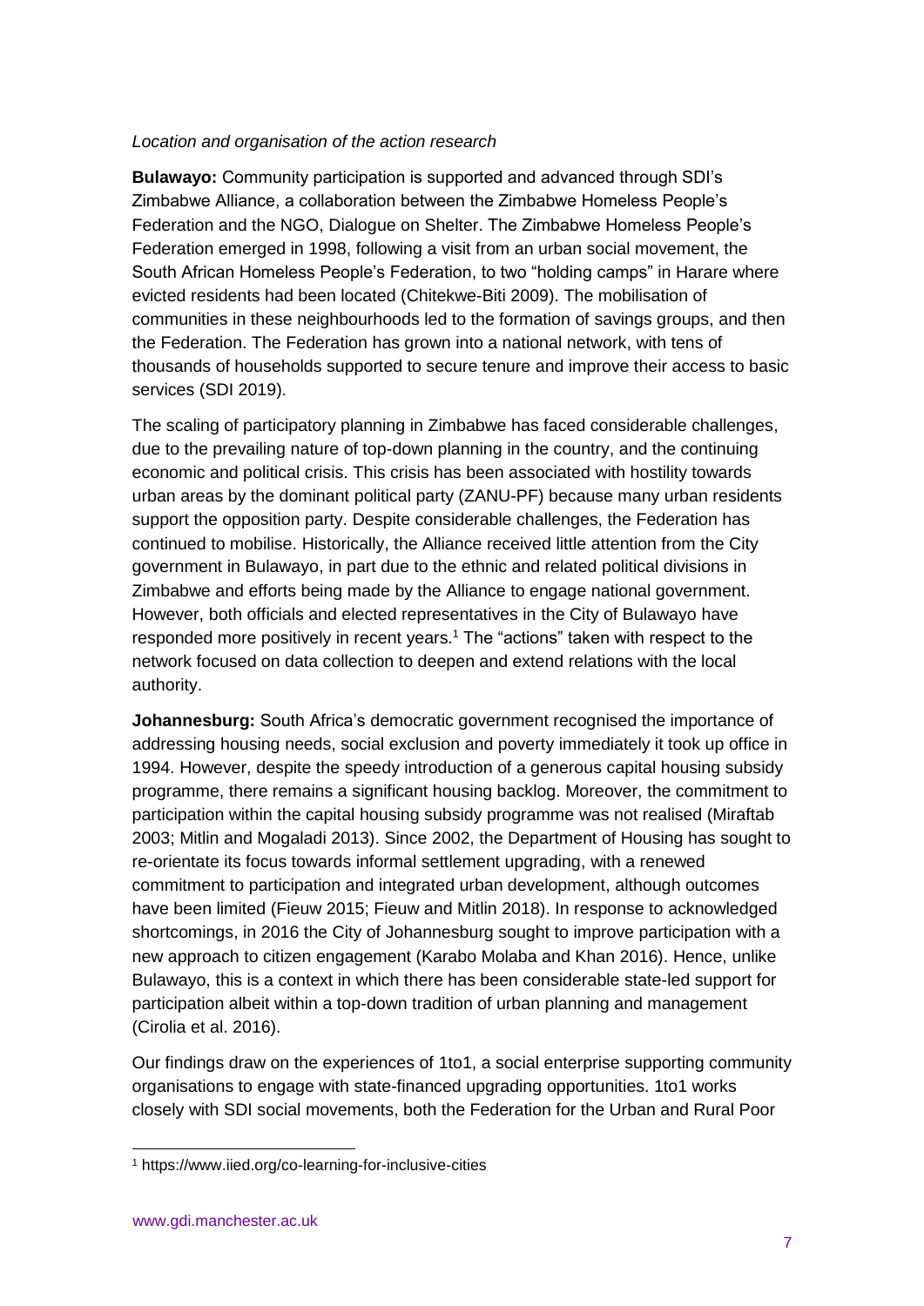*Location and organisation of the action research*

**Bulawayo:** Community participation is supported and advanced through SDI's Zimbabwe Alliance, a collaboration between the Zimbabwe Homeless People's Federation and the NGO, Dialogue on Shelter. The Zimbabwe Homeless People's Federation emerged in 1998, following a visit from an urban social movement, the South African Homeless People's Federation, to two "holding camps" in Harare where evicted residents had been located (Chitekwe-Biti 2009). The mobilisation of communities in these neighbourhoods led to the formation of savings groups, and then the Federation. The Federation has grown into a national network, with tens of thousands of households supported to secure tenure and improve their access to basic services (SDI 2019).

The scaling of participatory planning in Zimbabwe has faced considerable challenges, due to the prevailing nature of top-down planning in the country, and the continuing economic and political crisis. This crisis has been associated with hostility towards urban areas by the dominant political party (ZANU-PF) because many urban residents support the opposition party. Despite considerable challenges, the Federation has continued to mobilise. Historically, the Alliance received little attention from the City government in Bulawayo, in part due to the ethnic and related political divisions in Zimbabwe and efforts being made by the Alliance to engage national government. However, both officials and elected representatives in the City of Bulawayo have responded more positively in recent years.[1] The "actions" taken with respect to the network focused on data collection to deepen and extend relations with the local authority.

**Johannesburg:** South Africa's democratic government recognised the importance of addressing housing needs, social exclusion and poverty immediately it took up office in 1994. However, despite the speedy introduction of a generous capital housing subsidy programme, there remains a significant housing backlog. Moreover, the commitment to participation within the capital housing subsidy programme was not realised (Miraftab 2003; Mitlin and Mogaladi 2013). Since 2002, the Department of Housing has sought to re-orientate its focus towards informal settlement upgrading, with a renewed commitment to participation and integrated urban development, although outcomes have been limited (Fieuw 2015; Fieuw and Mitlin 2018). In response to acknowledged shortcomings, in 2016 the City of Johannesburg sought to improve participation with a new approach to citizen engagement (Karabo Molaba and Khan 2016). Hence, unlike Bulawayo, this is a context in which there has been considerable state-led support for participation albeit within a top-down tradition of urban planning and management (Cirolia et al. 2016).

Our findings draw on the experiences of 1to1, a social enterprise supporting community organisations to engage with state-financed upgrading opportunities. 1to1 works closely with SDI social movements, both the Federation for the Urban and Rural Poor

[1] https://www.iied.org/co-learning-for-inclusive-cities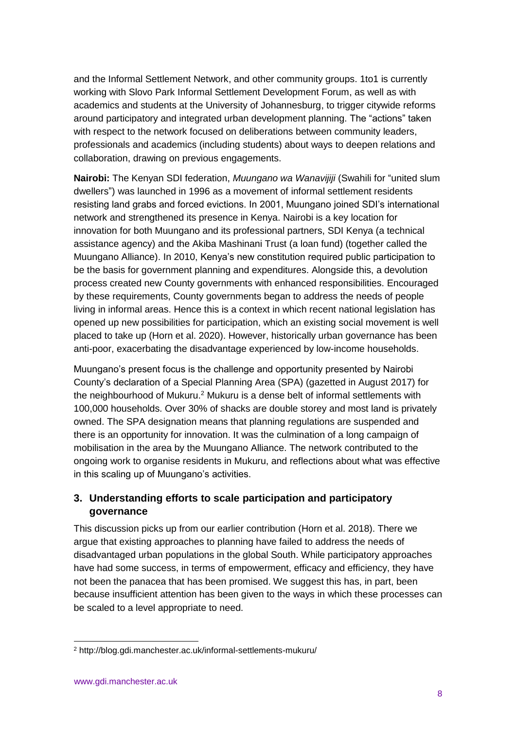and the Informal Settlement Network, and other community groups. 1to1 is currently working with Slovo Park Informal Settlement Development Forum, as well as with academics and students at the University of Johannesburg, to trigger citywide reforms around participatory and integrated urban development planning. The "actions" taken with respect to the network focused on deliberations between community leaders, professionals and academics (including students) about ways to deepen relations and collaboration, drawing on previous engagements.

**Nairobi:** The Kenyan SDI federation, *Muungano wa Wanavijiji* (Swahili for "united slum dwellers") was launched in 1996 as a movement of informal settlement residents resisting land grabs and forced evictions. In 2001, Muungano joined SDI's international network and strengthened its presence in Kenya. Nairobi is a key location for innovation for both Muungano and its professional partners, SDI Kenya (a technical assistance agency) and the Akiba Mashinani Trust (a loan fund) (together called the Muungano Alliance). In 2010, Kenya's new constitution required public participation to be the basis for government planning and expenditures. Alongside this, a devolution process created new County governments with enhanced responsibilities. Encouraged by these requirements, County governments began to address the needs of people living in informal areas. Hence this is a context in which recent national legislation has opened up new possibilities for participation, which an existing social movement is well placed to take up (Horn et al. 2020). However, historically urban governance has been anti-poor, exacerbating the disadvantage experienced by low-income households.

Muungano's present focus is the challenge and opportunity presented by Nairobi County's declaration of a Special Planning Area (SPA) (gazetted in August 2017) for the neighbourhood of Mukuru.[2] Mukuru is a dense belt of informal settlements with 100,000 households. Over 30% of shacks are double storey and most land is privately owned. The SPA designation means that planning regulations are suspended and there is an opportunity for innovation. It was the culmination of a long campaign of mobilisation in the area by the Muungano Alliance. The network contributed to the ongoing work to organise residents in Mukuru, and reflections about what was effective in this scaling up of Muungano's activities.

## 3. Understanding efforts to scale participation and participatory governance

This discussion picks up from our earlier contribution (Horn et al. 2018). There we argue that existing approaches to planning have failed to address the needs of disadvantaged urban populations in the global South. While participatory approaches have had some success, in terms of empowerment, efficacy and efficiency, they have not been the panacea that has been promised. We suggest this has, in part, been because insufficient attention has been given to the ways in which these processes can be scaled to a level appropriate to need.

---

[2] http://blog.gdi.manchester.ac.uk/informal-settlements-mukuru/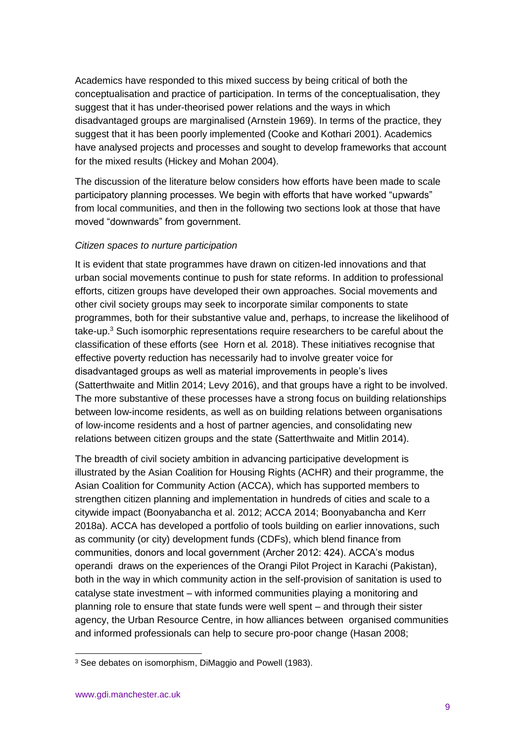Academics have responded to this mixed success by being critical of both the conceptualisation and practice of participation. In terms of the conceptualisation, they suggest that it has under-theorised power relations and the ways in which disadvantaged groups are marginalised (Arnstein 1969). In terms of the practice, they suggest that it has been poorly implemented (Cooke and Kothari 2001). Academics have analysed projects and processes and sought to develop frameworks that account for the mixed results (Hickey and Mohan 2004).

The discussion of the literature below considers how efforts have been made to scale participatory planning processes. We begin with efforts that have worked "upwards" from local communities, and then in the following two sections look at those that have moved "downwards" from government.

*Citizen spaces to nurture participation*

It is evident that state programmes have drawn on citizen-led innovations and that urban social movements continue to push for state reforms. In addition to professional efforts, citizen groups have developed their own approaches. Social movements and other civil society groups may seek to incorporate similar components to state programmes, both for their substantive value and, perhaps, to increase the likelihood of take-up.[3] Such isomorphic representations require researchers to be careful about the classification of these efforts (see Horn et al*.* 2018). These initiatives recognise that effective poverty reduction has necessarily had to involve greater voice for disadvantaged groups as well as material improvements in people's lives (Satterthwaite and Mitlin 2014; Levy 2016), and that groups have a right to be involved. The more substantive of these processes have a strong focus on building relationships between low-income residents, as well as on building relations between organisations of low-income residents and a host of partner agencies, and consolidating new relations between citizen groups and the state (Satterthwaite and Mitlin 2014).

The breadth of civil society ambition in advancing participative development is illustrated by the Asian Coalition for Housing Rights (ACHR) and their programme, the Asian Coalition for Community Action (ACCA), which has supported members to strengthen citizen planning and implementation in hundreds of cities and scale to a citywide impact (Boonyabancha et al. 2012; ACCA 2014; Boonyabancha and Kerr 2018a). ACCA has developed a portfolio of tools building on earlier innovations, such as community (or city) development funds (CDFs), which blend finance from communities, donors and local government (Archer 2012: 424). ACCA's modus operandi draws on the experiences of the Orangi Pilot Project in Karachi (Pakistan), both in the way in which community action in the self-provision of sanitation is used to catalyse state investment – with informed communities playing a monitoring and planning role to ensure that state funds were well spent – and through their sister agency, the Urban Resource Centre, in how alliances between organised communities and informed professionals can help to secure pro-poor change (Hasan 2008;

[3] See debates on isomorphism, DiMaggio and Powell (1983).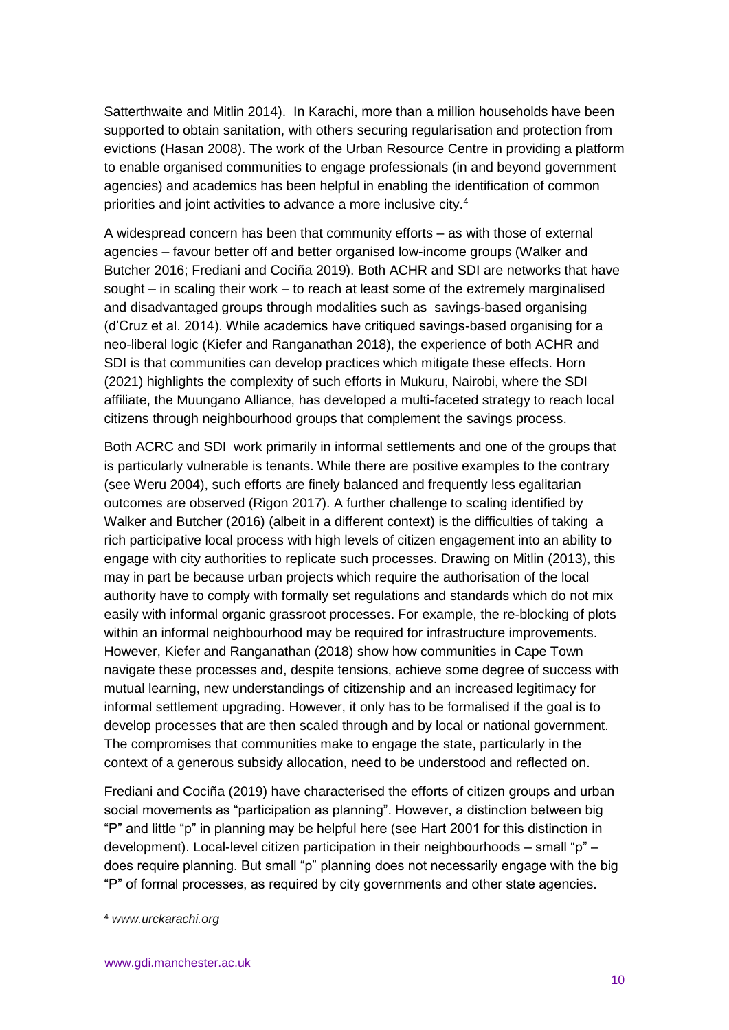Satterthwaite and Mitlin 2014). In Karachi, more than a million households have been supported to obtain sanitation, with others securing regularisation and protection from evictions (Hasan 2008). The work of the Urban Resource Centre in providing a platform to enable organised communities to engage professionals (in and beyond government agencies) and academics has been helpful in enabling the identification of common priorities and joint activities to advance a more inclusive city.[4]

A widespread concern has been that community efforts – as with those of external agencies – favour better off and better organised low-income groups (Walker and Butcher 2016; Frediani and Cociña 2019). Both ACHR and SDI are networks that have sought – in scaling their work – to reach at least some of the extremely marginalised and disadvantaged groups through modalities such as savings-based organising (d'Cruz et al. 2014). While academics have critiqued savings-based organising for a neo-liberal logic (Kiefer and Ranganathan 2018), the experience of both ACHR and SDI is that communities can develop practices which mitigate these effects. Horn (2021) highlights the complexity of such efforts in Mukuru, Nairobi, where the SDI affiliate, the Muungano Alliance, has developed a multi-faceted strategy to reach local citizens through neighbourhood groups that complement the savings process.

Both ACRC and SDI work primarily in informal settlements and one of the groups that is particularly vulnerable is tenants. While there are positive examples to the contrary (see Weru 2004), such efforts are finely balanced and frequently less egalitarian outcomes are observed (Rigon 2017). A further challenge to scaling identified by Walker and Butcher (2016) (albeit in a different context) is the difficulties of taking a rich participative local process with high levels of citizen engagement into an ability to engage with city authorities to replicate such processes. Drawing on Mitlin (2013), this may in part be because urban projects which require the authorisation of the local authority have to comply with formally set regulations and standards which do not mix easily with informal organic grassroot processes. For example, the re-blocking of plots within an informal neighbourhood may be required for infrastructure improvements. However, Kiefer and Ranganathan (2018) show how communities in Cape Town navigate these processes and, despite tensions, achieve some degree of success with mutual learning, new understandings of citizenship and an increased legitimacy for informal settlement upgrading. However, it only has to be formalised if the goal is to develop processes that are then scaled through and by local or national government. The compromises that communities make to engage the state, particularly in the context of a generous subsidy allocation, need to be understood and reflected on.

Frediani and Cociña (2019) have characterised the efforts of citizen groups and urban social movements as "participation as planning". However, a distinction between big "P" and little "p" in planning may be helpful here (see Hart 2001 for this distinction in development). Local-level citizen participation in their neighbourhoods – small "p" – does require planning. But small "p" planning does not necessarily engage with the big "P" of formal processes, as required by city governments and other state agencies.

[4] *www.urckarachi.org*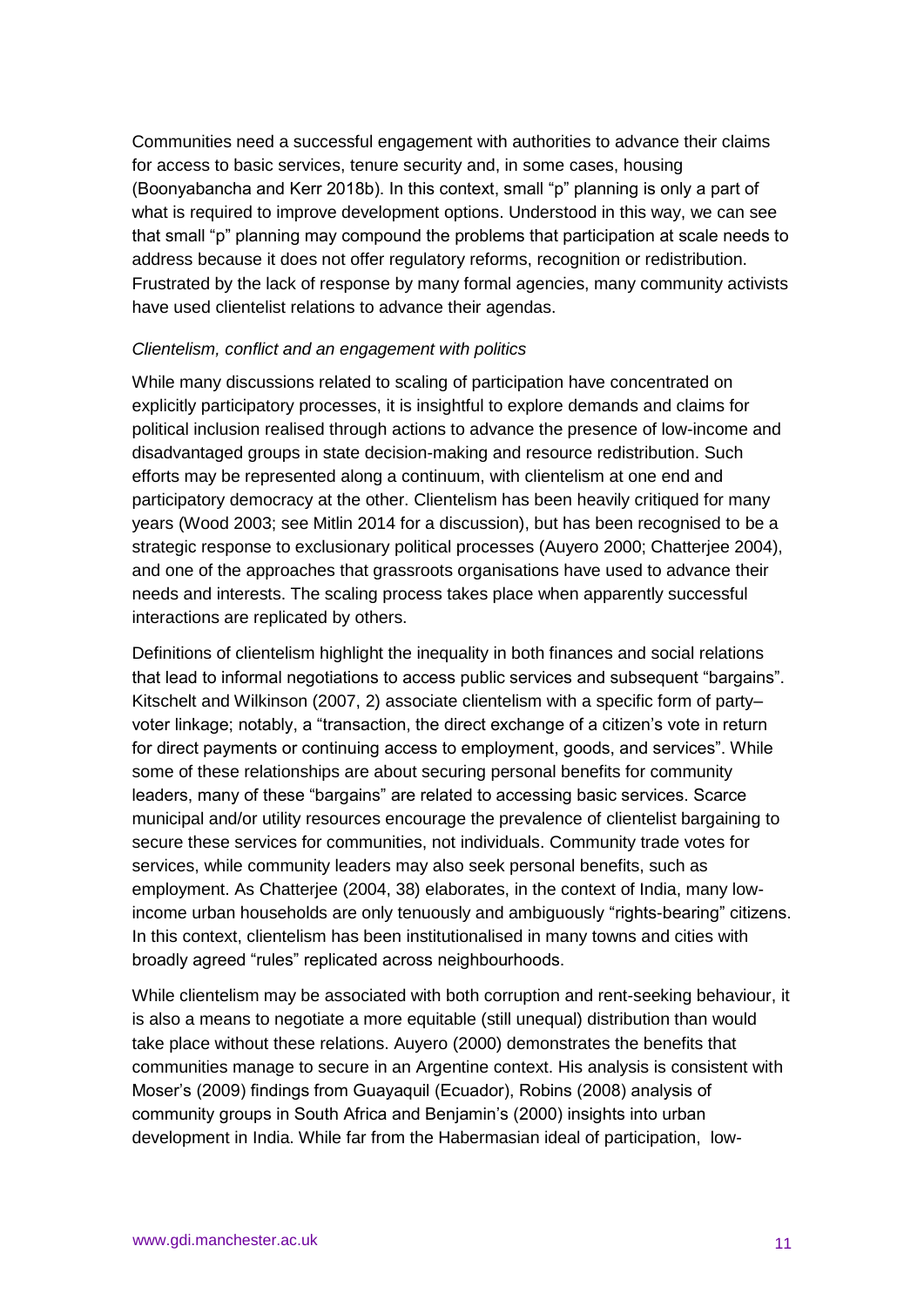Communities need a successful engagement with authorities to advance their claims for access to basic services, tenure security and, in some cases, housing (Boonyabancha and Kerr 2018b). In this context, small "p" planning is only a part of what is required to improve development options. Understood in this way, we can see that small "p" planning may compound the problems that participation at scale needs to address because it does not offer regulatory reforms, recognition or redistribution. Frustrated by the lack of response by many formal agencies, many community activists have used clientelist relations to advance their agendas.

*Clientelism, conflict and an engagement with politics*

While many discussions related to scaling of participation have concentrated on explicitly participatory processes, it is insightful to explore demands and claims for political inclusion realised through actions to advance the presence of low-income and disadvantaged groups in state decision-making and resource redistribution. Such efforts may be represented along a continuum, with clientelism at one end and participatory democracy at the other. Clientelism has been heavily critiqued for many years (Wood 2003; see Mitlin 2014 for a discussion), but has been recognised to be a strategic response to exclusionary political processes (Auyero 2000; Chatterjee 2004), and one of the approaches that grassroots organisations have used to advance their needs and interests. The scaling process takes place when apparently successful interactions are replicated by others.

Definitions of clientelism highlight the inequality in both finances and social relations that lead to informal negotiations to access public services and subsequent "bargains". Kitschelt and Wilkinson (2007, 2) associate clientelism with a specific form of party–voter linkage; notably, a "transaction, the direct exchange of a citizen's vote in return for direct payments or continuing access to employment, goods, and services". While some of these relationships are about securing personal benefits for community leaders, many of these "bargains" are related to accessing basic services. Scarce municipal and/or utility resources encourage the prevalence of clientelist bargaining to secure these services for communities, not individuals. Community trade votes for services, while community leaders may also seek personal benefits, such as employment. As Chatterjee (2004, 38) elaborates, in the context of India, many low-income urban households are only tenuously and ambiguously "rights-bearing" citizens. In this context, clientelism has been institutionalised in many towns and cities with broadly agreed "rules" replicated across neighbourhoods.

While clientelism may be associated with both corruption and rent-seeking behaviour, it is also a means to negotiate a more equitable (still unequal) distribution than would take place without these relations. Auyero (2000) demonstrates the benefits that communities manage to secure in an Argentine context. His analysis is consistent with Moser's (2009) findings from Guayaquil (Ecuador), Robins (2008) analysis of community groups in South Africa and Benjamin's (2000) insights into urban development in India. While far from the Habermasian ideal of participation, low-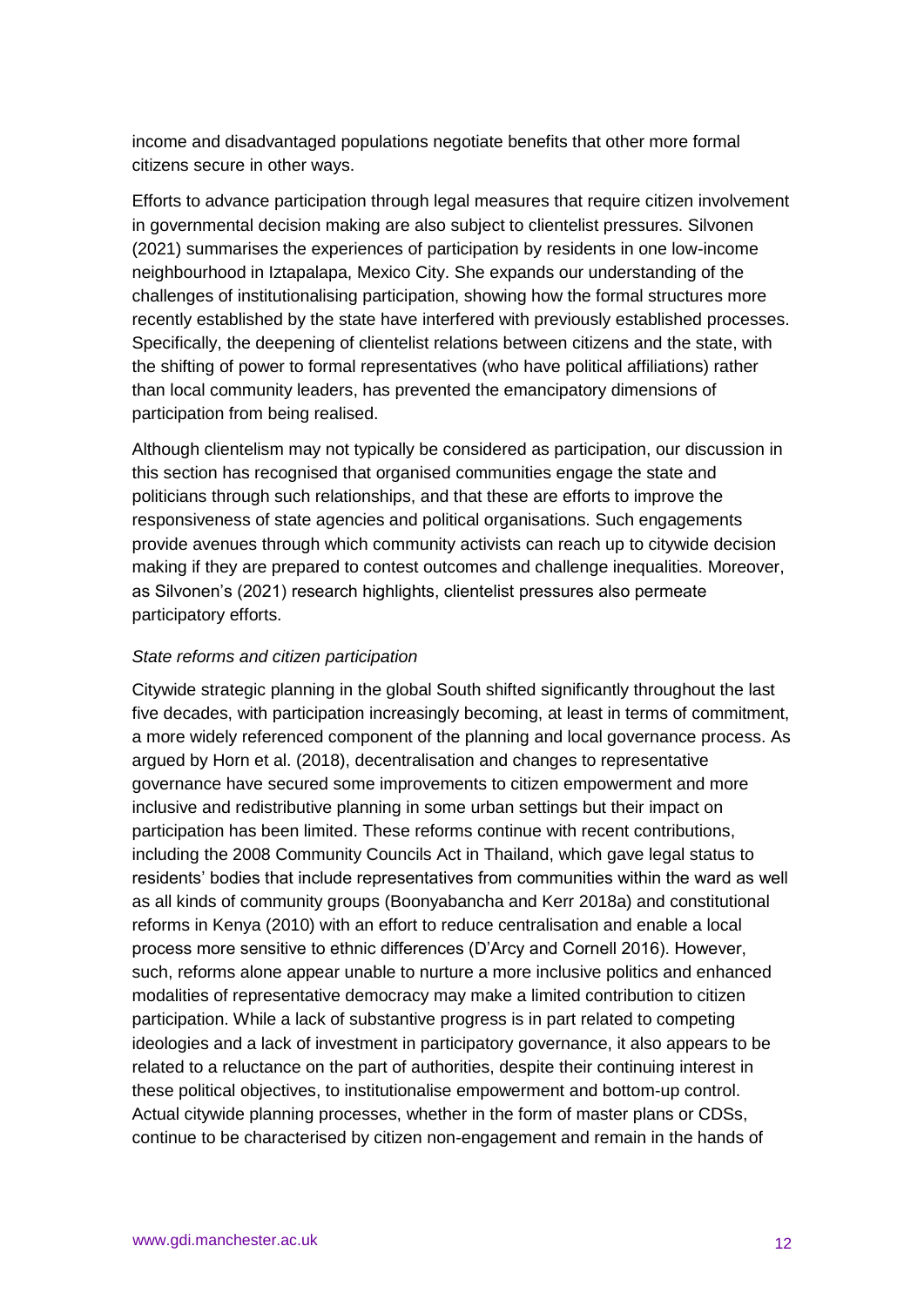income and disadvantaged populations negotiate benefits that other more formal citizens secure in other ways.

Efforts to advance participation through legal measures that require citizen involvement in governmental decision making are also subject to clientelist pressures. Silvonen (2021) summarises the experiences of participation by residents in one low-income neighbourhood in Iztapalapa, Mexico City. She expands our understanding of the challenges of institutionalising participation, showing how the formal structures more recently established by the state have interfered with previously established processes. Specifically, the deepening of clientelist relations between citizens and the state, with the shifting of power to formal representatives (who have political affiliations) rather than local community leaders, has prevented the emancipatory dimensions of participation from being realised.

Although clientelism may not typically be considered as participation, our discussion in this section has recognised that organised communities engage the state and politicians through such relationships, and that these are efforts to improve the responsiveness of state agencies and political organisations. Such engagements provide avenues through which community activists can reach up to citywide decision making if they are prepared to contest outcomes and challenge inequalities. Moreover, as Silvonen's (2021) research highlights, clientelist pressures also permeate participatory efforts.

*State reforms and citizen participation*

Citywide strategic planning in the global South shifted significantly throughout the last five decades, with participation increasingly becoming, at least in terms of commitment, a more widely referenced component of the planning and local governance process. As argued by Horn et al. (2018), decentralisation and changes to representative governance have secured some improvements to citizen empowerment and more inclusive and redistributive planning in some urban settings but their impact on participation has been limited. These reforms continue with recent contributions, including the 2008 Community Councils Act in Thailand, which gave legal status to residents' bodies that include representatives from communities within the ward as well as all kinds of community groups (Boonyabancha and Kerr 2018a) and constitutional reforms in Kenya (2010) with an effort to reduce centralisation and enable a local process more sensitive to ethnic differences (D'Arcy and Cornell 2016). However, such, reforms alone appear unable to nurture a more inclusive politics and enhanced modalities of representative democracy may make a limited contribution to citizen participation. While a lack of substantive progress is in part related to competing ideologies and a lack of investment in participatory governance, it also appears to be related to a reluctance on the part of authorities, despite their continuing interest in these political objectives, to institutionalise empowerment and bottom-up control. Actual citywide planning processes, whether in the form of master plans or CDSs, continue to be characterised by citizen non-engagement and remain in the hands of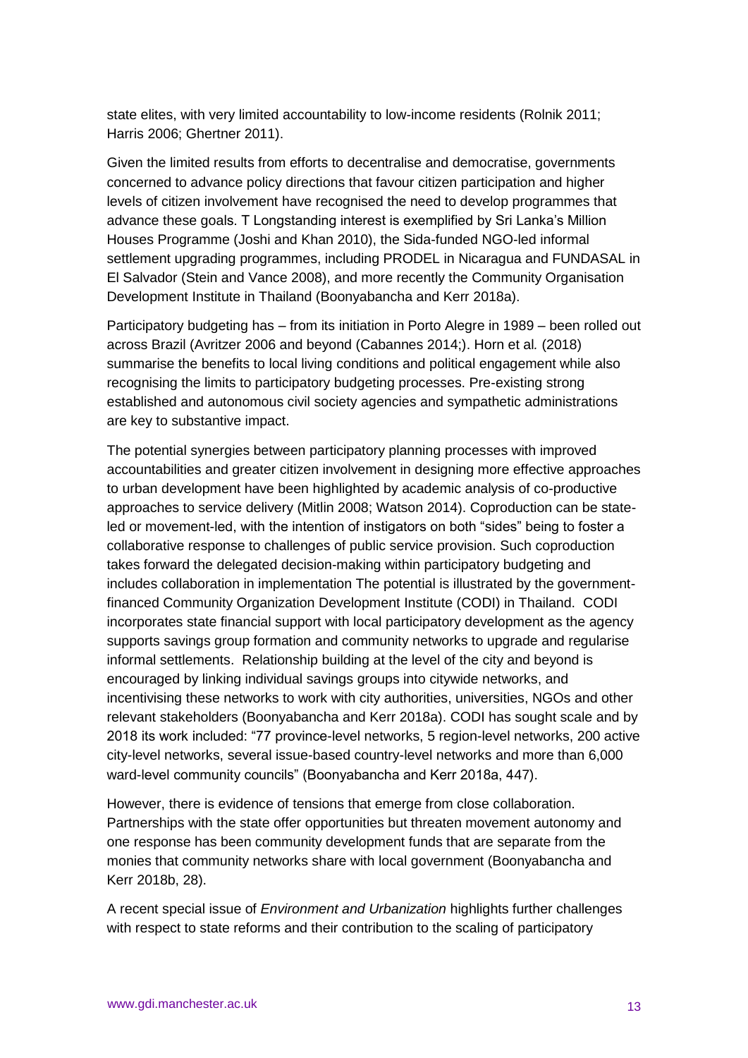state elites, with very limited accountability to low-income residents (Rolnik 2011; Harris 2006; Ghertner 2011).

Given the limited results from efforts to decentralise and democratise, governments concerned to advance policy directions that favour citizen participation and higher levels of citizen involvement have recognised the need to develop programmes that advance these goals. T Longstanding interest is exemplified by Sri Lanka's Million Houses Programme (Joshi and Khan 2010), the Sida-funded NGO-led informal settlement upgrading programmes, including PRODEL in Nicaragua and FUNDASAL in El Salvador (Stein and Vance 2008), and more recently the Community Organisation Development Institute in Thailand (Boonyabancha and Kerr 2018a).

Participatory budgeting has – from its initiation in Porto Alegre in 1989 – been rolled out across Brazil (Avritzer 2006 and beyond (Cabannes 2014;). Horn et al*.* (2018) summarise the benefits to local living conditions and political engagement while also recognising the limits to participatory budgeting processes. Pre-existing strong established and autonomous civil society agencies and sympathetic administrations are key to substantive impact.

The potential synergies between participatory planning processes with improved accountabilities and greater citizen involvement in designing more effective approaches to urban development have been highlighted by academic analysis of co-productive approaches to service delivery (Mitlin 2008; Watson 2014). Coproduction can be state-led or movement-led, with the intention of instigators on both "sides" being to foster a collaborative response to challenges of public service provision. Such coproduction takes forward the delegated decision-making within participatory budgeting and includes collaboration in implementation The potential is illustrated by the government-financed Community Organization Development Institute (CODI) in Thailand. CODI incorporates state financial support with local participatory development as the agency supports savings group formation and community networks to upgrade and regularise informal settlements. Relationship building at the level of the city and beyond is encouraged by linking individual savings groups into citywide networks, and incentivising these networks to work with city authorities, universities, NGOs and other relevant stakeholders (Boonyabancha and Kerr 2018a). CODI has sought scale and by 2018 its work included: "77 province-level networks, 5 region-level networks, 200 active city-level networks, several issue-based country-level networks and more than 6,000 ward-level community councils" (Boonyabancha and Kerr 2018a, 447).

However, there is evidence of tensions that emerge from close collaboration. Partnerships with the state offer opportunities but threaten movement autonomy and one response has been community development funds that are separate from the monies that community networks share with local government (Boonyabancha and Kerr 2018b, 28).

A recent special issue of *Environment and Urbanization* highlights further challenges with respect to state reforms and their contribution to the scaling of participatory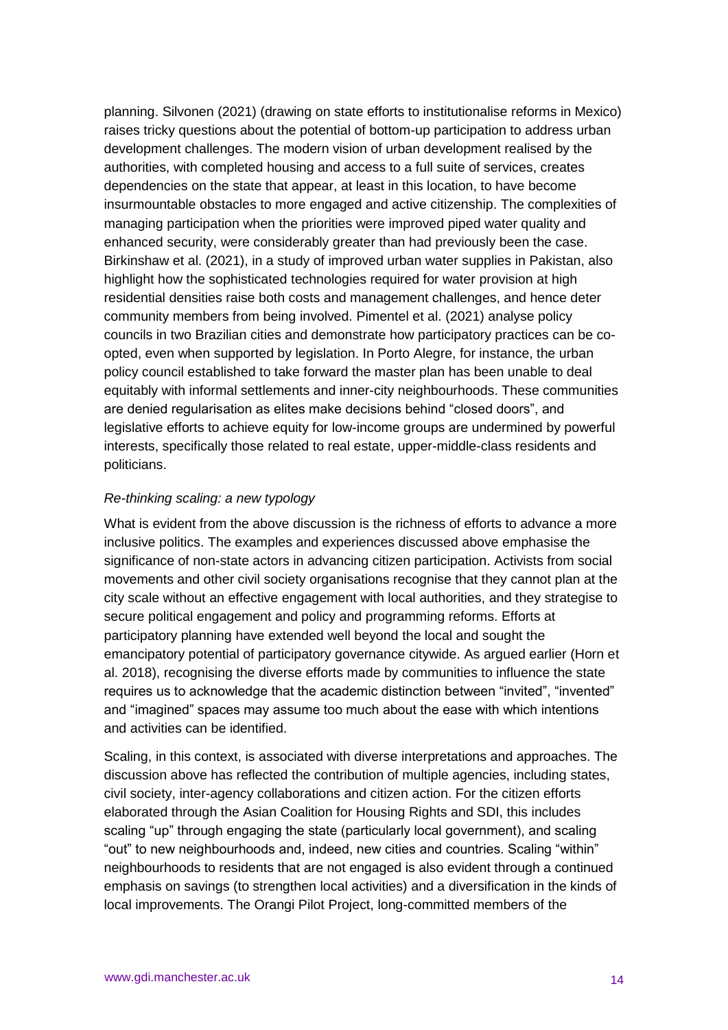planning. Silvonen (2021) (drawing on state efforts to institutionalise reforms in Mexico) raises tricky questions about the potential of bottom-up participation to address urban development challenges. The modern vision of urban development realised by the authorities, with completed housing and access to a full suite of services, creates dependencies on the state that appear, at least in this location, to have become insurmountable obstacles to more engaged and active citizenship. The complexities of managing participation when the priorities were improved piped water quality and enhanced security, were considerably greater than had previously been the case. Birkinshaw et al. (2021), in a study of improved urban water supplies in Pakistan, also highlight how the sophisticated technologies required for water provision at high residential densities raise both costs and management challenges, and hence deter community members from being involved. Pimentel et al. (2021) analyse policy councils in two Brazilian cities and demonstrate how participatory practices can be co-opted, even when supported by legislation. In Porto Alegre, for instance, the urban policy council established to take forward the master plan has been unable to deal equitably with informal settlements and inner-city neighbourhoods. These communities are denied regularisation as elites make decisions behind "closed doors", and legislative efforts to achieve equity for low-income groups are undermined by powerful interests, specifically those related to real estate, upper-middle-class residents and politicians.

*Re-thinking scaling: a new typology*

What is evident from the above discussion is the richness of efforts to advance a more inclusive politics. The examples and experiences discussed above emphasise the significance of non-state actors in advancing citizen participation. Activists from social movements and other civil society organisations recognise that they cannot plan at the city scale without an effective engagement with local authorities, and they strategise to secure political engagement and policy and programming reforms. Efforts at participatory planning have extended well beyond the local and sought the emancipatory potential of participatory governance citywide. As argued earlier (Horn et al. 2018), recognising the diverse efforts made by communities to influence the state requires us to acknowledge that the academic distinction between "invited", "invented" and "imagined" spaces may assume too much about the ease with which intentions and activities can be identified.

Scaling, in this context, is associated with diverse interpretations and approaches. The discussion above has reflected the contribution of multiple agencies, including states, civil society, inter-agency collaborations and citizen action. For the citizen efforts elaborated through the Asian Coalition for Housing Rights and SDI, this includes scaling "up" through engaging the state (particularly local government), and scaling "out" to new neighbourhoods and, indeed, new cities and countries. Scaling "within" neighbourhoods to residents that are not engaged is also evident through a continued emphasis on savings (to strengthen local activities) and a diversification in the kinds of local improvements. The Orangi Pilot Project, long-committed members of the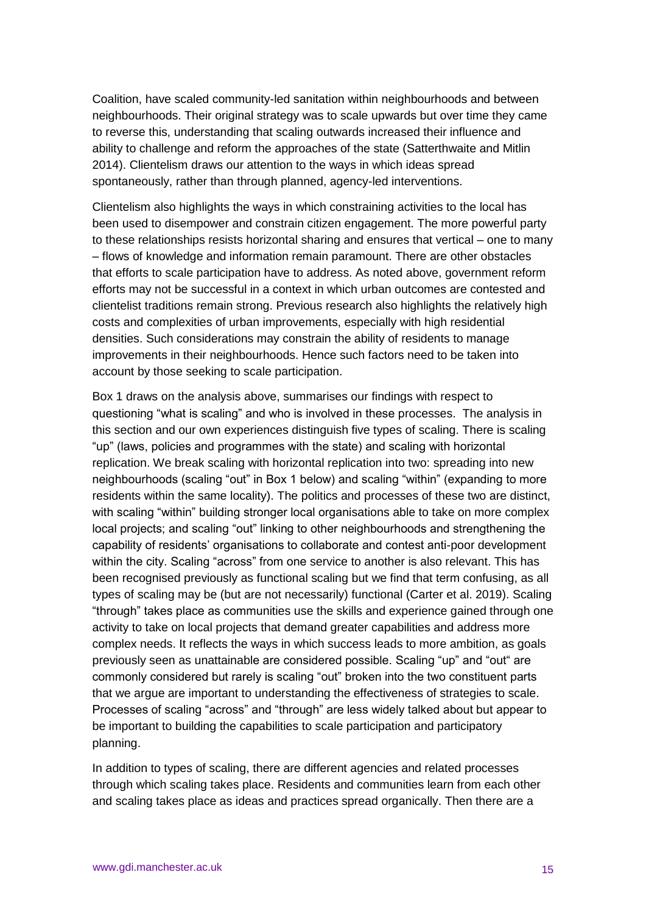Coalition, have scaled community-led sanitation within neighbourhoods and between neighbourhoods. Their original strategy was to scale upwards but over time they came to reverse this, understanding that scaling outwards increased their influence and ability to challenge and reform the approaches of the state (Satterthwaite and Mitlin 2014). Clientelism draws our attention to the ways in which ideas spread spontaneously, rather than through planned, agency-led interventions.

Clientelism also highlights the ways in which constraining activities to the local has been used to disempower and constrain citizen engagement. The more powerful party to these relationships resists horizontal sharing and ensures that vertical – one to many – flows of knowledge and information remain paramount. There are other obstacles that efforts to scale participation have to address. As noted above, government reform efforts may not be successful in a context in which urban outcomes are contested and clientelist traditions remain strong. Previous research also highlights the relatively high costs and complexities of urban improvements, especially with high residential densities. Such considerations may constrain the ability of residents to manage improvements in their neighbourhoods. Hence such factors need to be taken into account by those seeking to scale participation.

Box 1 draws on the analysis above, summarises our findings with respect to questioning "what is scaling" and who is involved in these processes. The analysis in this section and our own experiences distinguish five types of scaling. There is scaling "up" (laws, policies and programmes with the state) and scaling with horizontal replication. We break scaling with horizontal replication into two: spreading into new neighbourhoods (scaling "out" in Box 1 below) and scaling "within" (expanding to more residents within the same locality). The politics and processes of these two are distinct, with scaling "within" building stronger local organisations able to take on more complex local projects; and scaling "out" linking to other neighbourhoods and strengthening the capability of residents' organisations to collaborate and contest anti-poor development within the city. Scaling "across" from one service to another is also relevant. This has been recognised previously as functional scaling but we find that term confusing, as all types of scaling may be (but are not necessarily) functional (Carter et al. 2019). Scaling "through" takes place as communities use the skills and experience gained through one activity to take on local projects that demand greater capabilities and address more complex needs. It reflects the ways in which success leads to more ambition, as goals previously seen as unattainable are considered possible. Scaling "up" and "out" are commonly considered but rarely is scaling "out" broken into the two constituent parts that we argue are important to understanding the effectiveness of strategies to scale. Processes of scaling "across" and "through" are less widely talked about but appear to be important to building the capabilities to scale participation and participatory planning.

In addition to types of scaling, there are different agencies and related processes through which scaling takes place. Residents and communities learn from each other and scaling takes place as ideas and practices spread organically. Then there are a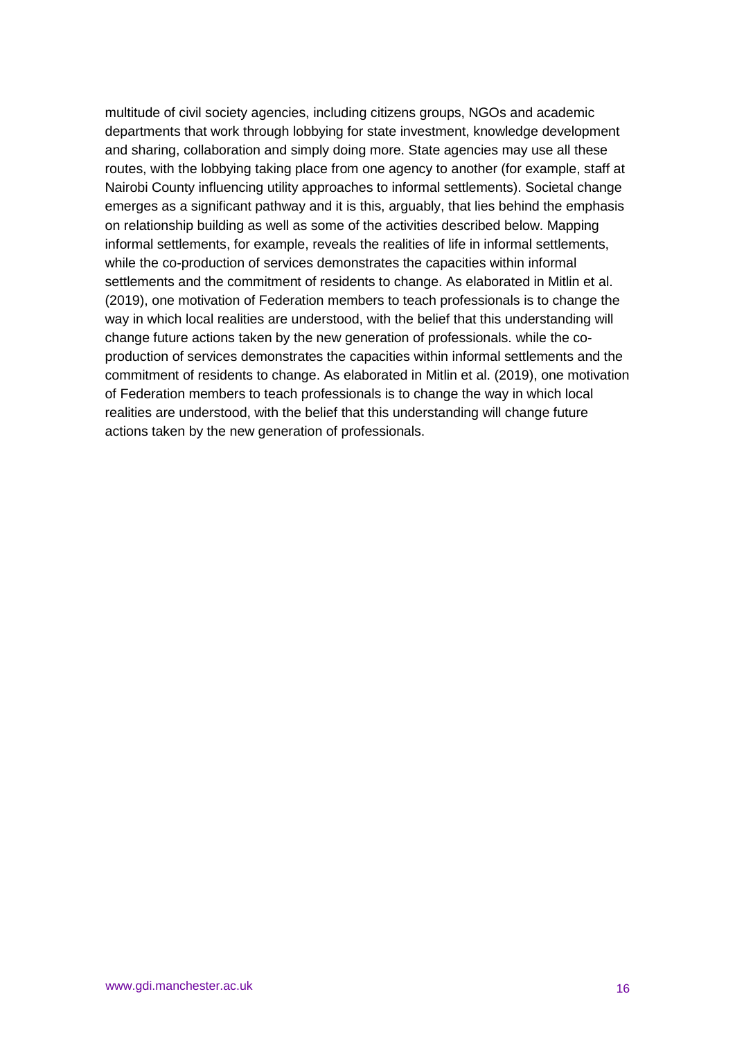multitude of civil society agencies, including citizens groups, NGOs and academic departments that work through lobbying for state investment, knowledge development and sharing, collaboration and simply doing more. State agencies may use all these routes, with the lobbying taking place from one agency to another (for example, staff at Nairobi County influencing utility approaches to informal settlements). Societal change emerges as a significant pathway and it is this, arguably, that lies behind the emphasis on relationship building as well as some of the activities described below. Mapping informal settlements, for example, reveals the realities of life in informal settlements, while the co-production of services demonstrates the capacities within informal settlements and the commitment of residents to change. As elaborated in Mitlin et al. (2019), one motivation of Federation members to teach professionals is to change the way in which local realities are understood, with the belief that this understanding will change future actions taken by the new generation of professionals. while the co-production of services demonstrates the capacities within informal settlements and the commitment of residents to change. As elaborated in Mitlin et al. (2019), one motivation of Federation members to teach professionals is to change the way in which local realities are understood, with the belief that this understanding will change future actions taken by the new generation of professionals.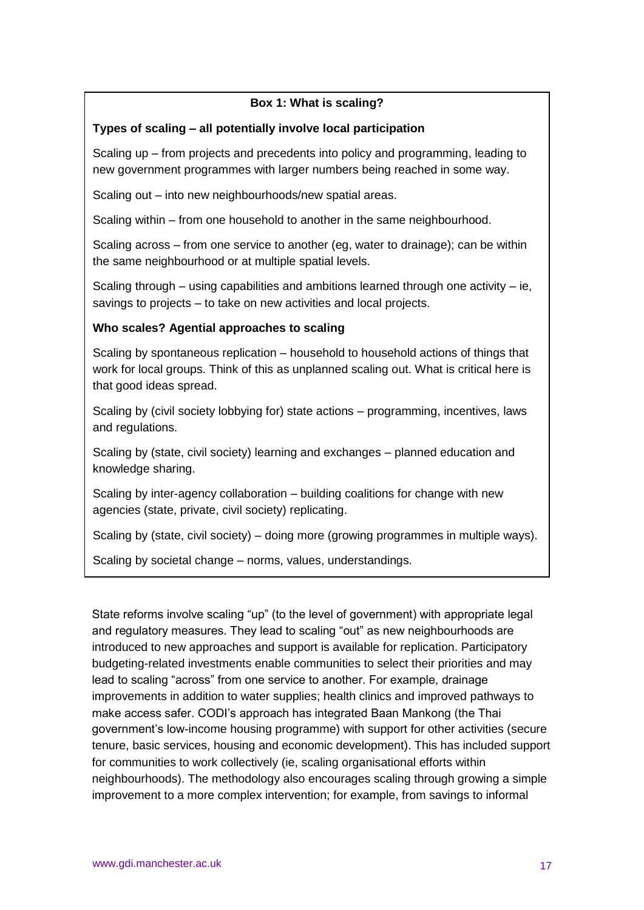**Box 1: What is scaling?**

**Types of scaling – all potentially involve local participation**

Scaling up – from projects and precedents into policy and programming, leading to new government programmes with larger numbers being reached in some way.

Scaling out – into new neighbourhoods/new spatial areas.

Scaling within – from one household to another in the same neighbourhood.

Scaling across – from one service to another (eg, water to drainage); can be within the same neighbourhood or at multiple spatial levels.

Scaling through – using capabilities and ambitions learned through one activity – ie, savings to projects – to take on new activities and local projects.

**Who scales? Agential approaches to scaling**

Scaling by spontaneous replication – household to household actions of things that work for local groups. Think of this as unplanned scaling out. What is critical here is that good ideas spread.

Scaling by (civil society lobbying for) state actions – programming, incentives, laws and regulations.

Scaling by (state, civil society) learning and exchanges – planned education and knowledge sharing.

Scaling by inter-agency collaboration – building coalitions for change with new agencies (state, private, civil society) replicating.

Scaling by (state, civil society) – doing more (growing programmes in multiple ways).

Scaling by societal change – norms, values, understandings.

State reforms involve scaling "up" (to the level of government) with appropriate legal and regulatory measures. They lead to scaling "out" as new neighbourhoods are introduced to new approaches and support is available for replication. Participatory budgeting-related investments enable communities to select their priorities and may lead to scaling "across" from one service to another. For example, drainage improvements in addition to water supplies; health clinics and improved pathways to make access safer. CODI's approach has integrated Baan Mankong (the Thai government's low-income housing programme) with support for other activities (secure tenure, basic services, housing and economic development). This has included support for communities to work collectively (ie, scaling organisational efforts within neighbourhoods). The methodology also encourages scaling through growing a simple improvement to a more complex intervention; for example, from savings to informal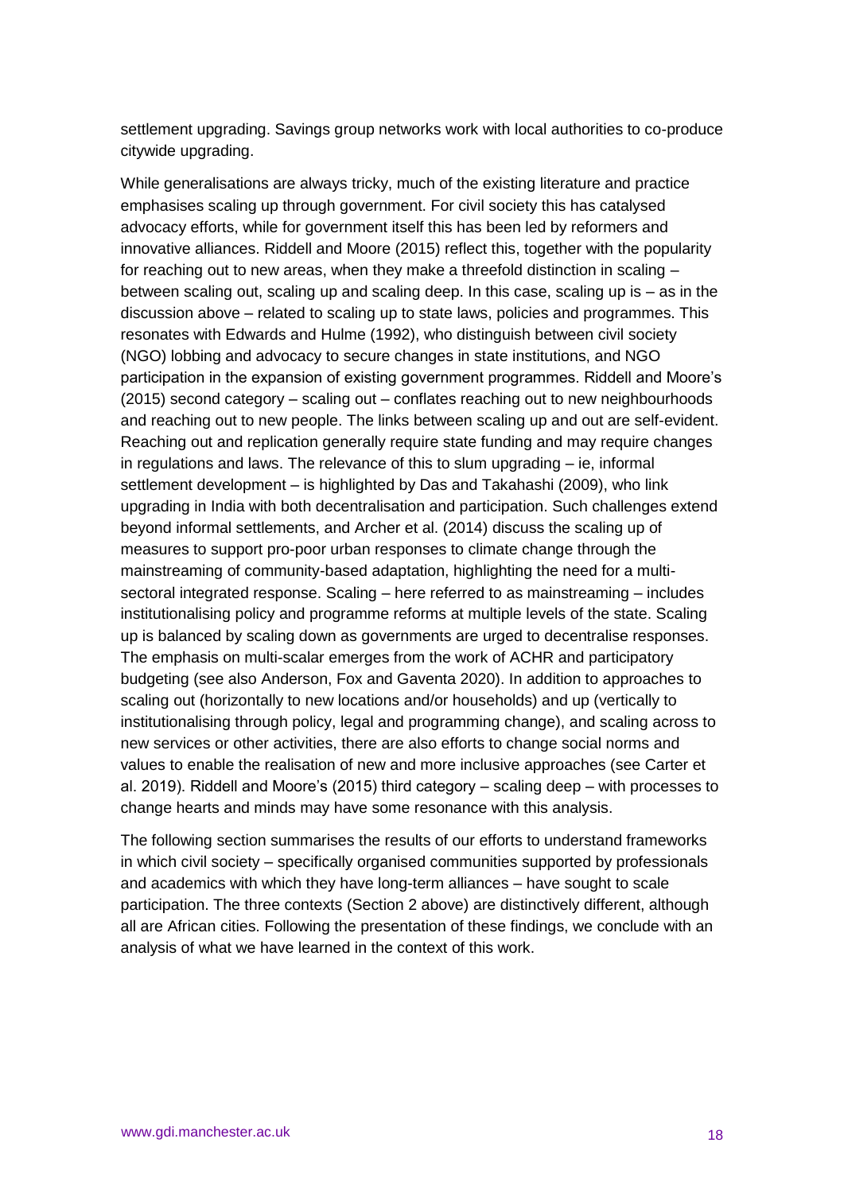settlement upgrading. Savings group networks work with local authorities to co-produce citywide upgrading.

While generalisations are always tricky, much of the existing literature and practice emphasises scaling up through government. For civil society this has catalysed advocacy efforts, while for government itself this has been led by reformers and innovative alliances. Riddell and Moore (2015) reflect this, together with the popularity for reaching out to new areas, when they make a threefold distinction in scaling – between scaling out, scaling up and scaling deep. In this case, scaling up is – as in the discussion above – related to scaling up to state laws, policies and programmes. This resonates with Edwards and Hulme (1992), who distinguish between civil society (NGO) lobbing and advocacy to secure changes in state institutions, and NGO participation in the expansion of existing government programmes. Riddell and Moore's (2015) second category – scaling out – conflates reaching out to new neighbourhoods and reaching out to new people. The links between scaling up and out are self-evident. Reaching out and replication generally require state funding and may require changes in regulations and laws. The relevance of this to slum upgrading – ie, informal settlement development – is highlighted by Das and Takahashi (2009), who link upgrading in India with both decentralisation and participation. Such challenges extend beyond informal settlements, and Archer et al. (2014) discuss the scaling up of measures to support pro-poor urban responses to climate change through the mainstreaming of community-based adaptation, highlighting the need for a multi-sectoral integrated response. Scaling – here referred to as mainstreaming – includes institutionalising policy and programme reforms at multiple levels of the state. Scaling up is balanced by scaling down as governments are urged to decentralise responses. The emphasis on multi-scalar emerges from the work of ACHR and participatory budgeting (see also Anderson, Fox and Gaventa 2020). In addition to approaches to scaling out (horizontally to new locations and/or households) and up (vertically to institutionalising through policy, legal and programming change), and scaling across to new services or other activities, there are also efforts to change social norms and values to enable the realisation of new and more inclusive approaches (see Carter et al. 2019). Riddell and Moore's (2015) third category – scaling deep – with processes to change hearts and minds may have some resonance with this analysis.

The following section summarises the results of our efforts to understand frameworks in which civil society – specifically organised communities supported by professionals and academics with which they have long-term alliances – have sought to scale participation. The three contexts (Section 2 above) are distinctively different, although all are African cities. Following the presentation of these findings, we conclude with an analysis of what we have learned in the context of this work.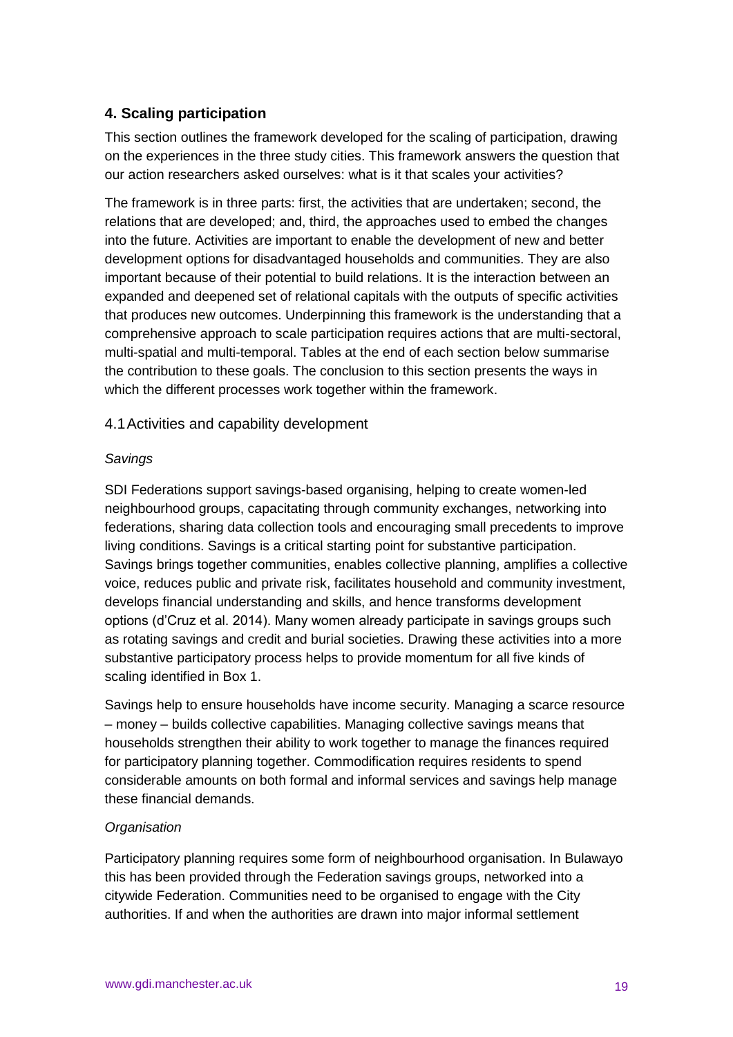## 4. Scaling participation

This section outlines the framework developed for the scaling of participation, drawing on the experiences in the three study cities. This framework answers the question that our action researchers asked ourselves: what is it that scales your activities?

The framework is in three parts: first, the activities that are undertaken; second, the relations that are developed; and, third, the approaches used to embed the changes into the future. Activities are important to enable the development of new and better development options for disadvantaged households and communities. They are also important because of their potential to build relations. It is the interaction between an expanded and deepened set of relational capitals with the outputs of specific activities that produces new outcomes. Underpinning this framework is the understanding that a comprehensive approach to scale participation requires actions that are multi-sectoral, multi-spatial and multi-temporal. Tables at the end of each section below summarise the contribution to these goals. The conclusion to this section presents the ways in which the different processes work together within the framework.

### 4.1 Activities and capability development

*Savings*

SDI Federations support savings-based organising, helping to create women-led neighbourhood groups, capacitating through community exchanges, networking into federations, sharing data collection tools and encouraging small precedents to improve living conditions. Savings is a critical starting point for substantive participation. Savings brings together communities, enables collective planning, amplifies a collective voice, reduces public and private risk, facilitates household and community investment, develops financial understanding and skills, and hence transforms development options (d'Cruz et al. 2014). Many women already participate in savings groups such as rotating savings and credit and burial societies. Drawing these activities into a more substantive participatory process helps to provide momentum for all five kinds of scaling identified in Box 1.

Savings help to ensure households have income security. Managing a scarce resource – money – builds collective capabilities. Managing collective savings means that households strengthen their ability to work together to manage the finances required for participatory planning together. Commodification requires residents to spend considerable amounts on both formal and informal services and savings help manage these financial demands.

*Organisation*

Participatory planning requires some form of neighbourhood organisation. In Bulawayo this has been provided through the Federation savings groups, networked into a citywide Federation. Communities need to be organised to engage with the City authorities. If and when the authorities are drawn into major informal settlement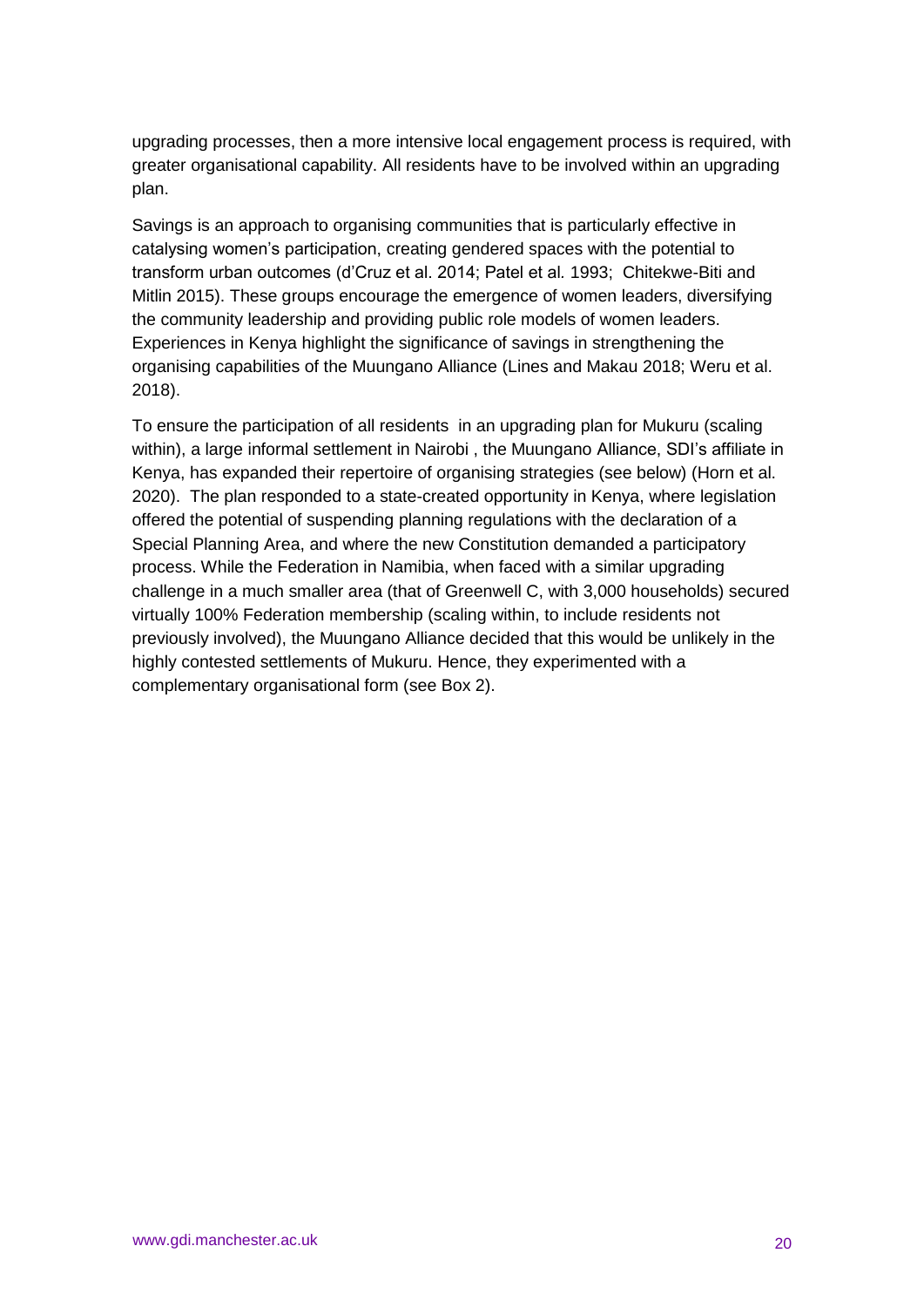upgrading processes, then a more intensive local engagement process is required, with greater organisational capability. All residents have to be involved within an upgrading plan.

Savings is an approach to organising communities that is particularly effective in catalysing women's participation, creating gendered spaces with the potential to transform urban outcomes (d'Cruz et al. 2014; Patel et al. 1993; Chitekwe-Biti and Mitlin 2015). These groups encourage the emergence of women leaders, diversifying the community leadership and providing public role models of women leaders. Experiences in Kenya highlight the significance of savings in strengthening the organising capabilities of the Muungano Alliance (Lines and Makau 2018; Weru et al. 2018).

To ensure the participation of all residents in an upgrading plan for Mukuru (scaling within), a large informal settlement in Nairobi , the Muungano Alliance, SDI's affiliate in Kenya, has expanded their repertoire of organising strategies (see below) (Horn et al. 2020). The plan responded to a state-created opportunity in Kenya, where legislation offered the potential of suspending planning regulations with the declaration of a Special Planning Area, and where the new Constitution demanded a participatory process. While the Federation in Namibia, when faced with a similar upgrading challenge in a much smaller area (that of Greenwell C, with 3,000 households) secured virtually 100% Federation membership (scaling within, to include residents not previously involved), the Muungano Alliance decided that this would be unlikely in the highly contested settlements of Mukuru. Hence, they experimented with a complementary organisational form (see Box 2).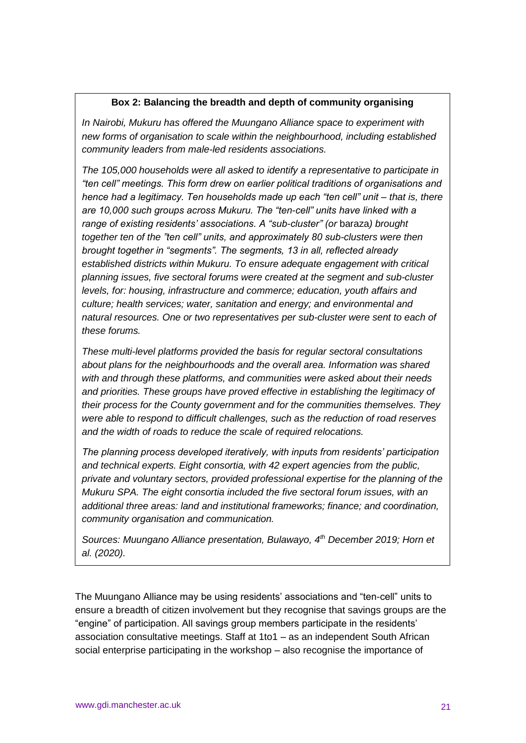**Box 2: Balancing the breadth and depth of community organising**

*In Nairobi, Mukuru has offered the Muungano Alliance space to experiment with new forms of organisation to scale within the neighbourhood, including established community leaders from male-led residents associations.*

*The 105,000 households were all asked to identify a representative to participate in "ten cell" meetings. This form drew on earlier political traditions of organisations and hence had a legitimacy. Ten households made up each "ten cell" unit – that is, there are 10,000 such groups across Mukuru. The "ten-cell" units have linked with a range of existing residents' associations. A "sub-cluster" (or* baraza*) brought together ten of the "ten cell" units, and approximately 80 sub-clusters were then brought together in "segments". The segments, 13 in all, reflected already established districts within Mukuru. To ensure adequate engagement with critical planning issues, five sectoral forums were created at the segment and sub-cluster levels, for: housing, infrastructure and commerce; education, youth affairs and culture; health services; water, sanitation and energy; and environmental and natural resources. One or two representatives per sub-cluster were sent to each of these forums.*

*These multi-level platforms provided the basis for regular sectoral consultations about plans for the neighbourhoods and the overall area. Information was shared with and through these platforms, and communities were asked about their needs and priorities. These groups have proved effective in establishing the legitimacy of their process for the County government and for the communities themselves. They were able to respond to difficult challenges, such as the reduction of road reserves and the width of roads to reduce the scale of required relocations.*

*The planning process developed iteratively, with inputs from residents' participation and technical experts. Eight consortia, with 42 expert agencies from the public, private and voluntary sectors, provided professional expertise for the planning of the Mukuru SPA. The eight consortia included the five sectoral forum issues, with an additional three areas: land and institutional frameworks; finance; and coordination, community organisation and communication.*

*Sources: Muungano Alliance presentation, Bulawayo, 4th December 2019; Horn et al. (2020).*

The Muungano Alliance may be using residents' associations and "ten-cell" units to ensure a breadth of citizen involvement but they recognise that savings groups are the "engine" of participation. All savings group members participate in the residents' association consultative meetings. Staff at 1to1 – as an independent South African social enterprise participating in the workshop – also recognise the importance of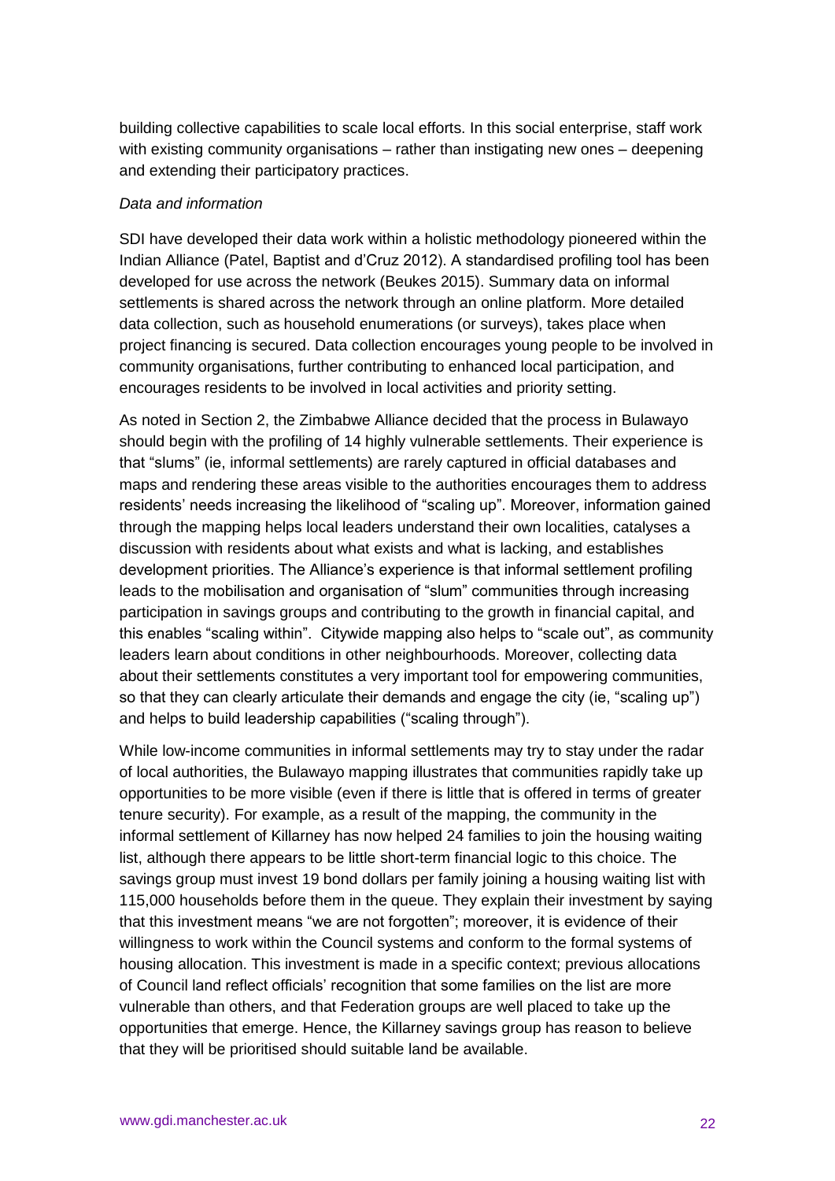building collective capabilities to scale local efforts. In this social enterprise, staff work with existing community organisations – rather than instigating new ones – deepening and extending their participatory practices.

*Data and information*

SDI have developed their data work within a holistic methodology pioneered within the Indian Alliance (Patel, Baptist and d'Cruz 2012). A standardised profiling tool has been developed for use across the network (Beukes 2015). Summary data on informal settlements is shared across the network through an online platform. More detailed data collection, such as household enumerations (or surveys), takes place when project financing is secured. Data collection encourages young people to be involved in community organisations, further contributing to enhanced local participation, and encourages residents to be involved in local activities and priority setting.

As noted in Section 2, the Zimbabwe Alliance decided that the process in Bulawayo should begin with the profiling of 14 highly vulnerable settlements. Their experience is that "slums" (ie, informal settlements) are rarely captured in official databases and maps and rendering these areas visible to the authorities encourages them to address residents' needs increasing the likelihood of "scaling up". Moreover, information gained through the mapping helps local leaders understand their own localities, catalyses a discussion with residents about what exists and what is lacking, and establishes development priorities. The Alliance's experience is that informal settlement profiling leads to the mobilisation and organisation of "slum" communities through increasing participation in savings groups and contributing to the growth in financial capital, and this enables "scaling within". Citywide mapping also helps to "scale out", as community leaders learn about conditions in other neighbourhoods. Moreover, collecting data about their settlements constitutes a very important tool for empowering communities, so that they can clearly articulate their demands and engage the city (ie, "scaling up") and helps to build leadership capabilities ("scaling through").

While low-income communities in informal settlements may try to stay under the radar of local authorities, the Bulawayo mapping illustrates that communities rapidly take up opportunities to be more visible (even if there is little that is offered in terms of greater tenure security). For example, as a result of the mapping, the community in the informal settlement of Killarney has now helped 24 families to join the housing waiting list, although there appears to be little short-term financial logic to this choice. The savings group must invest 19 bond dollars per family joining a housing waiting list with 115,000 households before them in the queue. They explain their investment by saying that this investment means "we are not forgotten"; moreover, it is evidence of their willingness to work within the Council systems and conform to the formal systems of housing allocation. This investment is made in a specific context; previous allocations of Council land reflect officials' recognition that some families on the list are more vulnerable than others, and that Federation groups are well placed to take up the opportunities that emerge. Hence, the Killarney savings group has reason to believe that they will be prioritised should suitable land be available.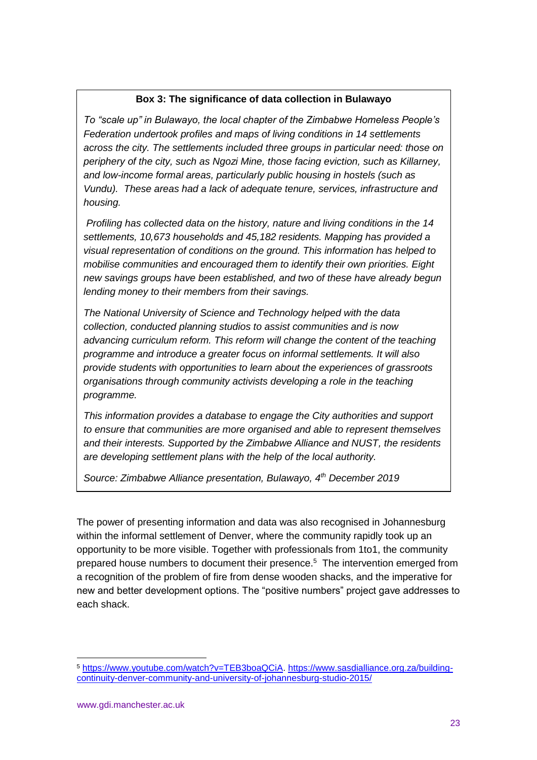**Box 3: The significance of data collection in Bulawayo**

*To "scale up" in Bulawayo, the local chapter of the Zimbabwe Homeless People's Federation undertook profiles and maps of living conditions in 14 settlements across the city. The settlements included three groups in particular need: those on periphery of the city, such as Ngozi Mine, those facing eviction, such as Killarney, and low-income formal areas, particularly public housing in hostels (such as Vundu). These areas had a lack of adequate tenure, services, infrastructure and housing.*

*Profiling has collected data on the history, nature and living conditions in the 14 settlements, 10,673 households and 45,182 residents. Mapping has provided a visual representation of conditions on the ground. This information has helped to mobilise communities and encouraged them to identify their own priorities. Eight new savings groups have been established, and two of these have already begun lending money to their members from their savings.*

*The National University of Science and Technology helped with the data collection, conducted planning studios to assist communities and is now advancing curriculum reform. This reform will change the content of the teaching programme and introduce a greater focus on informal settlements. It will also provide students with opportunities to learn about the experiences of grassroots organisations through community activists developing a role in the teaching programme.*

*This information provides a database to engage the City authorities and support to ensure that communities are more organised and able to represent themselves and their interests. Supported by the Zimbabwe Alliance and NUST, the residents are developing settlement plans with the help of the local authority.*

*Source: Zimbabwe Alliance presentation, Bulawayo, 4th December 2019*

The power of presenting information and data was also recognised in Johannesburg within the informal settlement of Denver, where the community rapidly took up an opportunity to be more visible. Together with professionals from 1to1, the community prepared house numbers to document their presence.[5] The intervention emerged from a recognition of the problem of fire from dense wooden shacks, and the imperative for new and better development options. The "positive numbers" project gave addresses to each shack.

[5] https://www.youtube.com/watch?v=TEB3boaQCiA. https://www.sasdialliance.org.za/building-continuity-denver-community-and-university-of-johannesburg-studio-2015/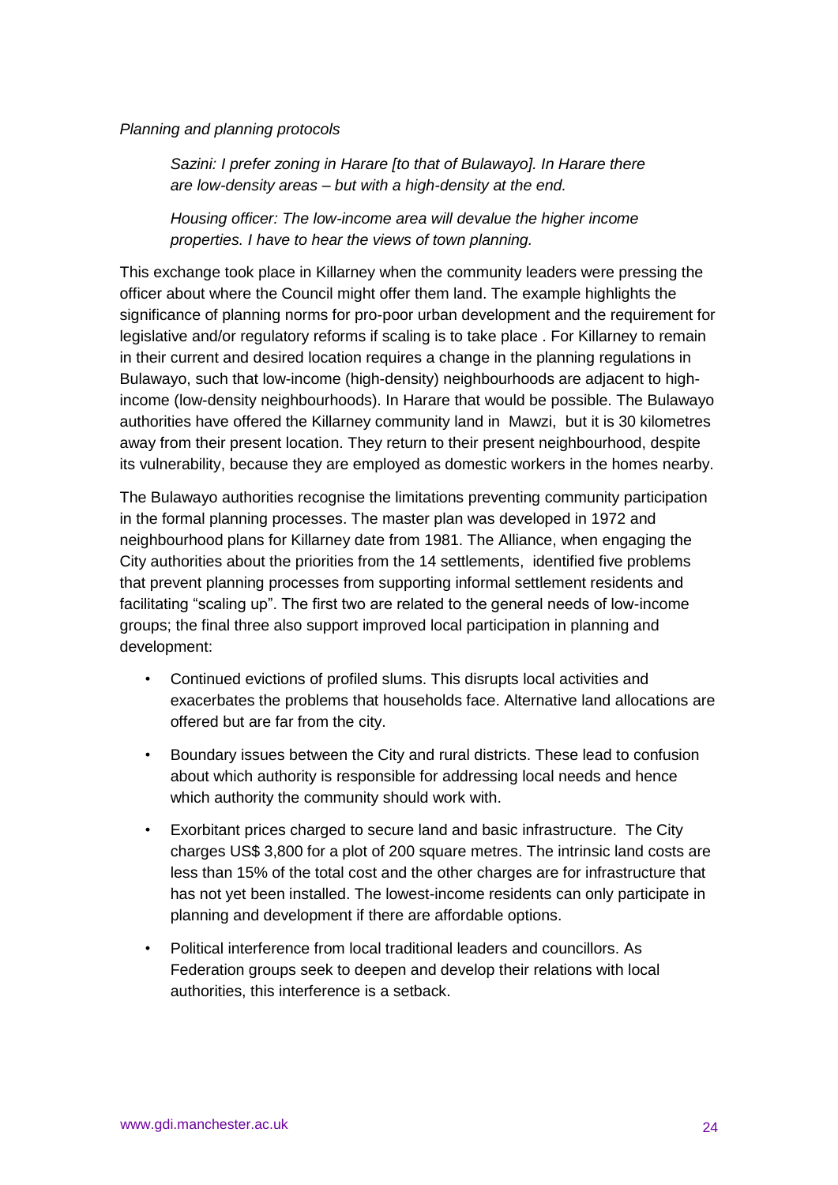*Planning and planning protocols*

> *Sazini: I prefer zoning in Harare [to that of Bulawayo]. In Harare there are low-density areas – but with a high-density at the end.*
>
> *Housing officer: The low-income area will devalue the higher income properties. I have to hear the views of town planning.*

This exchange took place in Killarney when the community leaders were pressing the officer about where the Council might offer them land. The example highlights the significance of planning norms for pro-poor urban development and the requirement for legislative and/or regulatory reforms if scaling is to take place . For Killarney to remain in their current and desired location requires a change in the planning regulations in Bulawayo, such that low-income (high-density) neighbourhoods are adjacent to high-income (low-density neighbourhoods). In Harare that would be possible. The Bulawayo authorities have offered the Killarney community land in Mawzi, but it is 30 kilometres away from their present location. They return to their present neighbourhood, despite its vulnerability, because they are employed as domestic workers in the homes nearby.

The Bulawayo authorities recognise the limitations preventing community participation in the formal planning processes. The master plan was developed in 1972 and neighbourhood plans for Killarney date from 1981. The Alliance, when engaging the City authorities about the priorities from the 14 settlements, identified five problems that prevent planning processes from supporting informal settlement residents and facilitating "scaling up". The first two are related to the general needs of low-income groups; the final three also support improved local participation in planning and development:

- Continued evictions of profiled slums. This disrupts local activities and exacerbates the problems that households face. Alternative land allocations are offered but are far from the city.
- Boundary issues between the City and rural districts. These lead to confusion about which authority is responsible for addressing local needs and hence which authority the community should work with.
- Exorbitant prices charged to secure land and basic infrastructure. The City charges US$ 3,800 for a plot of 200 square metres. The intrinsic land costs are less than 15% of the total cost and the other charges are for infrastructure that has not yet been installed. The lowest-income residents can only participate in planning and development if there are affordable options.
- Political interference from local traditional leaders and councillors. As Federation groups seek to deepen and develop their relations with local authorities, this interference is a setback.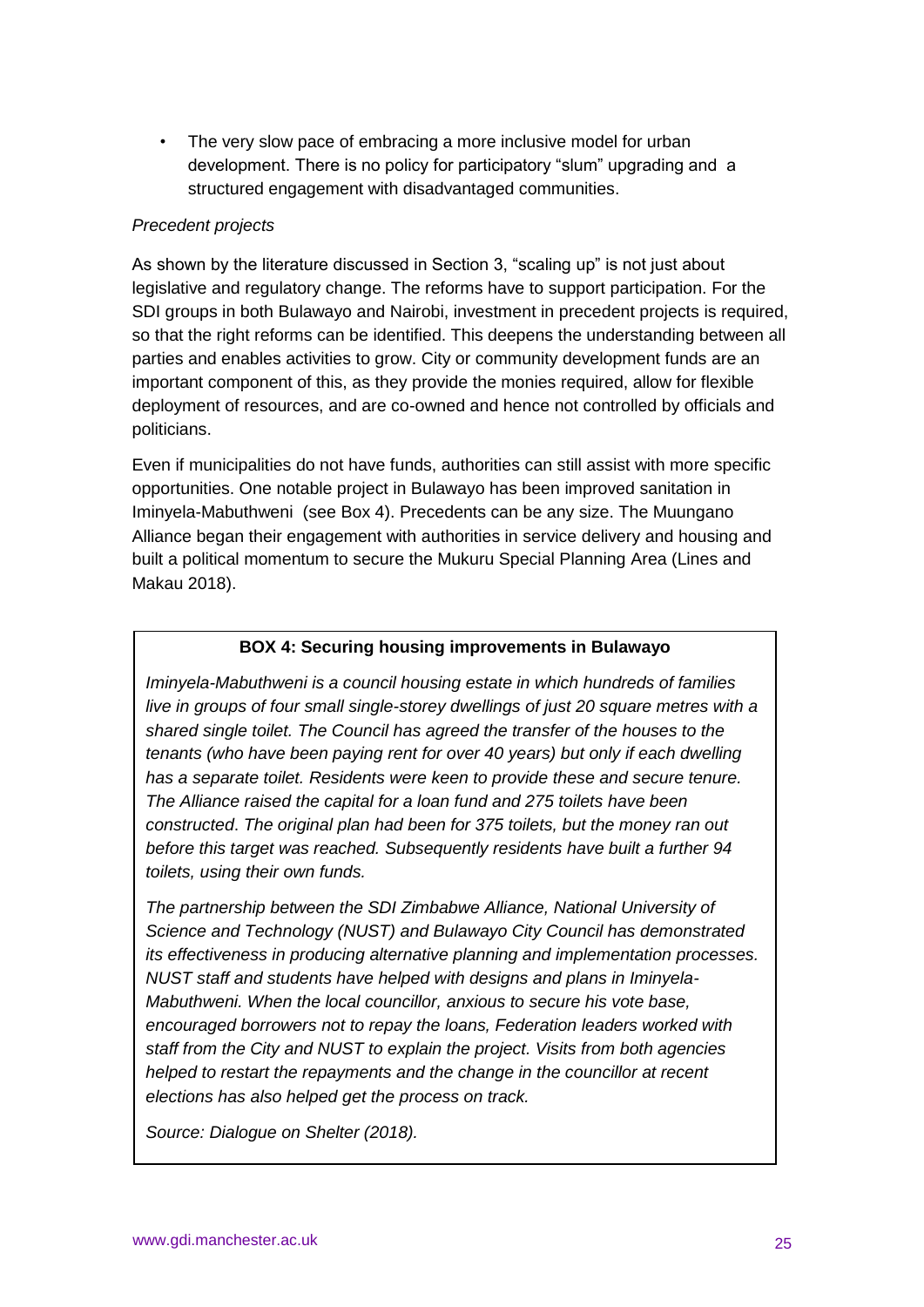- The very slow pace of embracing a more inclusive model for urban development. There is no policy for participatory "slum" upgrading and a structured engagement with disadvantaged communities.

*Precedent projects*

As shown by the literature discussed in Section 3, "scaling up" is not just about legislative and regulatory change. The reforms have to support participation. For the SDI groups in both Bulawayo and Nairobi, investment in precedent projects is required, so that the right reforms can be identified. This deepens the understanding between all parties and enables activities to grow. City or community development funds are an important component of this, as they provide the monies required, allow for flexible deployment of resources, and are co-owned and hence not controlled by officials and politicians.

Even if municipalities do not have funds, authorities can still assist with more specific opportunities. One notable project in Bulawayo has been improved sanitation in Iminyela-Mabuthweni (see Box 4). Precedents can be any size. The Muungano Alliance began their engagement with authorities in service delivery and housing and built a political momentum to secure the Mukuru Special Planning Area (Lines and Makau 2018).

> **BOX 4: Securing housing improvements in Bulawayo**
>
> *Iminyela-Mabuthweni is a council housing estate in which hundreds of families live in groups of four small single-storey dwellings of just 20 square metres with a shared single toilet. The Council has agreed the transfer of the houses to the tenants (who have been paying rent for over 40 years) but only if each dwelling has a separate toilet. Residents were keen to provide these and secure tenure. The Alliance raised the capital for a loan fund and 275 toilets have been constructed. The original plan had been for 375 toilets, but the money ran out before this target was reached. Subsequently residents have built a further 94 toilets, using their own funds.*
>
> *The partnership between the SDI Zimbabwe Alliance, National University of Science and Technology (NUST) and Bulawayo City Council has demonstrated its effectiveness in producing alternative planning and implementation processes. NUST staff and students have helped with designs and plans in Iminyela-Mabuthweni. When the local councillor, anxious to secure his vote base, encouraged borrowers not to repay the loans, Federation leaders worked with staff from the City and NUST to explain the project. Visits from both agencies helped to restart the repayments and the change in the councillor at recent elections has also helped get the process on track.*
>
> *Source: Dialogue on Shelter (2018).*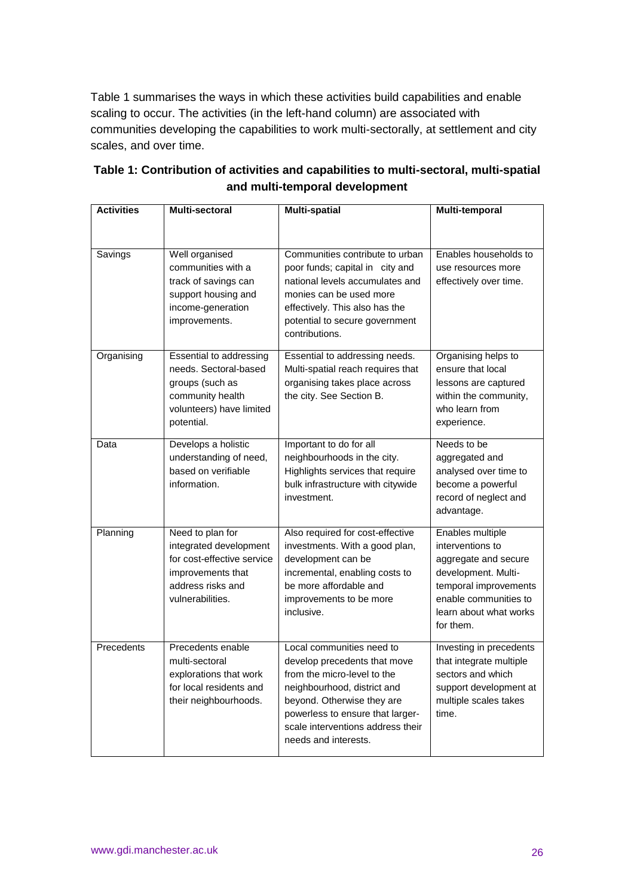Table 1 summarises the ways in which these activities build capabilities and enable scaling to occur. The activities (in the left-hand column) are associated with communities developing the capabilities to work multi-sectorally, at settlement and city scales, and over time.

**Table 1: Contribution of activities and capabilities to multi-sectoral, multi-spatial and multi-temporal development**

| Activities | Multi-sectoral | Multi-spatial | Multi-temporal |
|---|---|---|---|
| Savings | Well organised communities with a track of savings can support housing and income-generation improvements. | Communities contribute to urban poor funds; capital in city and national levels accumulates and monies can be used more effectively. This also has the potential to secure government contributions. | Enables households to use resources more effectively over time. |
| Organising | Essential to addressing needs. Sectoral-based groups (such as community health volunteers) have limited potential. | Essential to addressing needs. Multi-spatial reach requires that organising takes place across the city. See Section B. | Organising helps to ensure that local lessons are captured within the community, who learn from experience. |
| Data | Develops a holistic understanding of need, based on verifiable information. | Important to do for all neighbourhoods in the city. Highlights services that require bulk infrastructure with citywide investment. | Needs to be aggregated and analysed over time to become a powerful record of neglect and advantage. |
| Planning | Need to plan for integrated development for cost-effective service improvements that address risks and vulnerabilities. | Also required for cost-effective investments. With a good plan, development can be incremental, enabling costs to be more affordable and improvements to be more inclusive. | Enables multiple interventions to aggregate and secure development. Multi-temporal improvements enable communities to learn about what works for them. |
| Precedents | Precedents enable multi-sectoral explorations that work for local residents and their neighbourhoods. | Local communities need to develop precedents that move from the micro-level to the neighbourhood, district and beyond. Otherwise they are powerless to ensure that larger-scale interventions address their needs and interests. | Investing in precedents that integrate multiple sectors and which support development at multiple scales takes time. |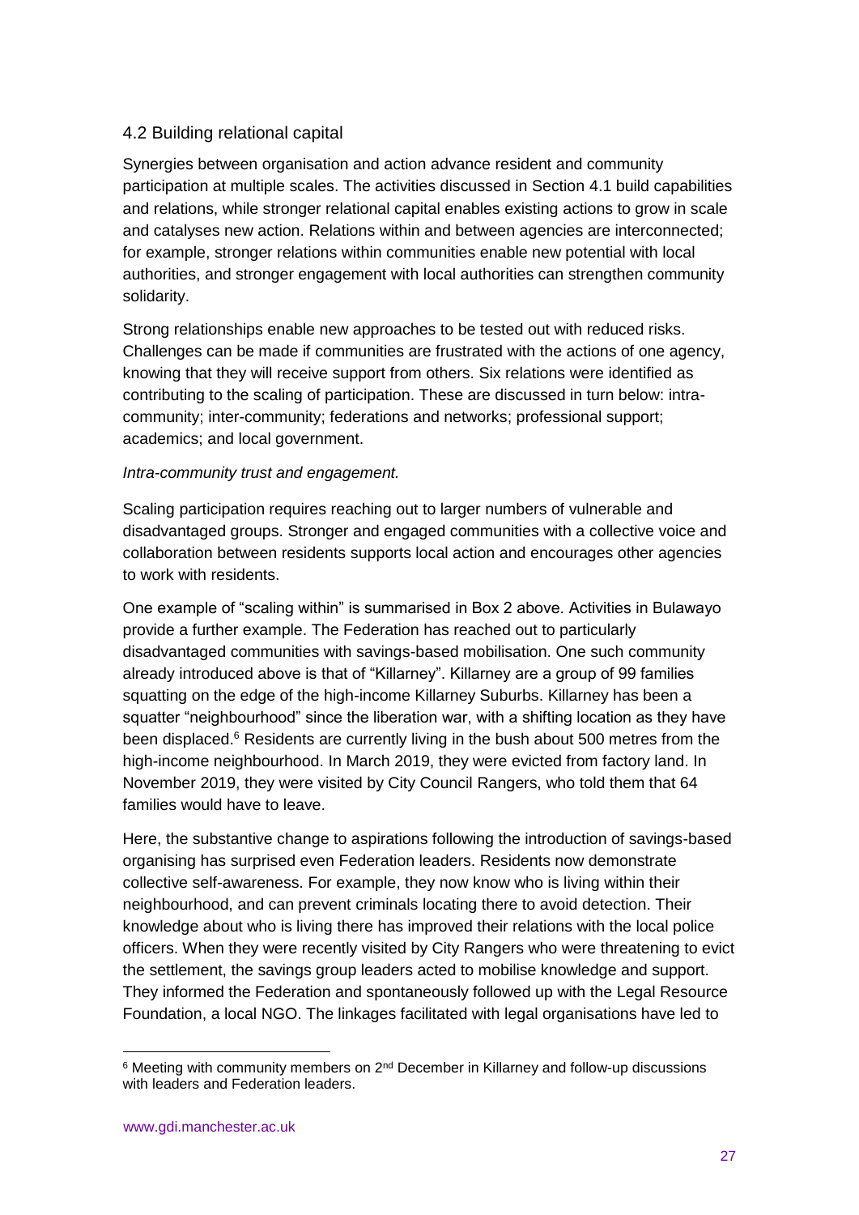## 4.2 Building relational capital

Synergies between organisation and action advance resident and community participation at multiple scales. The activities discussed in Section 4.1 build capabilities and relations, while stronger relational capital enables existing actions to grow in scale and catalyses new action. Relations within and between agencies are interconnected; for example, stronger relations within communities enable new potential with local authorities, and stronger engagement with local authorities can strengthen community solidarity.

Strong relationships enable new approaches to be tested out with reduced risks. Challenges can be made if communities are frustrated with the actions of one agency, knowing that they will receive support from others. Six relations were identified as contributing to the scaling of participation. These are discussed in turn below: intra-community; inter-community; federations and networks; professional support; academics; and local government.

*Intra-community trust and engagement.*

Scaling participation requires reaching out to larger numbers of vulnerable and disadvantaged groups. Stronger and engaged communities with a collective voice and collaboration between residents supports local action and encourages other agencies to work with residents.

One example of "scaling within" is summarised in Box 2 above. Activities in Bulawayo provide a further example. The Federation has reached out to particularly disadvantaged communities with savings-based mobilisation. One such community already introduced above is that of "Killarney". Killarney are a group of 99 families squatting on the edge of the high-income Killarney Suburbs. Killarney has been a squatter "neighbourhood" since the liberation war, with a shifting location as they have been displaced.[6] Residents are currently living in the bush about 500 metres from the high-income neighbourhood. In March 2019, they were evicted from factory land. In November 2019, they were visited by City Council Rangers, who told them that 64 families would have to leave.

Here, the substantive change to aspirations following the introduction of savings-based organising has surprised even Federation leaders. Residents now demonstrate collective self-awareness. For example, they now know who is living within their neighbourhood, and can prevent criminals locating there to avoid detection. Their knowledge about who is living there has improved their relations with the local police officers. When they were recently visited by City Rangers who were threatening to evict the settlement, the savings group leaders acted to mobilise knowledge and support. They informed the Federation and spontaneously followed up with the Legal Resource Foundation, a local NGO. The linkages facilitated with legal organisations have led to

[6] Meeting with community members on 2nd December in Killarney and follow-up discussions with leaders and Federation leaders.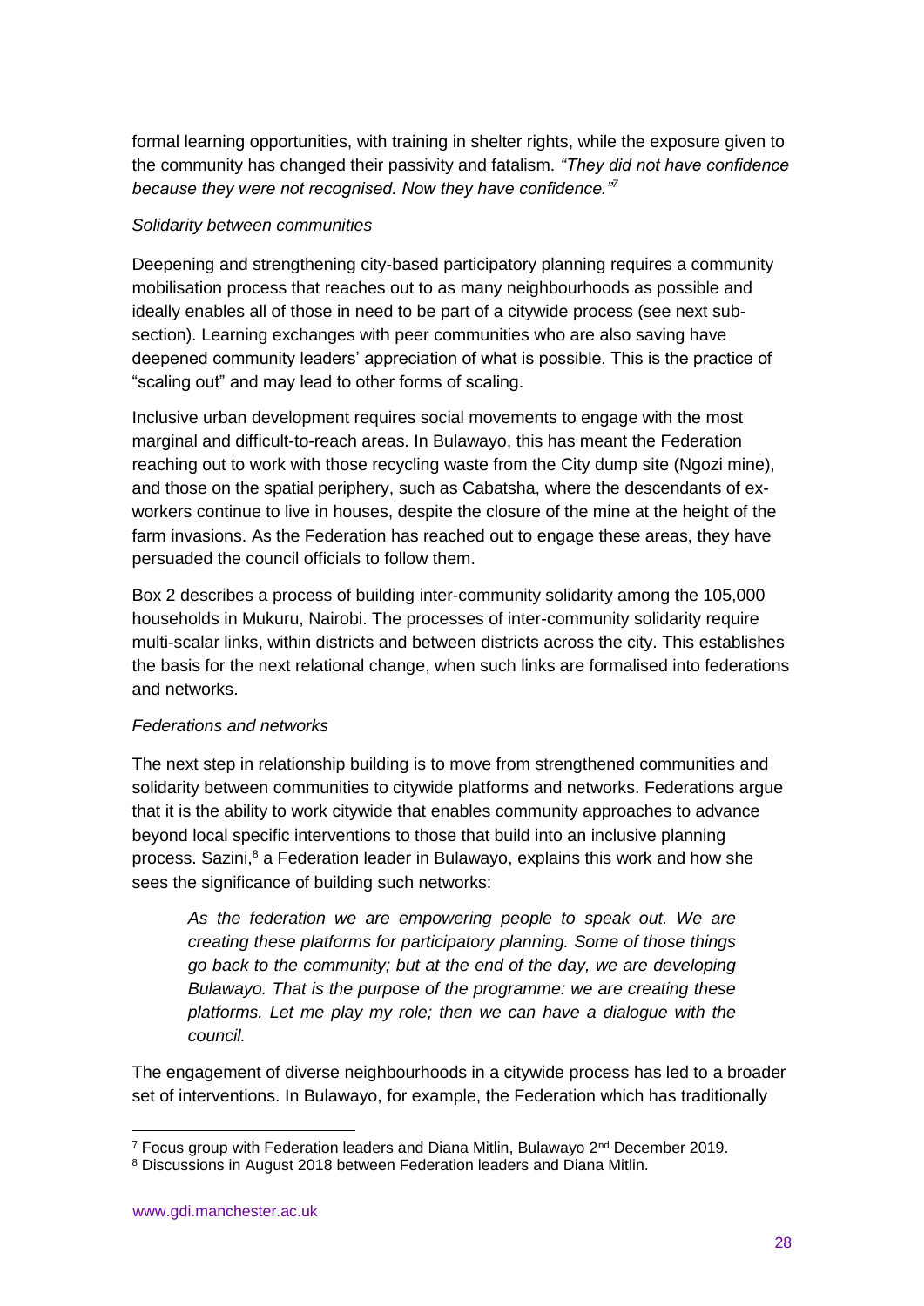formal learning opportunities, with training in shelter rights, while the exposure given to the community has changed their passivity and fatalism. *"They did not have confidence because they were not recognised. Now they have confidence."*[7]

*Solidarity between communities*

Deepening and strengthening city-based participatory planning requires a community mobilisation process that reaches out to as many neighbourhoods as possible and ideally enables all of those in need to be part of a citywide process (see next sub-section). Learning exchanges with peer communities who are also saving have deepened community leaders' appreciation of what is possible. This is the practice of "scaling out" and may lead to other forms of scaling.

Inclusive urban development requires social movements to engage with the most marginal and difficult-to-reach areas. In Bulawayo, this has meant the Federation reaching out to work with those recycling waste from the City dump site (Ngozi mine), and those on the spatial periphery, such as Cabatsha, where the descendants of ex-workers continue to live in houses, despite the closure of the mine at the height of the farm invasions. As the Federation has reached out to engage these areas, they have persuaded the council officials to follow them.

Box 2 describes a process of building inter-community solidarity among the 105,000 households in Mukuru, Nairobi. The processes of inter-community solidarity require multi-scalar links, within districts and between districts across the city. This establishes the basis for the next relational change, when such links are formalised into federations and networks.

*Federations and networks*

The next step in relationship building is to move from strengthened communities and solidarity between communities to citywide platforms and networks. Federations argue that it is the ability to work citywide that enables community approaches to advance beyond local specific interventions to those that build into an inclusive planning process. Sazini,[8] a Federation leader in Bulawayo, explains this work and how she sees the significance of building such networks:

> *As the federation we are empowering people to speak out. We are creating these platforms for participatory planning. Some of those things go back to the community; but at the end of the day, we are developing Bulawayo. That is the purpose of the programme: we are creating these platforms. Let me play my role; then we can have a dialogue with the council.*

The engagement of diverse neighbourhoods in a citywide process has led to a broader set of interventions. In Bulawayo, for example, the Federation which has traditionally

---

[7] Focus group with Federation leaders and Diana Mitlin, Bulawayo 2nd December 2019.

[8] Discussions in August 2018 between Federation leaders and Diana Mitlin.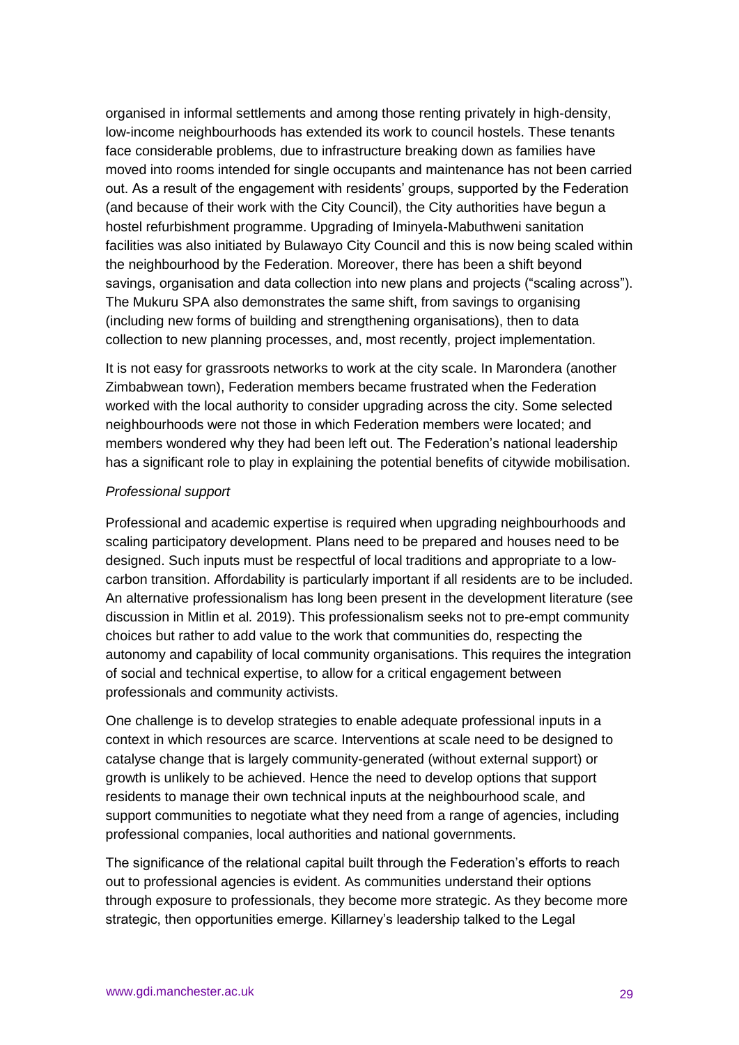organised in informal settlements and among those renting privately in high-density, low-income neighbourhoods has extended its work to council hostels. These tenants face considerable problems, due to infrastructure breaking down as families have moved into rooms intended for single occupants and maintenance has not been carried out. As a result of the engagement with residents' groups, supported by the Federation (and because of their work with the City Council), the City authorities have begun a hostel refurbishment programme. Upgrading of Iminyela-Mabuthweni sanitation facilities was also initiated by Bulawayo City Council and this is now being scaled within the neighbourhood by the Federation. Moreover, there has been a shift beyond savings, organisation and data collection into new plans and projects ("scaling across"). The Mukuru SPA also demonstrates the same shift, from savings to organising (including new forms of building and strengthening organisations), then to data collection to new planning processes, and, most recently, project implementation.

It is not easy for grassroots networks to work at the city scale. In Marondera (another Zimbabwean town), Federation members became frustrated when the Federation worked with the local authority to consider upgrading across the city. Some selected neighbourhoods were not those in which Federation members were located; and members wondered why they had been left out. The Federation's national leadership has a significant role to play in explaining the potential benefits of citywide mobilisation.

*Professional support*

Professional and academic expertise is required when upgrading neighbourhoods and scaling participatory development. Plans need to be prepared and houses need to be designed. Such inputs must be respectful of local traditions and appropriate to a low-carbon transition. Affordability is particularly important if all residents are to be included. An alternative professionalism has long been present in the development literature (see discussion in Mitlin et al. 2019). This professionalism seeks not to pre-empt community choices but rather to add value to the work that communities do, respecting the autonomy and capability of local community organisations. This requires the integration of social and technical expertise, to allow for a critical engagement between professionals and community activists.

One challenge is to develop strategies to enable adequate professional inputs in a context in which resources are scarce. Interventions at scale need to be designed to catalyse change that is largely community-generated (without external support) or growth is unlikely to be achieved. Hence the need to develop options that support residents to manage their own technical inputs at the neighbourhood scale, and support communities to negotiate what they need from a range of agencies, including professional companies, local authorities and national governments.

The significance of the relational capital built through the Federation's efforts to reach out to professional agencies is evident. As communities understand their options through exposure to professionals, they become more strategic. As they become more strategic, then opportunities emerge. Killarney's leadership talked to the Legal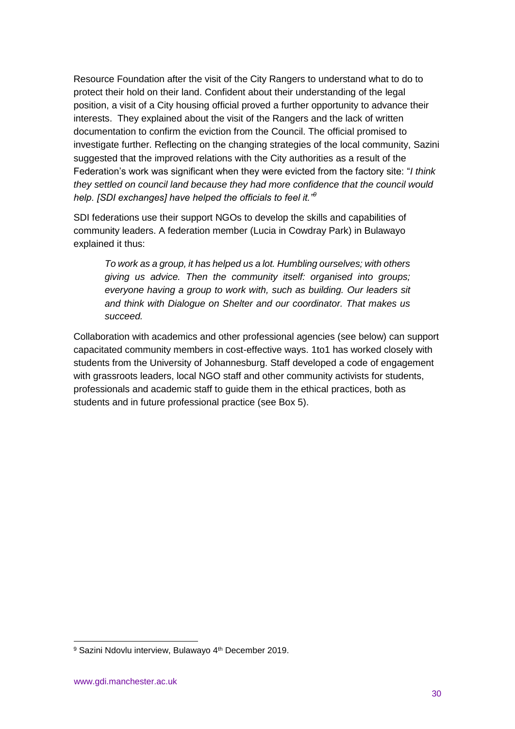Resource Foundation after the visit of the City Rangers to understand what to do to protect their hold on their land. Confident about their understanding of the legal position, a visit of a City housing official proved a further opportunity to advance their interests. They explained about the visit of the Rangers and the lack of written documentation to confirm the eviction from the Council. The official promised to investigate further. Reflecting on the changing strategies of the local community, Sazini suggested that the improved relations with the City authorities as a result of the Federation's work was significant when they were evicted from the factory site: "*I think they settled on council land because they had more confidence that the council would help. [SDI exchanges] have helped the officials to feel it.*"[9]

SDI federations use their support NGOs to develop the skills and capabilities of community leaders. A federation member (Lucia in Cowdray Park) in Bulawayo explained it thus:

> *To work as a group, it has helped us a lot. Humbling ourselves; with others giving us advice. Then the community itself: organised into groups; everyone having a group to work with, such as building. Our leaders sit and think with Dialogue on Shelter and our coordinator. That makes us succeed.*

Collaboration with academics and other professional agencies (see below) can support capacitated community members in cost-effective ways. 1to1 has worked closely with students from the University of Johannesburg. Staff developed a code of engagement with grassroots leaders, local NGO staff and other community activists for students, professionals and academic staff to guide them in the ethical practices, both as students and in future professional practice (see Box 5).

[9] Sazini Ndovlu interview, Bulawayo 4th December 2019.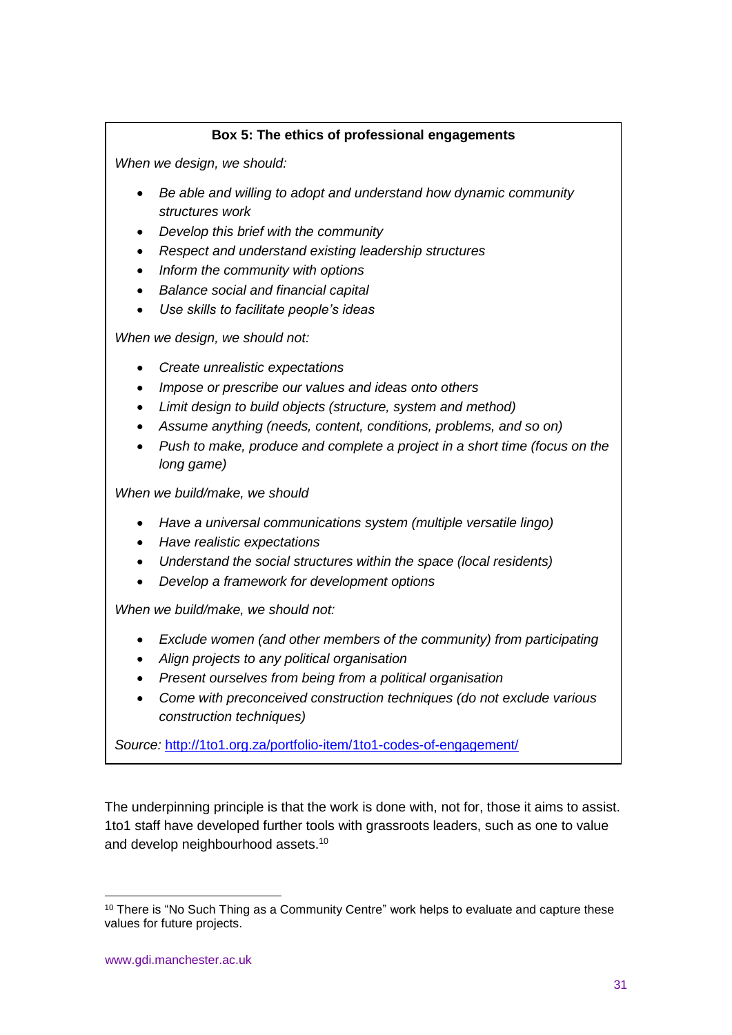**Box 5: The ethics of professional engagements**

*When we design, we should:*

- *Be able and willing to adopt and understand how dynamic community structures work*
- *Develop this brief with the community*
- *Respect and understand existing leadership structures*
- *Inform the community with options*
- *Balance social and financial capital*
- *Use skills to facilitate people's ideas*

*When we design, we should not:*

- *Create unrealistic expectations*
- *Impose or prescribe our values and ideas onto others*
- *Limit design to build objects (structure, system and method)*
- *Assume anything (needs, content, conditions, problems, and so on)*
- *Push to make, produce and complete a project in a short time (focus on the long game)*

*When we build/make, we should*

- *Have a universal communications system (multiple versatile lingo)*
- *Have realistic expectations*
- *Understand the social structures within the space (local residents)*
- *Develop a framework for development options*

*When we build/make, we should not:*

- *Exclude women (and other members of the community) from participating*
- *Align projects to any political organisation*
- *Present ourselves from being from a political organisation*
- *Come with preconceived construction techniques (do not exclude various construction techniques)*

*Source:* [http://1to1.org.za/portfolio-item/1to1-codes-of-engagement/](http://1to1.org.za/portfolio-item/1to1-codes-of-engagement/)

The underpinning principle is that the work is done with, not for, those it aims to assist. 1to1 staff have developed further tools with grassroots leaders, such as one to value and develop neighbourhood assets.[10]

[10] There is "No Such Thing as a Community Centre" work helps to evaluate and capture these values for future projects.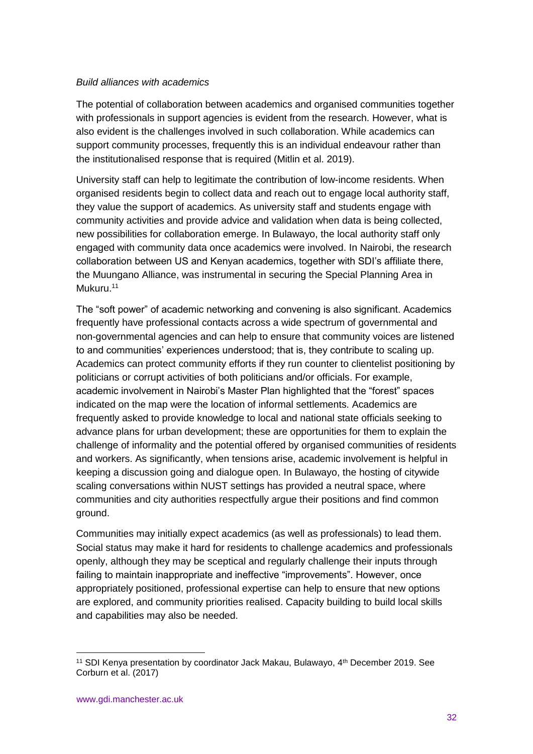*Build alliances with academics*

The potential of collaboration between academics and organised communities together with professionals in support agencies is evident from the research. However, what is also evident is the challenges involved in such collaboration. While academics can support community processes, frequently this is an individual endeavour rather than the institutionalised response that is required (Mitlin et al. 2019).

University staff can help to legitimate the contribution of low-income residents. When organised residents begin to collect data and reach out to engage local authority staff, they value the support of academics. As university staff and students engage with community activities and provide advice and validation when data is being collected, new possibilities for collaboration emerge. In Bulawayo, the local authority staff only engaged with community data once academics were involved. In Nairobi, the research collaboration between US and Kenyan academics, together with SDI's affiliate there, the Muungano Alliance, was instrumental in securing the Special Planning Area in Mukuru.[11]

The "soft power" of academic networking and convening is also significant. Academics frequently have professional contacts across a wide spectrum of governmental and non-governmental agencies and can help to ensure that community voices are listened to and communities' experiences understood; that is, they contribute to scaling up. Academics can protect community efforts if they run counter to clientelist positioning by politicians or corrupt activities of both politicians and/or officials. For example, academic involvement in Nairobi's Master Plan highlighted that the "forest" spaces indicated on the map were the location of informal settlements. Academics are frequently asked to provide knowledge to local and national state officials seeking to advance plans for urban development; these are opportunities for them to explain the challenge of informality and the potential offered by organised communities of residents and workers. As significantly, when tensions arise, academic involvement is helpful in keeping a discussion going and dialogue open. In Bulawayo, the hosting of citywide scaling conversations within NUST settings has provided a neutral space, where communities and city authorities respectfully argue their positions and find common ground.

Communities may initially expect academics (as well as professionals) to lead them. Social status may make it hard for residents to challenge academics and professionals openly, although they may be sceptical and regularly challenge their inputs through failing to maintain inappropriate and ineffective "improvements". However, once appropriately positioned, professional expertise can help to ensure that new options are explored, and community priorities realised. Capacity building to build local skills and capabilities may also be needed.

---

[11] SDI Kenya presentation by coordinator Jack Makau, Bulawayo, 4th December 2019. See Corburn et al. (2017)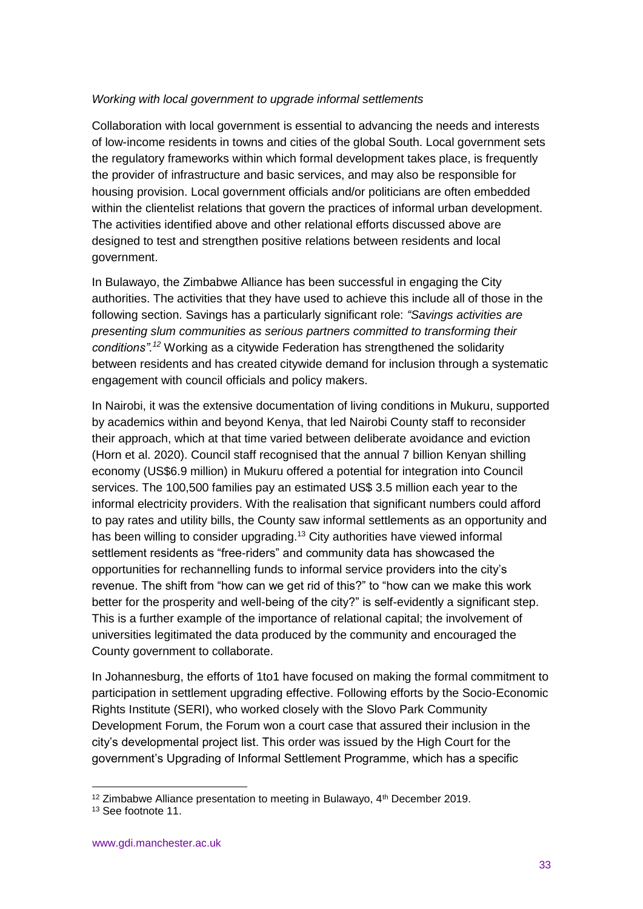*Working with local government to upgrade informal settlements*

Collaboration with local government is essential to advancing the needs and interests of low-income residents in towns and cities of the global South. Local government sets the regulatory frameworks within which formal development takes place, is frequently the provider of infrastructure and basic services, and may also be responsible for housing provision. Local government officials and/or politicians are often embedded within the clientelist relations that govern the practices of informal urban development. The activities identified above and other relational efforts discussed above are designed to test and strengthen positive relations between residents and local government.

In Bulawayo, the Zimbabwe Alliance has been successful in engaging the City authorities. The activities that they have used to achieve this include all of those in the following section. Savings has a particularly significant role: *"Savings activities are presenting slum communities as serious partners committed to transforming their conditions".*[12] Working as a citywide Federation has strengthened the solidarity between residents and has created citywide demand for inclusion through a systematic engagement with council officials and policy makers.

In Nairobi, it was the extensive documentation of living conditions in Mukuru, supported by academics within and beyond Kenya, that led Nairobi County staff to reconsider their approach, which at that time varied between deliberate avoidance and eviction (Horn et al. 2020). Council staff recognised that the annual 7 billion Kenyan shilling economy (US$6.9 million) in Mukuru offered a potential for integration into Council services. The 100,500 families pay an estimated US$ 3.5 million each year to the informal electricity providers. With the realisation that significant numbers could afford to pay rates and utility bills, the County saw informal settlements as an opportunity and has been willing to consider upgrading.[13] City authorities have viewed informal settlement residents as "free-riders" and community data has showcased the opportunities for rechannelling funds to informal service providers into the city's revenue. The shift from "how can we get rid of this?" to "how can we make this work better for the prosperity and well-being of the city?" is self-evidently a significant step. This is a further example of the importance of relational capital; the involvement of universities legitimated the data produced by the community and encouraged the County government to collaborate.

In Johannesburg, the efforts of 1to1 have focused on making the formal commitment to participation in settlement upgrading effective. Following efforts by the Socio-Economic Rights Institute (SERI), who worked closely with the Slovo Park Community Development Forum, the Forum won a court case that assured their inclusion in the city's developmental project list. This order was issued by the High Court for the government's Upgrading of Informal Settlement Programme, which has a specific

[12] Zimbabwe Alliance presentation to meeting in Bulawayo, 4th December 2019.

[13] See footnote 11.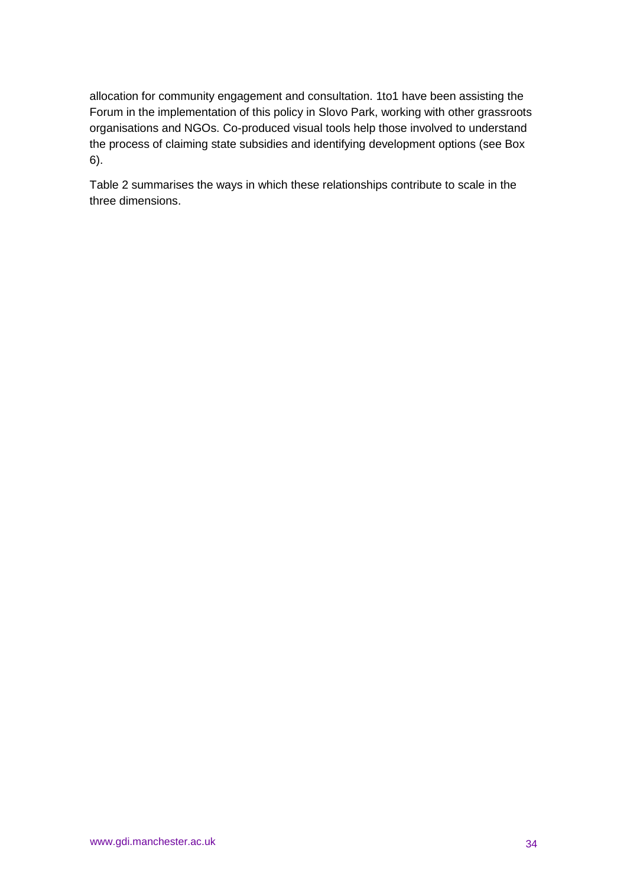allocation for community engagement and consultation. 1to1 have been assisting the Forum in the implementation of this policy in Slovo Park, working with other grassroots organisations and NGOs. Co-produced visual tools help those involved to understand the process of claiming state subsidies and identifying development options (see Box 6).

Table 2 summarises the ways in which these relationships contribute to scale in the three dimensions.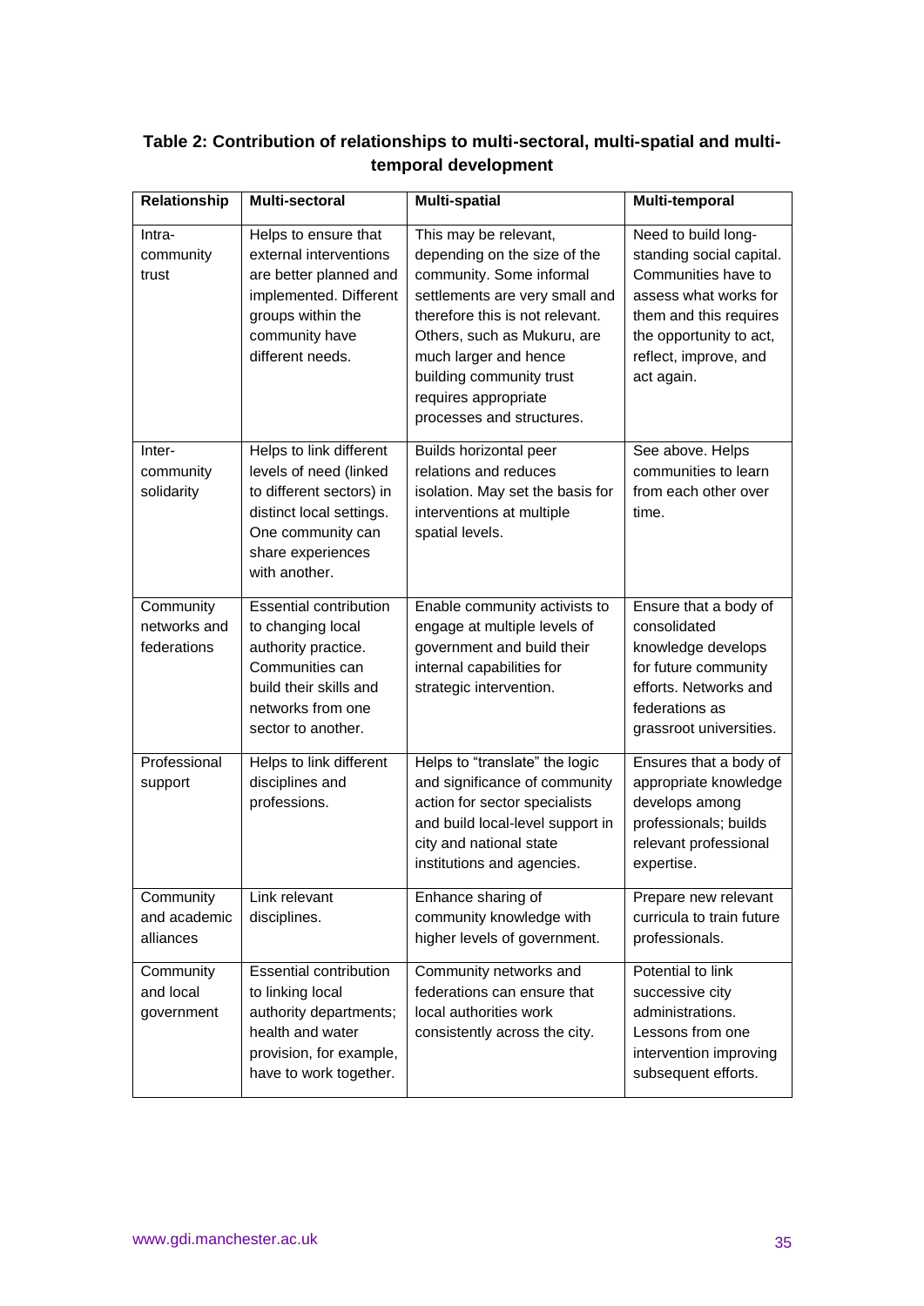**Table 2: Contribution of relationships to multi-sectoral, multi-spatial and multi-temporal development**

| Relationship | Multi-sectoral | Multi-spatial | Multi-temporal |
|---|---|---|---|
| Intra-community trust | Helps to ensure that external interventions are better planned and implemented. Different groups within the community have different needs. | This may be relevant, depending on the size of the community. Some informal settlements are very small and therefore this is not relevant. Others, such as Mukuru, are much larger and hence building community trust requires appropriate processes and structures. | Need to build long-standing social capital. Communities have to assess what works for them and this requires the opportunity to act, reflect, improve, and act again. |
| Inter-community solidarity | Helps to link different levels of need (linked to different sectors) in distinct local settings. One community can share experiences with another. | Builds horizontal peer relations and reduces isolation. May set the basis for interventions at multiple spatial levels. | See above. Helps communities to learn from each other over time. |
| Community networks and federations | Essential contribution to changing local authority practice. Communities can build their skills and networks from one sector to another. | Enable community activists to engage at multiple levels of government and build their internal capabilities for strategic intervention. | Ensure that a body of consolidated knowledge develops for future community efforts. Networks and federations as grassroot universities. |
| Professional support | Helps to link different disciplines and professions. | Helps to "translate" the logic and significance of community action for sector specialists and build local-level support in city and national state institutions and agencies. | Ensures that a body of appropriate knowledge develops among professionals; builds relevant professional expertise. |
| Community and academic alliances | Link relevant disciplines. | Enhance sharing of community knowledge with higher levels of government. | Prepare new relevant curricula to train future professionals. |
| Community and local government | Essential contribution to linking local authority departments; health and water provision, for example, have to work together. | Community networks and federations can ensure that local authorities work consistently across the city. | Potential to link successive city administrations. Lessons from one intervention improving subsequent efforts. |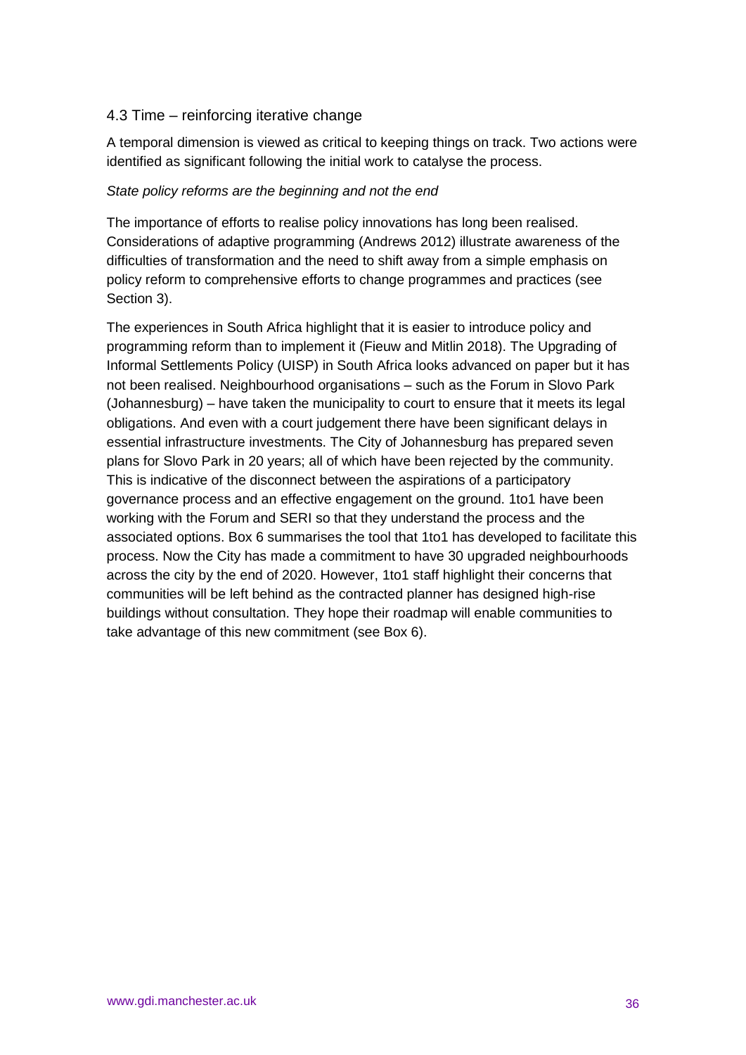### 4.3 Time – reinforcing iterative change

A temporal dimension is viewed as critical to keeping things on track. Two actions were identified as significant following the initial work to catalyse the process.

*State policy reforms are the beginning and not the end*

The importance of efforts to realise policy innovations has long been realised. Considerations of adaptive programming (Andrews 2012) illustrate awareness of the difficulties of transformation and the need to shift away from a simple emphasis on policy reform to comprehensive efforts to change programmes and practices (see Section 3).

The experiences in South Africa highlight that it is easier to introduce policy and programming reform than to implement it (Fieuw and Mitlin 2018). The Upgrading of Informal Settlements Policy (UISP) in South Africa looks advanced on paper but it has not been realised. Neighbourhood organisations – such as the Forum in Slovo Park (Johannesburg) – have taken the municipality to court to ensure that it meets its legal obligations. And even with a court judgement there have been significant delays in essential infrastructure investments. The City of Johannesburg has prepared seven plans for Slovo Park in 20 years; all of which have been rejected by the community. This is indicative of the disconnect between the aspirations of a participatory governance process and an effective engagement on the ground. 1to1 have been working with the Forum and SERI so that they understand the process and the associated options. Box 6 summarises the tool that 1to1 has developed to facilitate this process. Now the City has made a commitment to have 30 upgraded neighbourhoods across the city by the end of 2020. However, 1to1 staff highlight their concerns that communities will be left behind as the contracted planner has designed high-rise buildings without consultation. They hope their roadmap will enable communities to take advantage of this new commitment (see Box 6).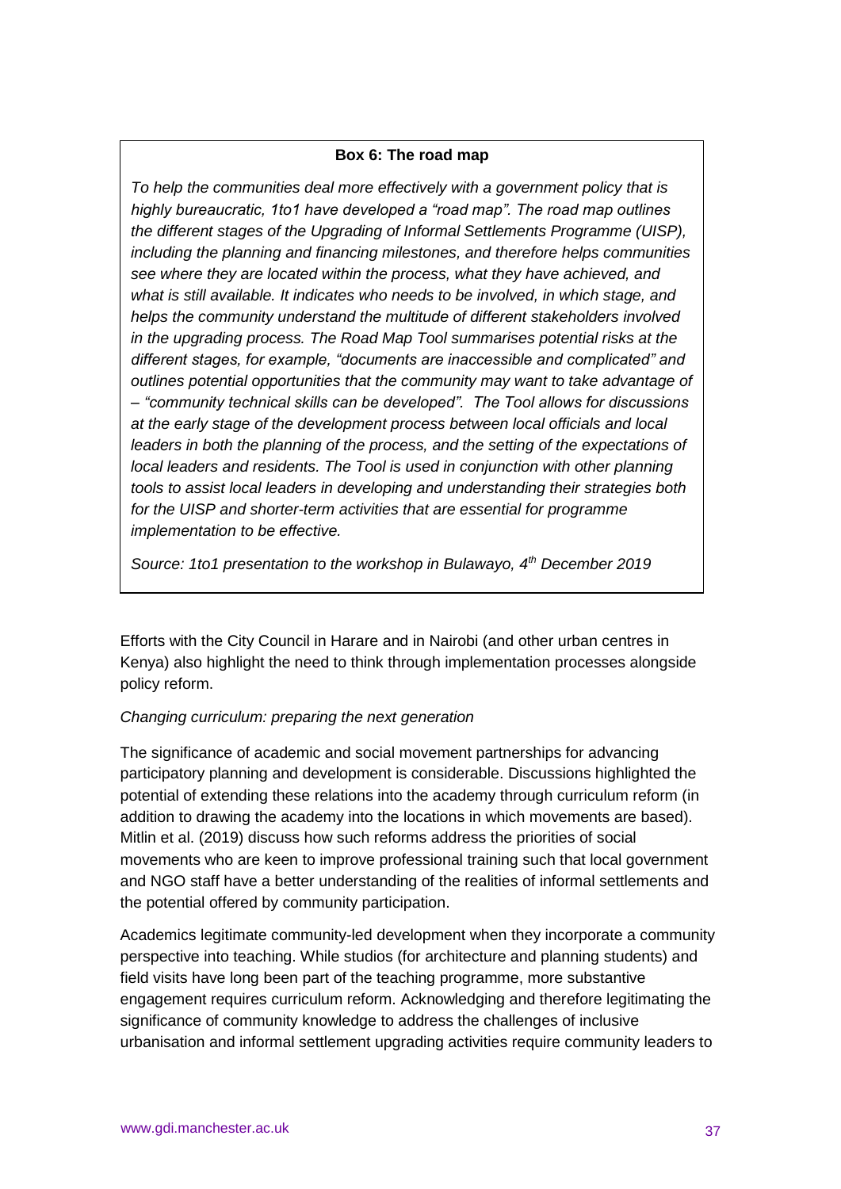**Box 6: The road map**

*To help the communities deal more effectively with a government policy that is highly bureaucratic, 1to1 have developed a "road map". The road map outlines the different stages of the Upgrading of Informal Settlements Programme (UISP), including the planning and financing milestones, and therefore helps communities see where they are located within the process, what they have achieved, and what is still available. It indicates who needs to be involved, in which stage, and helps the community understand the multitude of different stakeholders involved in the upgrading process. The Road Map Tool summarises potential risks at the different stages, for example, "documents are inaccessible and complicated" and outlines potential opportunities that the community may want to take advantage of – "community technical skills can be developed". The Tool allows for discussions at the early stage of the development process between local officials and local leaders in both the planning of the process, and the setting of the expectations of local leaders and residents. The Tool is used in conjunction with other planning tools to assist local leaders in developing and understanding their strategies both for the UISP and shorter-term activities that are essential for programme implementation to be effective.*

*Source: 1to1 presentation to the workshop in Bulawayo, 4th December 2019*

Efforts with the City Council in Harare and in Nairobi (and other urban centres in Kenya) also highlight the need to think through implementation processes alongside policy reform.

*Changing curriculum: preparing the next generation*

The significance of academic and social movement partnerships for advancing participatory planning and development is considerable. Discussions highlighted the potential of extending these relations into the academy through curriculum reform (in addition to drawing the academy into the locations in which movements are based). Mitlin et al. (2019) discuss how such reforms address the priorities of social movements who are keen to improve professional training such that local government and NGO staff have a better understanding of the realities of informal settlements and the potential offered by community participation.

Academics legitimate community-led development when they incorporate a community perspective into teaching. While studios (for architecture and planning students) and field visits have long been part of the teaching programme, more substantive engagement requires curriculum reform. Acknowledging and therefore legitimating the significance of community knowledge to address the challenges of inclusive urbanisation and informal settlement upgrading activities require community leaders to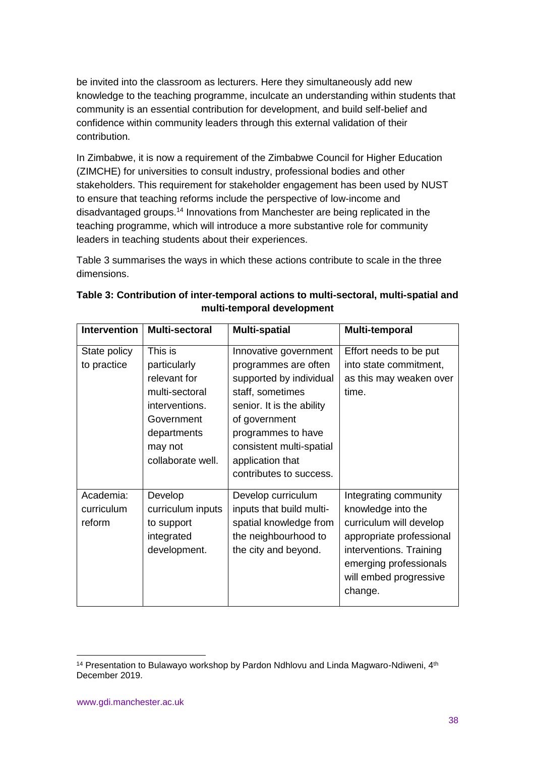be invited into the classroom as lecturers. Here they simultaneously add new knowledge to the teaching programme, inculcate an understanding within students that community is an essential contribution for development, and build self-belief and confidence within community leaders through this external validation of their contribution.

In Zimbabwe, it is now a requirement of the Zimbabwe Council for Higher Education (ZIMCHE) for universities to consult industry, professional bodies and other stakeholders. This requirement for stakeholder engagement has been used by NUST to ensure that teaching reforms include the perspective of low-income and disadvantaged groups.[14] Innovations from Manchester are being replicated in the teaching programme, which will introduce a more substantive role for community leaders in teaching students about their experiences.

Table 3 summarises the ways in which these actions contribute to scale in the three dimensions.

**Table 3: Contribution of inter-temporal actions to multi-sectoral, multi-spatial and multi-temporal development**

| Intervention | Multi-sectoral | Multi-spatial | Multi-temporal |
|---|---|---|---|
| State policy to practice | This is particularly relevant for multi-sectoral interventions. Government departments may not collaborate well. | Innovative government programmes are often supported by individual staff, sometimes senior. It is the ability of government programmes to have consistent multi-spatial application that contributes to success. | Effort needs to be put into state commitment, as this may weaken over time. |
| Academia: curriculum reform | Develop curriculum inputs to support integrated development. | Develop curriculum inputs that build multi-spatial knowledge from the neighbourhood to the city and beyond. | Integrating community knowledge into the curriculum will develop appropriate professional interventions. Training emerging professionals will embed progressive change. |

[14] Presentation to Bulawayo workshop by Pardon Ndhlovu and Linda Magwaro-Ndiweni, 4th December 2019.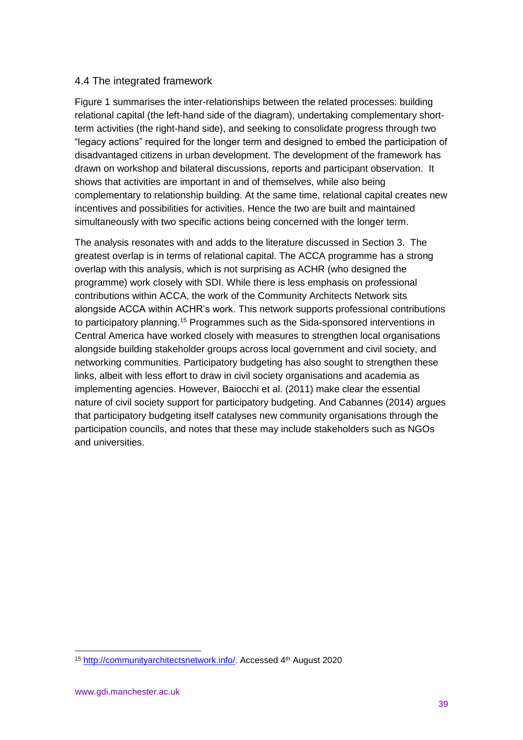## 4.4 The integrated framework

Figure 1 summarises the inter-relationships between the related processes: building relational capital (the left-hand side of the diagram), undertaking complementary short-term activities (the right-hand side), and seeking to consolidate progress through two "legacy actions" required for the longer term and designed to embed the participation of disadvantaged citizens in urban development. The development of the framework has drawn on workshop and bilateral discussions, reports and participant observation. It shows that activities are important in and of themselves, while also being complementary to relationship building. At the same time, relational capital creates new incentives and possibilities for activities. Hence the two are built and maintained simultaneously with two specific actions being concerned with the longer term.

The analysis resonates with and adds to the literature discussed in Section 3. The greatest overlap is in terms of relational capital. The ACCA programme has a strong overlap with this analysis, which is not surprising as ACHR (who designed the programme) work closely with SDI. While there is less emphasis on professional contributions within ACCA, the work of the Community Architects Network sits alongside ACCA within ACHR's work. This network supports professional contributions to participatory planning.[15] Programmes such as the Sida-sponsored interventions in Central America have worked closely with measures to strengthen local organisations alongside building stakeholder groups across local government and civil society, and networking communities. Participatory budgeting has also sought to strengthen these links, albeit with less effort to draw in civil society organisations and academia as implementing agencies. However, Baiocchi et al. (2011) make clear the essential nature of civil society support for participatory budgeting. And Cabannes (2014) argues that participatory budgeting itself catalyses new community organisations through the participation councils, and notes that these may include stakeholders such as NGOs and universities.

[15] http://communityarchitectsnetwork.info/. Accessed 4th August 2020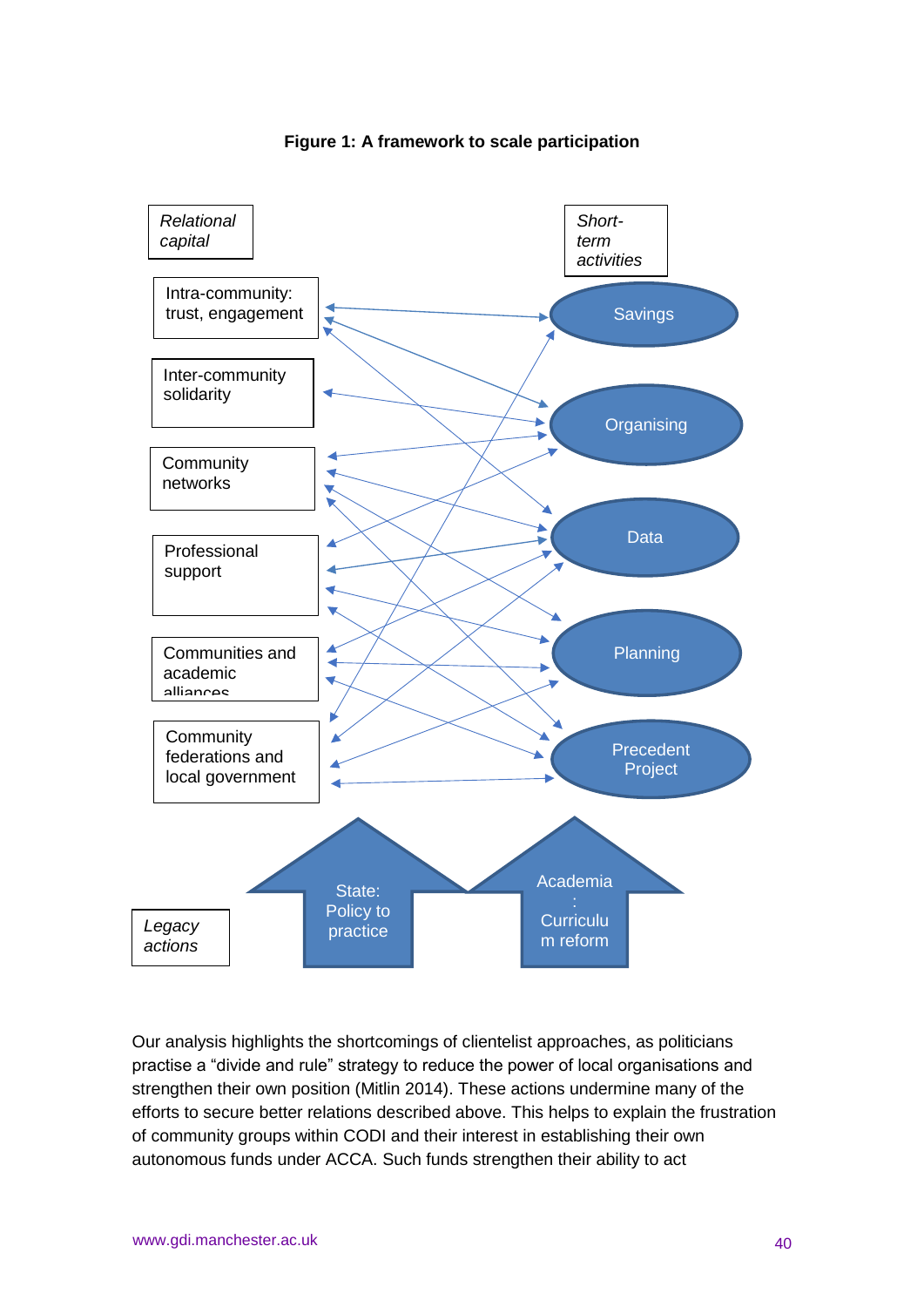**Figure 1: A framework to scale participation**

*Relational capital*

Intra-community: trust, engagement

Inter-community solidarity

Community networks

Professional support

Communities and academic alliances

Community federations and local government

*Short-term activities*

Savings

Organising

Data

Planning

Precedent Project

*Legacy actions*

State: Policy to practice

Academia: Curriculum reform

Our analysis highlights the shortcomings of clientelist approaches, as politicians practise a "divide and rule" strategy to reduce the power of local organisations and strengthen their own position (Mitlin 2014). These actions undermine many of the efforts to secure better relations described above. This helps to explain the frustration of community groups within CODI and their interest in establishing their own autonomous funds under ACCA. Such funds strengthen their ability to act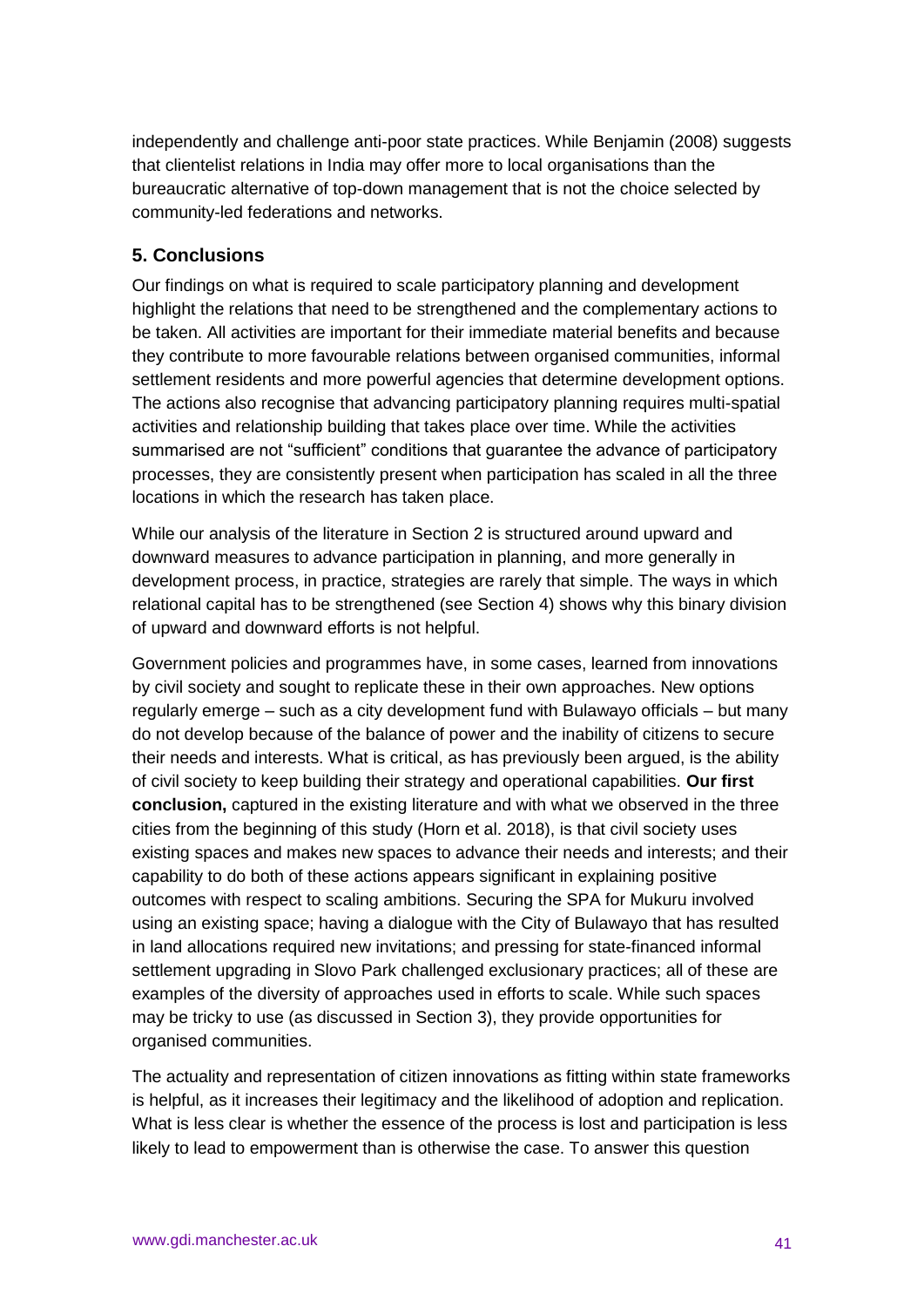independently and challenge anti-poor state practices. While Benjamin (2008) suggests that clientelist relations in India may offer more to local organisations than the bureaucratic alternative of top-down management that is not the choice selected by community-led federations and networks.

## 5. Conclusions

Our findings on what is required to scale participatory planning and development highlight the relations that need to be strengthened and the complementary actions to be taken. All activities are important for their immediate material benefits and because they contribute to more favourable relations between organised communities, informal settlement residents and more powerful agencies that determine development options. The actions also recognise that advancing participatory planning requires multi-spatial activities and relationship building that takes place over time. While the activities summarised are not "sufficient" conditions that guarantee the advance of participatory processes, they are consistently present when participation has scaled in all the three locations in which the research has taken place.

While our analysis of the literature in Section 2 is structured around upward and downward measures to advance participation in planning, and more generally in development process, in practice, strategies are rarely that simple. The ways in which relational capital has to be strengthened (see Section 4) shows why this binary division of upward and downward efforts is not helpful.

Government policies and programmes have, in some cases, learned from innovations by civil society and sought to replicate these in their own approaches. New options regularly emerge – such as a city development fund with Bulawayo officials – but many do not develop because of the balance of power and the inability of citizens to secure their needs and interests. What is critical, as has previously been argued, is the ability of civil society to keep building their strategy and operational capabilities. **Our first conclusion,** captured in the existing literature and with what we observed in the three cities from the beginning of this study (Horn et al. 2018), is that civil society uses existing spaces and makes new spaces to advance their needs and interests; and their capability to do both of these actions appears significant in explaining positive outcomes with respect to scaling ambitions. Securing the SPA for Mukuru involved using an existing space; having a dialogue with the City of Bulawayo that has resulted in land allocations required new invitations; and pressing for state-financed informal settlement upgrading in Slovo Park challenged exclusionary practices; all of these are examples of the diversity of approaches used in efforts to scale. While such spaces may be tricky to use (as discussed in Section 3), they provide opportunities for organised communities.

The actuality and representation of citizen innovations as fitting within state frameworks is helpful, as it increases their legitimacy and the likelihood of adoption and replication. What is less clear is whether the essence of the process is lost and participation is less likely to lead to empowerment than is otherwise the case. To answer this question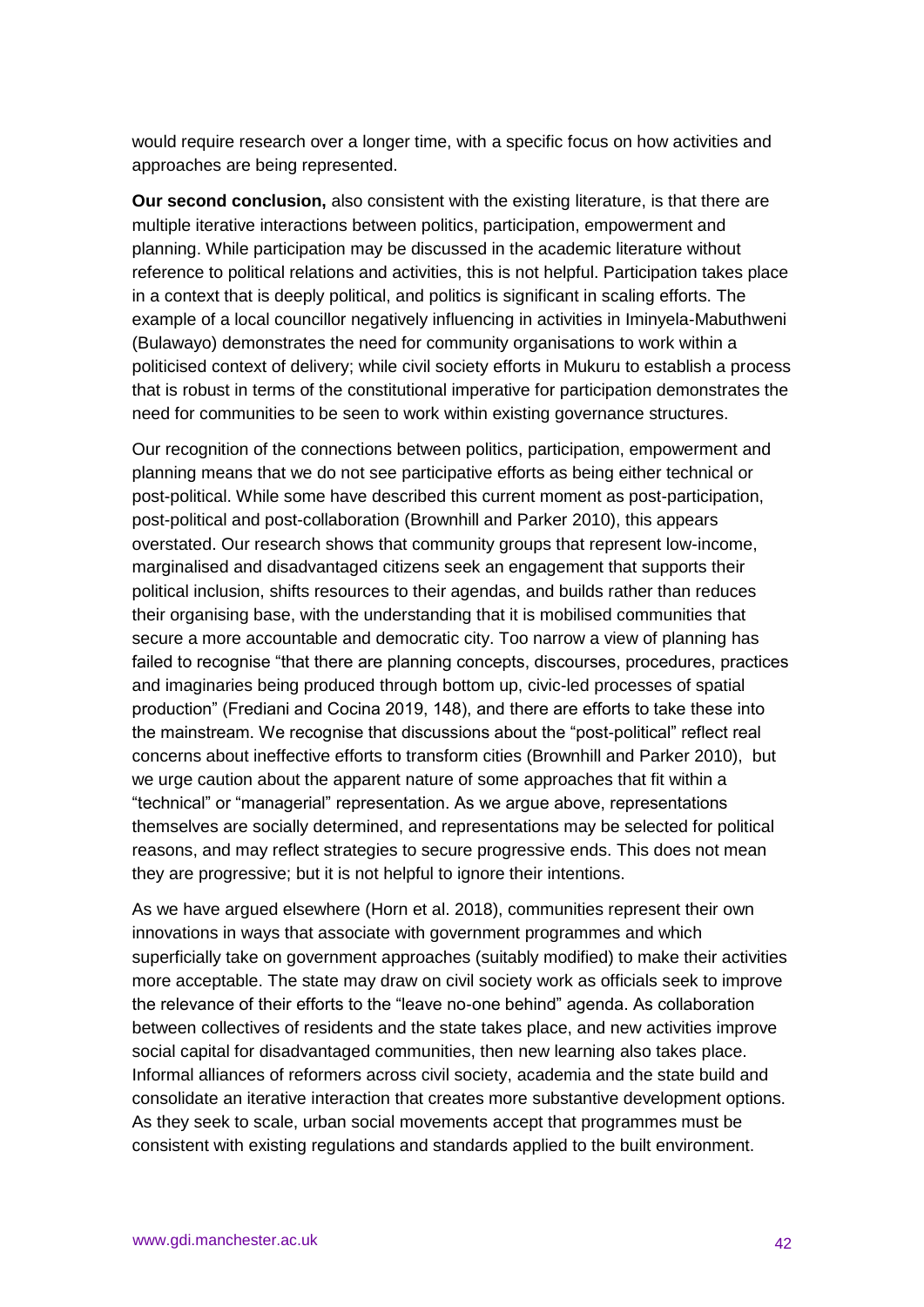would require research over a longer time, with a specific focus on how activities and approaches are being represented.

**Our second conclusion,** also consistent with the existing literature, is that there are multiple iterative interactions between politics, participation, empowerment and planning. While participation may be discussed in the academic literature without reference to political relations and activities, this is not helpful. Participation takes place in a context that is deeply political, and politics is significant in scaling efforts. The example of a local councillor negatively influencing in activities in Iminyela-Mabuthweni (Bulawayo) demonstrates the need for community organisations to work within a politicised context of delivery; while civil society efforts in Mukuru to establish a process that is robust in terms of the constitutional imperative for participation demonstrates the need for communities to be seen to work within existing governance structures.

Our recognition of the connections between politics, participation, empowerment and planning means that we do not see participative efforts as being either technical or post-political. While some have described this current moment as post-participation, post-political and post-collaboration (Brownhill and Parker 2010), this appears overstated. Our research shows that community groups that represent low-income, marginalised and disadvantaged citizens seek an engagement that supports their political inclusion, shifts resources to their agendas, and builds rather than reduces their organising base, with the understanding that it is mobilised communities that secure a more accountable and democratic city. Too narrow a view of planning has failed to recognise "that there are planning concepts, discourses, procedures, practices and imaginaries being produced through bottom up, civic-led processes of spatial production" (Frediani and Cocina 2019, 148), and there are efforts to take these into the mainstream. We recognise that discussions about the "post-political" reflect real concerns about ineffective efforts to transform cities (Brownhill and Parker 2010), but we urge caution about the apparent nature of some approaches that fit within a "technical" or "managerial" representation. As we argue above, representations themselves are socially determined, and representations may be selected for political reasons, and may reflect strategies to secure progressive ends. This does not mean they are progressive; but it is not helpful to ignore their intentions.

As we have argued elsewhere (Horn et al. 2018), communities represent their own innovations in ways that associate with government programmes and which superficially take on government approaches (suitably modified) to make their activities more acceptable. The state may draw on civil society work as officials seek to improve the relevance of their efforts to the "leave no-one behind" agenda. As collaboration between collectives of residents and the state takes place, and new activities improve social capital for disadvantaged communities, then new learning also takes place. Informal alliances of reformers across civil society, academia and the state build and consolidate an iterative interaction that creates more substantive development options. As they seek to scale, urban social movements accept that programmes must be consistent with existing regulations and standards applied to the built environment.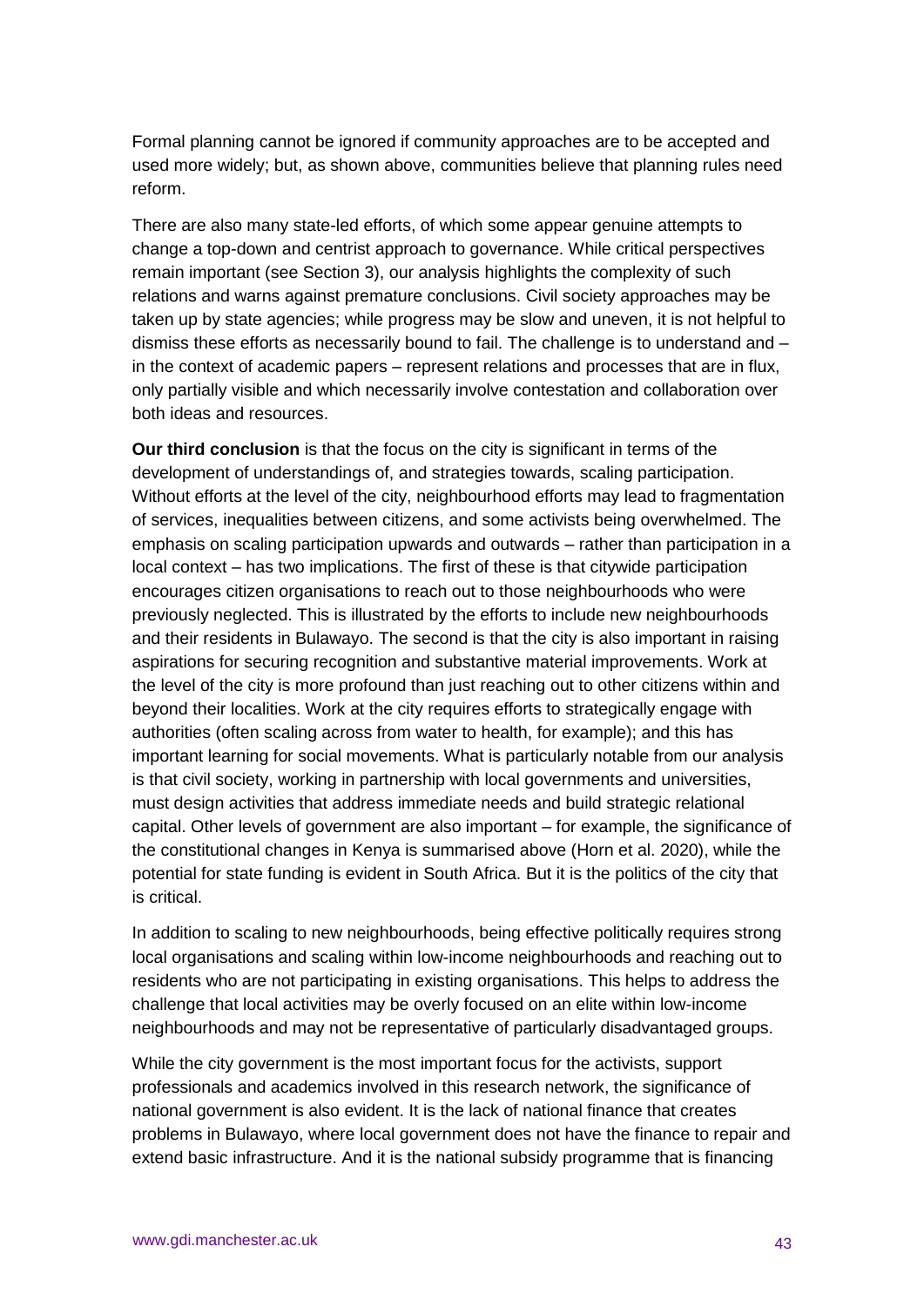Formal planning cannot be ignored if community approaches are to be accepted and used more widely; but, as shown above, communities believe that planning rules need reform.

There are also many state-led efforts, of which some appear genuine attempts to change a top-down and centrist approach to governance. While critical perspectives remain important (see Section 3), our analysis highlights the complexity of such relations and warns against premature conclusions. Civil society approaches may be taken up by state agencies; while progress may be slow and uneven, it is not helpful to dismiss these efforts as necessarily bound to fail. The challenge is to understand and – in the context of academic papers – represent relations and processes that are in flux, only partially visible and which necessarily involve contestation and collaboration over both ideas and resources.

**Our third conclusion** is that the focus on the city is significant in terms of the development of understandings of, and strategies towards, scaling participation. Without efforts at the level of the city, neighbourhood efforts may lead to fragmentation of services, inequalities between citizens, and some activists being overwhelmed. The emphasis on scaling participation upwards and outwards – rather than participation in a local context – has two implications. The first of these is that citywide participation encourages citizen organisations to reach out to those neighbourhoods who were previously neglected. This is illustrated by the efforts to include new neighbourhoods and their residents in Bulawayo. The second is that the city is also important in raising aspirations for securing recognition and substantive material improvements. Work at the level of the city is more profound than just reaching out to other citizens within and beyond their localities. Work at the city requires efforts to strategically engage with authorities (often scaling across from water to health, for example); and this has important learning for social movements. What is particularly notable from our analysis is that civil society, working in partnership with local governments and universities, must design activities that address immediate needs and build strategic relational capital. Other levels of government are also important – for example, the significance of the constitutional changes in Kenya is summarised above (Horn et al. 2020), while the potential for state funding is evident in South Africa. But it is the politics of the city that is critical.

In addition to scaling to new neighbourhoods, being effective politically requires strong local organisations and scaling within low-income neighbourhoods and reaching out to residents who are not participating in existing organisations. This helps to address the challenge that local activities may be overly focused on an elite within low-income neighbourhoods and may not be representative of particularly disadvantaged groups.

While the city government is the most important focus for the activists, support professionals and academics involved in this research network, the significance of national government is also evident. It is the lack of national finance that creates problems in Bulawayo, where local government does not have the finance to repair and extend basic infrastructure. And it is the national subsidy programme that is financing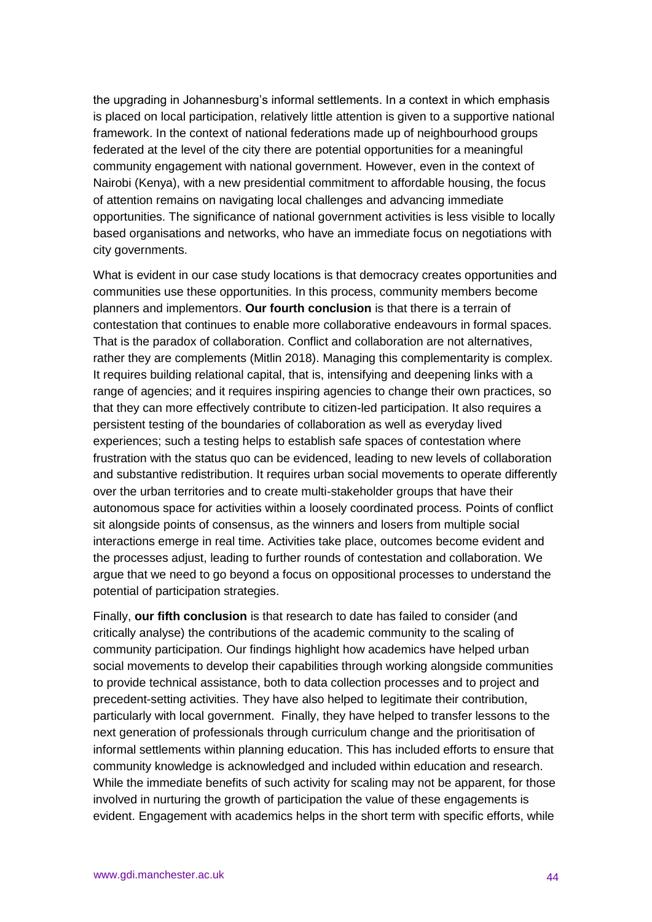the upgrading in Johannesburg's informal settlements. In a context in which emphasis is placed on local participation, relatively little attention is given to a supportive national framework. In the context of national federations made up of neighbourhood groups federated at the level of the city there are potential opportunities for a meaningful community engagement with national government. However, even in the context of Nairobi (Kenya), with a new presidential commitment to affordable housing, the focus of attention remains on navigating local challenges and advancing immediate opportunities. The significance of national government activities is less visible to locally based organisations and networks, who have an immediate focus on negotiations with city governments.

What is evident in our case study locations is that democracy creates opportunities and communities use these opportunities. In this process, community members become planners and implementors. **Our fourth conclusion** is that there is a terrain of contestation that continues to enable more collaborative endeavours in formal spaces. That is the paradox of collaboration. Conflict and collaboration are not alternatives, rather they are complements (Mitlin 2018). Managing this complementarity is complex. It requires building relational capital, that is, intensifying and deepening links with a range of agencies; and it requires inspiring agencies to change their own practices, so that they can more effectively contribute to citizen-led participation. It also requires a persistent testing of the boundaries of collaboration as well as everyday lived experiences; such a testing helps to establish safe spaces of contestation where frustration with the status quo can be evidenced, leading to new levels of collaboration and substantive redistribution. It requires urban social movements to operate differently over the urban territories and to create multi-stakeholder groups that have their autonomous space for activities within a loosely coordinated process. Points of conflict sit alongside points of consensus, as the winners and losers from multiple social interactions emerge in real time. Activities take place, outcomes become evident and the processes adjust, leading to further rounds of contestation and collaboration. We argue that we need to go beyond a focus on oppositional processes to understand the potential of participation strategies.

Finally, **our fifth conclusion** is that research to date has failed to consider (and critically analyse) the contributions of the academic community to the scaling of community participation. Our findings highlight how academics have helped urban social movements to develop their capabilities through working alongside communities to provide technical assistance, both to data collection processes and to project and precedent-setting activities. They have also helped to legitimate their contribution, particularly with local government. Finally, they have helped to transfer lessons to the next generation of professionals through curriculum change and the prioritisation of informal settlements within planning education. This has included efforts to ensure that community knowledge is acknowledged and included within education and research. While the immediate benefits of such activity for scaling may not be apparent, for those involved in nurturing the growth of participation the value of these engagements is evident. Engagement with academics helps in the short term with specific efforts, while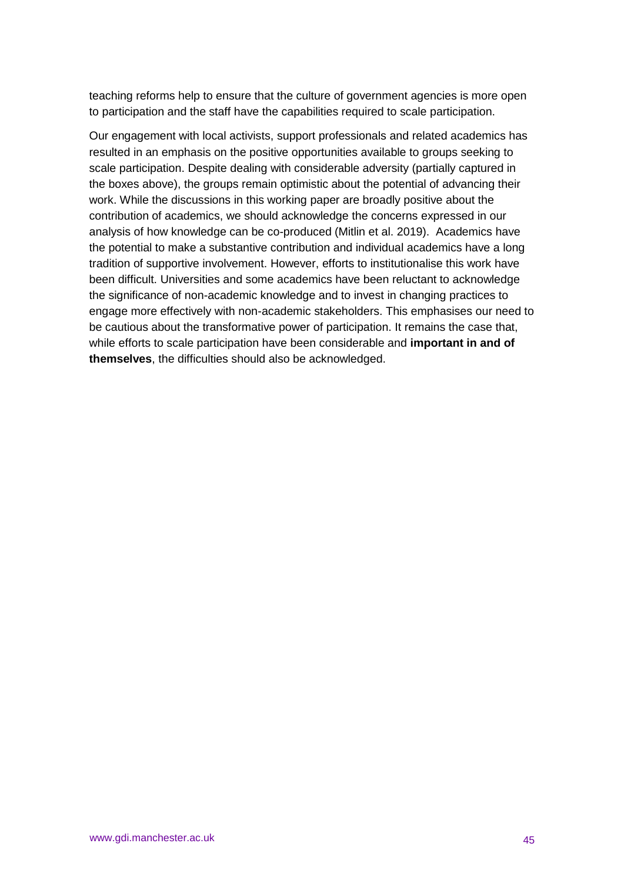teaching reforms help to ensure that the culture of government agencies is more open to participation and the staff have the capabilities required to scale participation.

Our engagement with local activists, support professionals and related academics has resulted in an emphasis on the positive opportunities available to groups seeking to scale participation. Despite dealing with considerable adversity (partially captured in the boxes above), the groups remain optimistic about the potential of advancing their work. While the discussions in this working paper are broadly positive about the contribution of academics, we should acknowledge the concerns expressed in our analysis of how knowledge can be co-produced (Mitlin et al. 2019). Academics have the potential to make a substantive contribution and individual academics have a long tradition of supportive involvement. However, efforts to institutionalise this work have been difficult. Universities and some academics have been reluctant to acknowledge the significance of non-academic knowledge and to invest in changing practices to engage more effectively with non-academic stakeholders. This emphasises our need to be cautious about the transformative power of participation. It remains the case that, while efforts to scale participation have been considerable and **important in and of themselves**, the difficulties should also be acknowledged.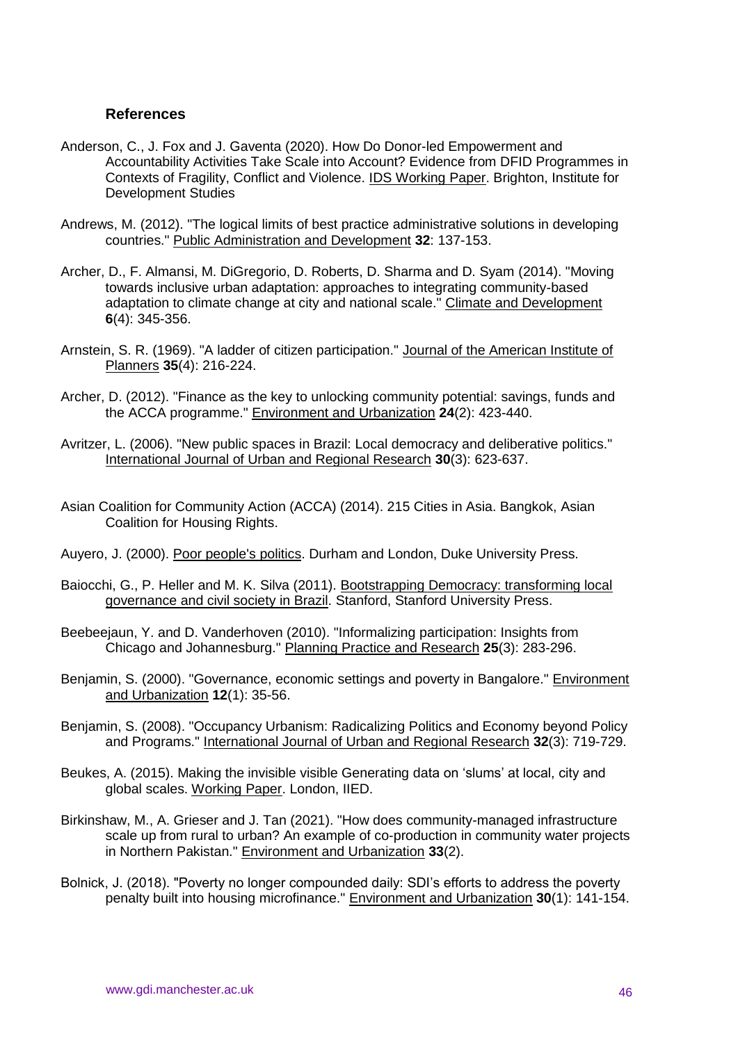### References

Anderson, C., J. Fox and J. Gaventa (2020). How Do Donor-led Empowerment and Accountability Activities Take Scale into Account? Evidence from DFID Programmes in Contexts of Fragility, Conflict and Violence. IDS Working Paper. Brighton, Institute for Development Studies

Andrews, M. (2012). "The logical limits of best practice administrative solutions in developing countries." Public Administration and Development **32**: 137-153.

Archer, D., F. Almansi, M. DiGregorio, D. Roberts, D. Sharma and D. Syam (2014). "Moving towards inclusive urban adaptation: approaches to integrating community-based adaptation to climate change at city and national scale." Climate and Development **6**(4): 345-356.

Arnstein, S. R. (1969). "A ladder of citizen participation." Journal of the American Institute of Planners **35**(4): 216-224.

Archer, D. (2012). "Finance as the key to unlocking community potential: savings, funds and the ACCA programme." Environment and Urbanization **24**(2): 423-440.

Avritzer, L. (2006). "New public spaces in Brazil: Local democracy and deliberative politics." International Journal of Urban and Regional Research **30**(3): 623-637.

Asian Coalition for Community Action (ACCA) (2014). 215 Cities in Asia. Bangkok, Asian Coalition for Housing Rights.

Auyero, J. (2000). Poor people's politics. Durham and London, Duke University Press.

Baiocchi, G., P. Heller and M. K. Silva (2011). Bootstrapping Democracy: transforming local governance and civil society in Brazil. Stanford, Stanford University Press.

Beebeejaun, Y. and D. Vanderhoven (2010). "Informalizing participation: Insights from Chicago and Johannesburg." Planning Practice and Research **25**(3): 283-296.

Benjamin, S. (2000). "Governance, economic settings and poverty in Bangalore." Environment and Urbanization **12**(1): 35-56.

Benjamin, S. (2008). "Occupancy Urbanism: Radicalizing Politics and Economy beyond Policy and Programs." International Journal of Urban and Regional Research **32**(3): 719-729.

Beukes, A. (2015). Making the invisible visible Generating data on 'slums' at local, city and global scales. Working Paper. London, IIED.

Birkinshaw, M., A. Grieser and J. Tan (2021). "How does community-managed infrastructure scale up from rural to urban? An example of co-production in community water projects in Northern Pakistan." Environment and Urbanization **33**(2).

Bolnick, J. (2018). "Poverty no longer compounded daily: SDI's efforts to address the poverty penalty built into housing microfinance." Environment and Urbanization **30**(1): 141-154.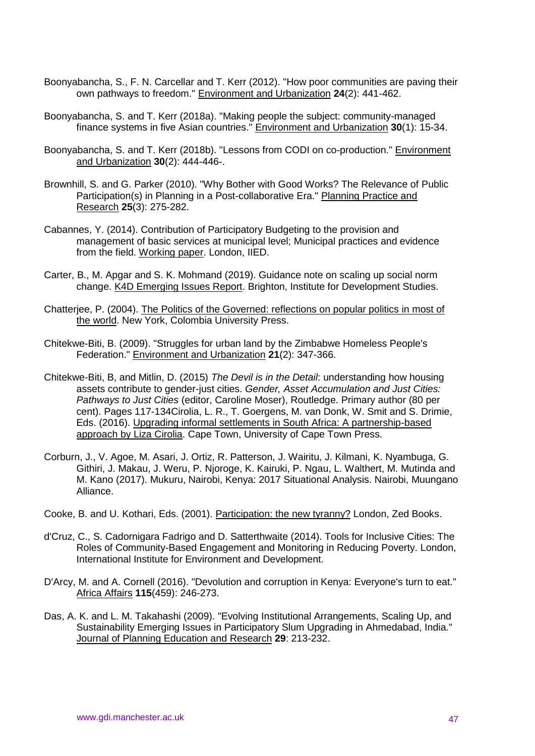Boonyabancha, S., F. N. Carcellar and T. Kerr (2012). "How poor communities are paving their own pathways to freedom." Environment and Urbanization **24**(2): 441-462.

Boonyabancha, S. and T. Kerr (2018a). "Making people the subject: community-managed finance systems in five Asian countries." Environment and Urbanization **30**(1): 15-34.

Boonyabancha, S. and T. Kerr (2018b). "Lessons from CODI on co-production." Environment and Urbanization **30**(2): 444-446-.

Brownhill, S. and G. Parker (2010). "Why Bother with Good Works? The Relevance of Public Participation(s) in Planning in a Post-collaborative Era." Planning Practice and Research **25**(3): 275-282.

Cabannes, Y. (2014). Contribution of Participatory Budgeting to the provision and management of basic services at municipal level; Municipal practices and evidence from the field. Working paper. London, IIED.

Carter, B., M. Apgar and S. K. Mohmand (2019). Guidance note on scaling up social norm change. K4D Emerging Issues Report. Brighton, Institute for Development Studies.

Chatterjee, P. (2004). The Politics of the Governed: reflections on popular politics in most of the world. New York, Colombia University Press.

Chitekwe-Biti, B. (2009). "Struggles for urban land by the Zimbabwe Homeless People's Federation." Environment and Urbanization **21**(2): 347-366.

Chitekwe-Biti, B, and Mitlin, D. (2015) *The Devil is in the Detail*: understanding how housing assets contribute to gender-just cities. *Gender, Asset Accumulation and Just Cities: Pathways to Just Cities* (editor, Caroline Moser), Routledge. Primary author (80 per cent). Pages 117-134Cirolia, L. R., T. Goergens, M. van Donk, W. Smit and S. Drimie, Eds. (2016). Upgrading informal settlements in South Africa: A partnership-based approach by Liza Cirolia. Cape Town, University of Cape Town Press.

Corburn, J., V. Agoe, M. Asari, J. Ortiz, R. Patterson, J. Wairitu, J. Kilmani, K. Nyambuga, G. Githiri, J. Makau, J. Weru, P. Njoroge, K. Kairuki, P. Ngau, L. Walthert, M. Mutinda and M. Kano (2017). Mukuru, Nairobi, Kenya: 2017 Situational Analysis. Nairobi, Muungano Alliance.

Cooke, B. and U. Kothari, Eds. (2001). Participation: the new tyranny? London, Zed Books.

d'Cruz, C., S. Cadornigara Fadrigo and D. Satterthwaite (2014). Tools for Inclusive Cities: The Roles of Community-Based Engagement and Monitoring in Reducing Poverty. London, International Institute for Environment and Development.

D'Arcy, M. and A. Cornell (2016). "Devolution and corruption in Kenya: Everyone's turn to eat." Africa Affairs **115**(459): 246-273.

Das, A. K. and L. M. Takahashi (2009). "Evolving Institutional Arrangements, Scaling Up, and Sustainability Emerging Issues in Participatory Slum Upgrading in Ahmedabad, India." Journal of Planning Education and Research **29**: 213-232.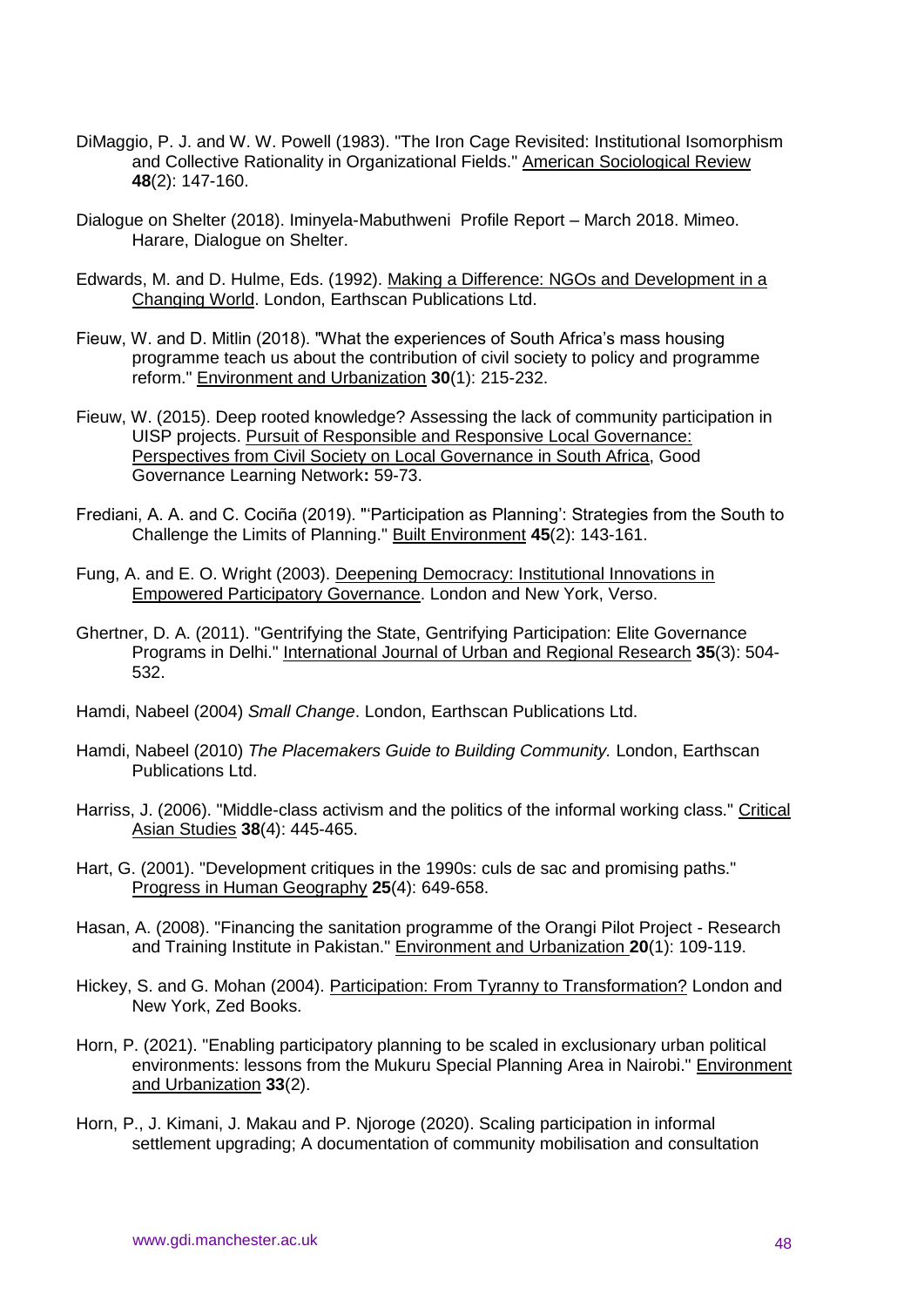DiMaggio, P. J. and W. W. Powell (1983). "The Iron Cage Revisited: Institutional Isomorphism and Collective Rationality in Organizational Fields." American Sociological Review **48**(2): 147-160.

Dialogue on Shelter (2018). Iminyela-Mabuthweni Profile Report – March 2018. Mimeo. Harare, Dialogue on Shelter.

Edwards, M. and D. Hulme, Eds. (1992). Making a Difference: NGOs and Development in a Changing World. London, Earthscan Publications Ltd.

Fieuw, W. and D. Mitlin (2018). "What the experiences of South Africa's mass housing programme teach us about the contribution of civil society to policy and programme reform." Environment and Urbanization **30**(1): 215-232.

Fieuw, W. (2015). Deep rooted knowledge? Assessing the lack of community participation in UISP projects. Pursuit of Responsible and Responsive Local Governance: Perspectives from Civil Society on Local Governance in South Africa, Good Governance Learning Network**:** 59-73.

Frediani, A. A. and C. Cociña (2019). "'Participation as Planning': Strategies from the South to Challenge the Limits of Planning." Built Environment **45**(2): 143-161.

Fung, A. and E. O. Wright (2003). Deepening Democracy: Institutional Innovations in Empowered Participatory Governance. London and New York, Verso.

Ghertner, D. A. (2011). "Gentrifying the State, Gentrifying Participation: Elite Governance Programs in Delhi." International Journal of Urban and Regional Research **35**(3): 504-532.

Hamdi, Nabeel (2004) *Small Change*. London, Earthscan Publications Ltd.

Hamdi, Nabeel (2010) *The Placemakers Guide to Building Community.* London, Earthscan Publications Ltd.

Harriss, J. (2006). "Middle-class activism and the politics of the informal working class." Critical Asian Studies **38**(4): 445-465.

Hart, G. (2001). "Development critiques in the 1990s: culs de sac and promising paths." Progress in Human Geography **25**(4): 649-658.

Hasan, A. (2008). "Financing the sanitation programme of the Orangi Pilot Project - Research and Training Institute in Pakistan." Environment and Urbanization **20**(1): 109-119.

Hickey, S. and G. Mohan (2004). Participation: From Tyranny to Transformation? London and New York, Zed Books.

Horn, P. (2021). "Enabling participatory planning to be scaled in exclusionary urban political environments: lessons from the Mukuru Special Planning Area in Nairobi." Environment and Urbanization **33**(2).

Horn, P., J. Kimani, J. Makau and P. Njoroge (2020). Scaling participation in informal settlement upgrading; A documentation of community mobilisation and consultation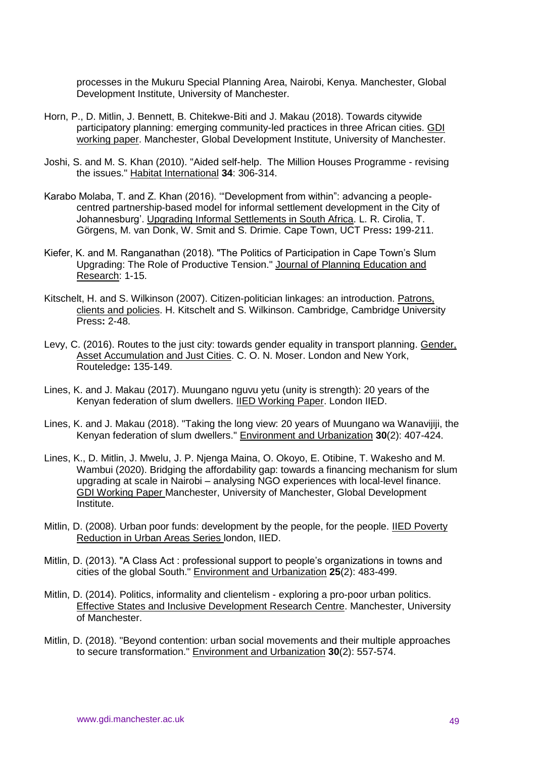processes in the Mukuru Special Planning Area, Nairobi, Kenya. Manchester, Global Development Institute, University of Manchester.

Horn, P., D. Mitlin, J. Bennett, B. Chitekwe-Biti and J. Makau (2018). Towards citywide participatory planning: emerging community-led practices in three African cities. GDI working paper. Manchester, Global Development Institute, University of Manchester.

Joshi, S. and M. S. Khan (2010). "Aided self-help. The Million Houses Programme - revising the issues." Habitat International **34**: 306-314.

Karabo Molaba, T. and Z. Khan (2016). '"Development from within": advancing a people-centred partnership-based model for informal settlement development in the City of Johannesburg'. Upgrading Informal Settlements in South Africa. L. R. Cirolia, T. Görgens, M. van Donk, W. Smit and S. Drimie. Cape Town, UCT Press**:** 199-211.

Kiefer, K. and M. Ranganathan (2018). "The Politics of Participation in Cape Town's Slum Upgrading: The Role of Productive Tension." Journal of Planning Education and Research: 1-15.

Kitschelt, H. and S. Wilkinson (2007). Citizen-politician linkages: an introduction. Patrons, clients and policies. H. Kitschelt and S. Wilkinson. Cambridge, Cambridge University Press**:** 2-48.

Levy, C. (2016). Routes to the just city: towards gender equality in transport planning. Gender, Asset Accumulation and Just Cities. C. O. N. Moser. London and New York, Routeledge**:** 135-149.

Lines, K. and J. Makau (2017). Muungano nguvu yetu (unity is strength): 20 years of the Kenyan federation of slum dwellers. IIED Working Paper. London IIED.

Lines, K. and J. Makau (2018). "Taking the long view: 20 years of Muungano wa Wanavijiji, the Kenyan federation of slum dwellers." Environment and Urbanization **30**(2): 407-424.

Lines, K., D. Mitlin, J. Mwelu, J. P. Njenga Maina, O. Okoyo, E. Otibine, T. Wakesho and M. Wambui (2020). Bridging the affordability gap: towards a financing mechanism for slum upgrading at scale in Nairobi – analysing NGO experiences with local-level finance. GDI Working Paper Manchester, University of Manchester, Global Development Institute.

Mitlin, D. (2008). Urban poor funds: development by the people, for the people. IIED Poverty Reduction in Urban Areas Series london, IIED.

Mitlin, D. (2013). "A Class Act : professional support to people's organizations in towns and cities of the global South." Environment and Urbanization **25**(2): 483-499.

Mitlin, D. (2014). Politics, informality and clientelism - exploring a pro-poor urban politics. Effective States and Inclusive Development Research Centre. Manchester, University of Manchester.

Mitlin, D. (2018). "Beyond contention: urban social movements and their multiple approaches to secure transformation." Environment and Urbanization **30**(2): 557-574.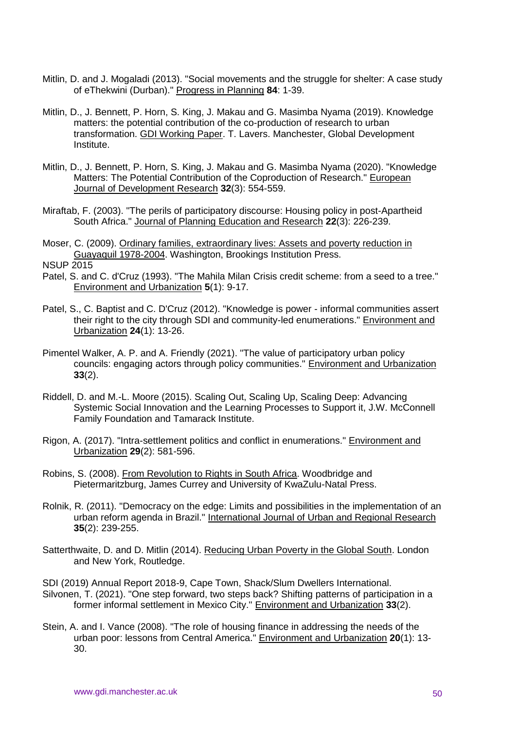Mitlin, D. and J. Mogaladi (2013). "Social movements and the struggle for shelter: A case study of eThekwini (Durban)." Progress in Planning **84**: 1-39.

Mitlin, D., J. Bennett, P. Horn, S. King, J. Makau and G. Masimba Nyama (2019). Knowledge matters: the potential contribution of the co-production of research to urban transformation. GDI Working Paper. T. Lavers. Manchester, Global Development Institute.

Mitlin, D., J. Bennett, P. Horn, S. King, J. Makau and G. Masimba Nyama (2020). "Knowledge Matters: The Potential Contribution of the Coproduction of Research." European Journal of Development Research **32**(3): 554-559.

Miraftab, F. (2003). "The perils of participatory discourse: Housing policy in post-Apartheid South Africa." Journal of Planning Education and Research **22**(3): 226-239.

Moser, C. (2009). Ordinary families, extraordinary lives: Assets and poverty reduction in Guayaquil 1978-2004. Washington, Brookings Institution Press.

NSUP 2015

Patel, S. and C. d'Cruz (1993). "The Mahila Milan Crisis credit scheme: from a seed to a tree." Environment and Urbanization **5**(1): 9-17.

Patel, S., C. Baptist and C. D'Cruz (2012). "Knowledge is power - informal communities assert their right to the city through SDI and community-led enumerations." Environment and Urbanization **24**(1): 13-26.

Pimentel Walker, A. P. and A. Friendly (2021). "The value of participatory urban policy councils: engaging actors through policy communities." Environment and Urbanization **33**(2).

Riddell, D. and M.-L. Moore (2015). Scaling Out, Scaling Up, Scaling Deep: Advancing Systemic Social Innovation and the Learning Processes to Support it, J.W. McConnell Family Foundation and Tamarack Institute.

Rigon, A. (2017). "Intra-settlement politics and conflict in enumerations." Environment and Urbanization **29**(2): 581-596.

Robins, S. (2008). From Revolution to Rights in South Africa. Woodbridge and Pietermaritzburg, James Currey and University of KwaZulu-Natal Press.

Rolnik, R. (2011). "Democracy on the edge: Limits and possibilities in the implementation of an urban reform agenda in Brazil." International Journal of Urban and Regional Research **35**(2): 239-255.

Satterthwaite, D. and D. Mitlin (2014). Reducing Urban Poverty in the Global South. London and New York, Routledge.

SDI (2019) Annual Report 2018-9, Cape Town, Shack/Slum Dwellers International.

Silvonen, T. (2021). "One step forward, two steps back? Shifting patterns of participation in a former informal settlement in Mexico City." Environment and Urbanization **33**(2).

Stein, A. and I. Vance (2008). "The role of housing finance in addressing the needs of the urban poor: lessons from Central America." Environment and Urbanization **20**(1): 13-30.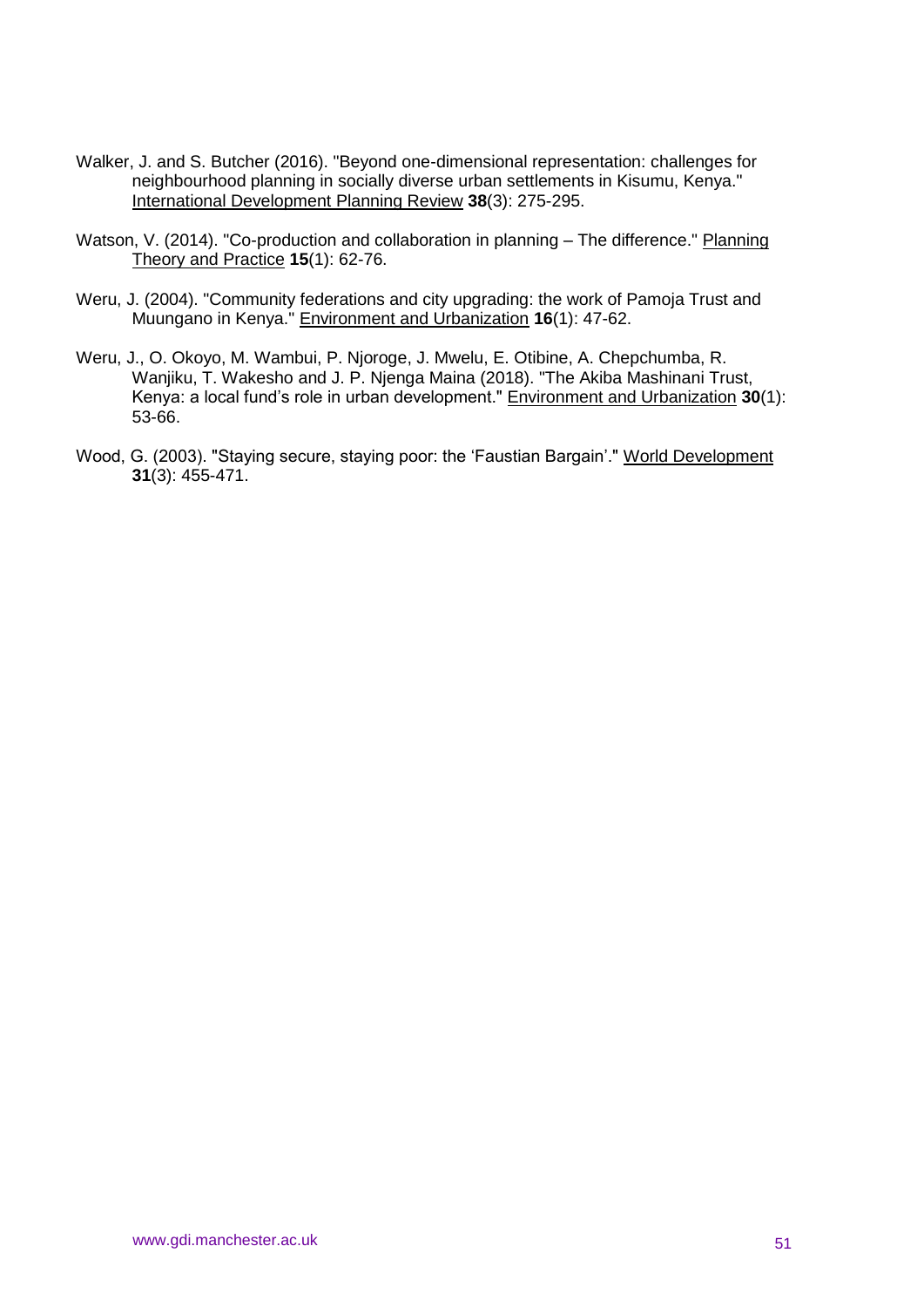Walker, J. and S. Butcher (2016). "Beyond one-dimensional representation: challenges for neighbourhood planning in socially diverse urban settlements in Kisumu, Kenya." International Development Planning Review **38**(3): 275-295.

Watson, V. (2014). "Co-production and collaboration in planning – The difference." Planning Theory and Practice **15**(1): 62-76.

Weru, J. (2004). "Community federations and city upgrading: the work of Pamoja Trust and Muungano in Kenya." Environment and Urbanization **16**(1): 47-62.

Weru, J., O. Okoyo, M. Wambui, P. Njoroge, J. Mwelu, E. Otibine, A. Chepchumba, R. Wanjiku, T. Wakesho and J. P. Njenga Maina (2018). "The Akiba Mashinani Trust, Kenya: a local fund's role in urban development." Environment and Urbanization **30**(1): 53-66.

Wood, G. (2003). "Staying secure, staying poor: the 'Faustian Bargain'." World Development **31**(3): 455-471.